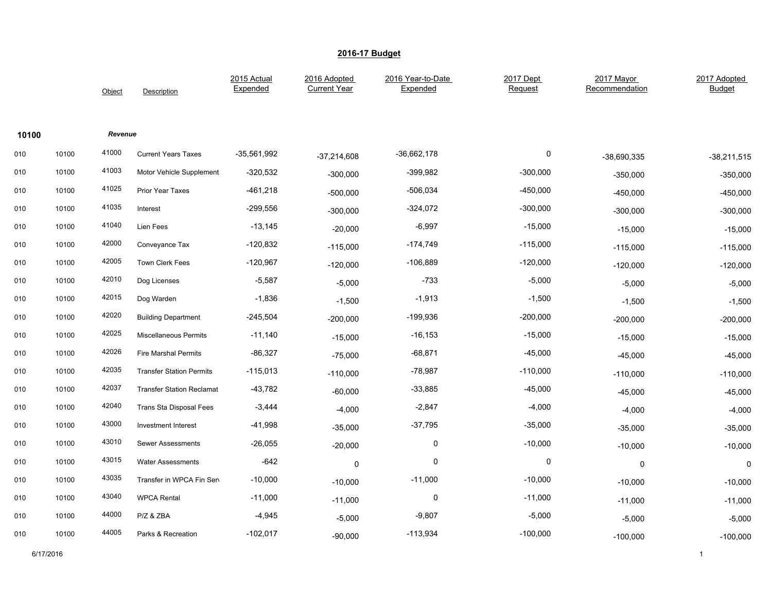# 2016-17 Budget

| | | Object | Description | 2015 Actual Expended | 2016 Adopted Current Year | 2016 Year-to-Date Expended | 2017 Dept Request | 2017 Mayor Recommendation | 2017 Adopted Budget |
|---|---|---|---|---|---|---|---|---|---|
| **10100** | | ***Revenue*** | | | | | | | |
| 010 | 10100 | 41000 | Current Years Taxes | -35,561,992 | -37,214,608 | -36,662,178 | 0 | -38,690,335 | -38,211,515 |
| 010 | 10100 | 41003 | Motor Vehicle Supplement | -320,532 | -300,000 | -399,982 | -300,000 | -350,000 | -350,000 |
| 010 | 10100 | 41025 | Prior Year Taxes | -461,218 | -500,000 | -506,034 | -450,000 | -450,000 | -450,000 |
| 010 | 10100 | 41035 | Interest | -299,556 | -300,000 | -324,072 | -300,000 | -300,000 | -300,000 |
| 010 | 10100 | 41040 | Lien Fees | -13,145 | -20,000 | -6,997 | -15,000 | -15,000 | -15,000 |
| 010 | 10100 | 42000 | Conveyance Tax | -120,832 | -115,000 | -174,749 | -115,000 | -115,000 | -115,000 |
| 010 | 10100 | 42005 | Town Clerk Fees | -120,967 | -120,000 | -106,889 | -120,000 | -120,000 | -120,000 |
| 010 | 10100 | 42010 | Dog Licenses | -5,587 | -5,000 | -733 | -5,000 | -5,000 | -5,000 |
| 010 | 10100 | 42015 | Dog Warden | -1,836 | -1,500 | -1,913 | -1,500 | -1,500 | -1,500 |
| 010 | 10100 | 42020 | Building Department | -245,504 | -200,000 | -199,936 | -200,000 | -200,000 | -200,000 |
| 010 | 10100 | 42025 | Miscellaneous Permits | -11,140 | -15,000 | -16,153 | -15,000 | -15,000 | -15,000 |
| 010 | 10100 | 42026 | Fire Marshal Permits | -86,327 | -75,000 | -68,871 | -45,000 | -45,000 | -45,000 |
| 010 | 10100 | 42035 | Transfer Station Permits | -115,013 | -110,000 | -78,987 | -110,000 | -110,000 | -110,000 |
| 010 | 10100 | 42037 | Transfer Station Reclamat | -43,782 | -60,000 | -33,885 | -45,000 | -45,000 | -45,000 |
| 010 | 10100 | 42040 | Trans Sta Disposal Fees | -3,444 | -4,000 | -2,847 | -4,000 | -4,000 | -4,000 |
| 010 | 10100 | 43000 | Investment Interest | -41,998 | -35,000 | -37,795 | -35,000 | -35,000 | -35,000 |
| 010 | 10100 | 43010 | Sewer Assessments | -26,055 | -20,000 | 0 | -10,000 | -10,000 | -10,000 |
| 010 | 10100 | 43015 | Water Assessments | -642 | 0 | 0 | 0 | 0 | 0 |
| 010 | 10100 | 43035 | Transfer in WPCA Fin Serv | -10,000 | -10,000 | -11,000 | -10,000 | -10,000 | -10,000 |
| 010 | 10100 | 43040 | WPCA Rental | -11,000 | -11,000 | 0 | -11,000 | -11,000 | -11,000 |
| 010 | 10100 | 44000 | P/Z & ZBA | -4,945 | -5,000 | -9,807 | -5,000 | -5,000 | -5,000 |
| 010 | 10100 | 44005 | Parks & Recreation | -102,017 | -90,000 | -113,934 | -100,000 | -100,000 | -100,000 |

6/17/2016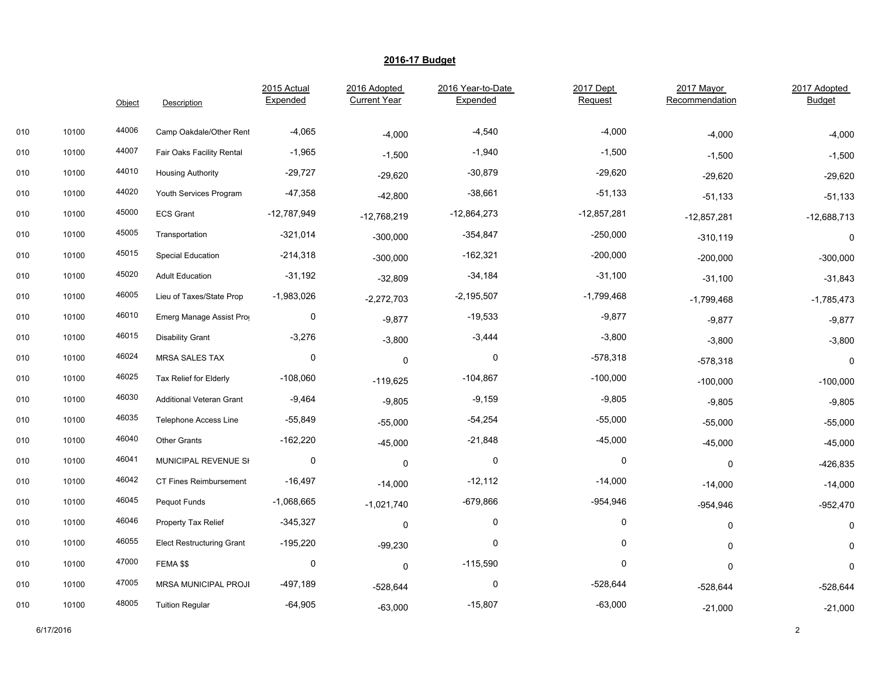## 2016-17 Budget

| | | Object | Description | 2015 Actual Expended | 2016 Adopted Current Year | 2016 Year-to-Date Expended | 2017 Dept Request | 2017 Mayor Recommendation | 2017 Adopted Budget |
|---|---|---|---|---|---|---|---|---|---|
| 010 | 10100 | 44006 | Camp Oakdale/Other Rent | -4,065 | -4,000 | -4,540 | -4,000 | -4,000 | -4,000 |
| 010 | 10100 | 44007 | Fair Oaks Facility Rental | -1,965 | -1,500 | -1,940 | -1,500 | -1,500 | -1,500 |
| 010 | 10100 | 44010 | Housing Authority | -29,727 | -29,620 | -30,879 | -29,620 | -29,620 | -29,620 |
| 010 | 10100 | 44020 | Youth Services Program | -47,358 | -42,800 | -38,661 | -51,133 | -51,133 | -51,133 |
| 010 | 10100 | 45000 | ECS Grant | -12,787,949 | -12,768,219 | -12,864,273 | -12,857,281 | -12,857,281 | -12,688,713 |
| 010 | 10100 | 45005 | Transportation | -321,014 | -300,000 | -354,847 | -250,000 | -310,119 | 0 |
| 010 | 10100 | 45015 | Special Education | -214,318 | -300,000 | -162,321 | -200,000 | -200,000 | -300,000 |
| 010 | 10100 | 45020 | Adult Education | -31,192 | -32,809 | -34,184 | -31,100 | -31,100 | -31,843 |
| 010 | 10100 | 46005 | Lieu of Taxes/State Prop | -1,983,026 | -2,272,703 | -2,195,507 | -1,799,468 | -1,799,468 | -1,785,473 |
| 010 | 10100 | 46010 | Emerg Manage Assist Prog | 0 | -9,877 | -19,533 | -9,877 | -9,877 | -9,877 |
| 010 | 10100 | 46015 | Disability Grant | -3,276 | -3,800 | -3,444 | -3,800 | -3,800 | -3,800 |
| 010 | 10100 | 46024 | MRSA SALES TAX | 0 | 0 | 0 | -578,318 | -578,318 | 0 |
| 010 | 10100 | 46025 | Tax Relief for Elderly | -108,060 | -119,625 | -104,867 | -100,000 | -100,000 | -100,000 |
| 010 | 10100 | 46030 | Additional Veteran Grant | -9,464 | -9,805 | -9,159 | -9,805 | -9,805 | -9,805 |
| 010 | 10100 | 46035 | Telephone Access Line | -55,849 | -55,000 | -54,254 | -55,000 | -55,000 | -55,000 |
| 010 | 10100 | 46040 | Other Grants | -162,220 | -45,000 | -21,848 | -45,000 | -45,000 | -45,000 |
| 010 | 10100 | 46041 | MUNICIPAL REVENUE SH | 0 | 0 | 0 | 0 | 0 | -426,835 |
| 010 | 10100 | 46042 | CT Fines Reimbursement | -16,497 | -14,000 | -12,112 | -14,000 | -14,000 | -14,000 |
| 010 | 10100 | 46045 | Pequot Funds | -1,068,665 | -1,021,740 | -679,866 | -954,946 | -954,946 | -952,470 |
| 010 | 10100 | 46046 | Property Tax Relief | -345,327 | 0 | 0 | 0 | 0 | 0 |
| 010 | 10100 | 46055 | Elect Restructuring Grant | -195,220 | -99,230 | 0 | 0 | 0 | 0 |
| 010 | 10100 | 47000 | FEMA $$ | 0 | 0 | -115,590 | 0 | 0 | 0 |
| 010 | 10100 | 47005 | MRSA MUNICIPAL PROJE | -497,189 | -528,644 | 0 | -528,644 | -528,644 | -528,644 |
| 010 | 10100 | 48005 | Tuition Regular | -64,905 | -63,000 | -15,807 | -63,000 | -21,000 | -21,000 |

6/17/2016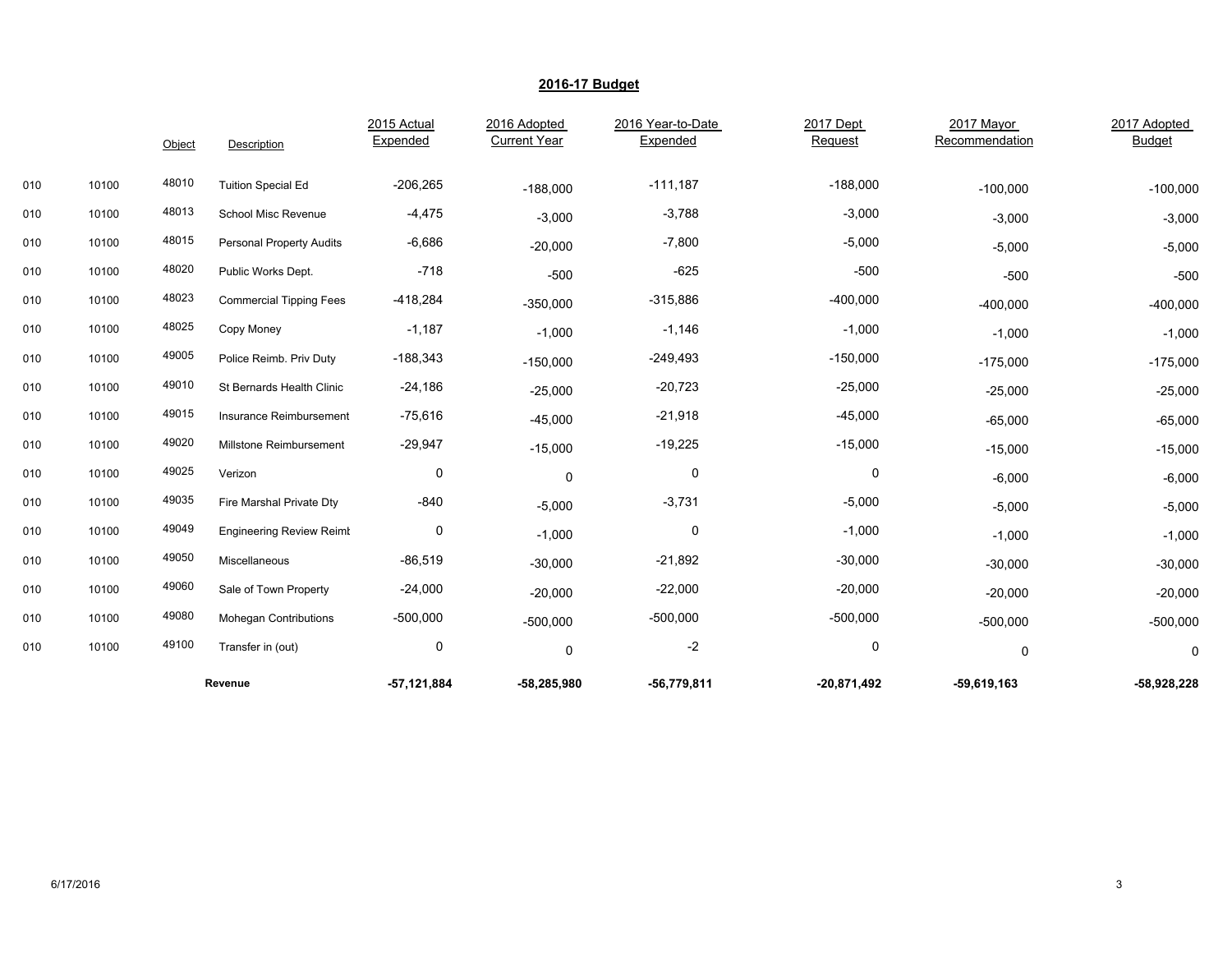## 2016-17 Budget

| | | Object | Description | 2015 Actual Expended | 2016 Adopted Current Year | 2016 Year-to-Date Expended | 2017 Dept Request | 2017 Mayor Recommendation | 2017 Adopted Budget |
|---|---|---|---|---|---|---|---|---|---|
| 010 | 10100 | 48010 | Tuition Special Ed | -206,265 | -188,000 | -111,187 | -188,000 | -100,000 | -100,000 |
| 010 | 10100 | 48013 | School Misc Revenue | -4,475 | -3,000 | -3,788 | -3,000 | -3,000 | -3,000 |
| 010 | 10100 | 48015 | Personal Property Audits | -6,686 | -20,000 | -7,800 | -5,000 | -5,000 | -5,000 |
| 010 | 10100 | 48020 | Public Works Dept. | -718 | -500 | -625 | -500 | -500 | -500 |
| 010 | 10100 | 48023 | Commercial Tipping Fees | -418,284 | -350,000 | -315,886 | -400,000 | -400,000 | -400,000 |
| 010 | 10100 | 48025 | Copy Money | -1,187 | -1,000 | -1,146 | -1,000 | -1,000 | -1,000 |
| 010 | 10100 | 49005 | Police Reimb. Priv Duty | -188,343 | -150,000 | -249,493 | -150,000 | -175,000 | -175,000 |
| 010 | 10100 | 49010 | St Bernards Health Clinic | -24,186 | -25,000 | -20,723 | -25,000 | -25,000 | -25,000 |
| 010 | 10100 | 49015 | Insurance Reimbursement | -75,616 | -45,000 | -21,918 | -45,000 | -65,000 | -65,000 |
| 010 | 10100 | 49020 | Millstone Reimbursement | -29,947 | -15,000 | -19,225 | -15,000 | -15,000 | -15,000 |
| 010 | 10100 | 49025 | Verizon | 0 | 0 | 0 | 0 | -6,000 | -6,000 |
| 010 | 10100 | 49035 | Fire Marshal Private Dty | -840 | -5,000 | -3,731 | -5,000 | -5,000 | -5,000 |
| 010 | 10100 | 49049 | Engineering Review Reimb | 0 | -1,000 | 0 | -1,000 | -1,000 | -1,000 |
| 010 | 10100 | 49050 | Miscellaneous | -86,519 | -30,000 | -21,892 | -30,000 | -30,000 | -30,000 |
| 010 | 10100 | 49060 | Sale of Town Property | -24,000 | -20,000 | -22,000 | -20,000 | -20,000 | -20,000 |
| 010 | 10100 | 49080 | Mohegan Contributions | -500,000 | -500,000 | -500,000 | -500,000 | -500,000 | -500,000 |
| 010 | 10100 | 49100 | Transfer in (out) | 0 | 0 | -2 | 0 | 0 | 0 |
| | | | **Revenue** | **-57,121,884** | **-58,285,980** | **-56,779,811** | **-20,871,492** | **-59,619,163** | **-58,928,228** |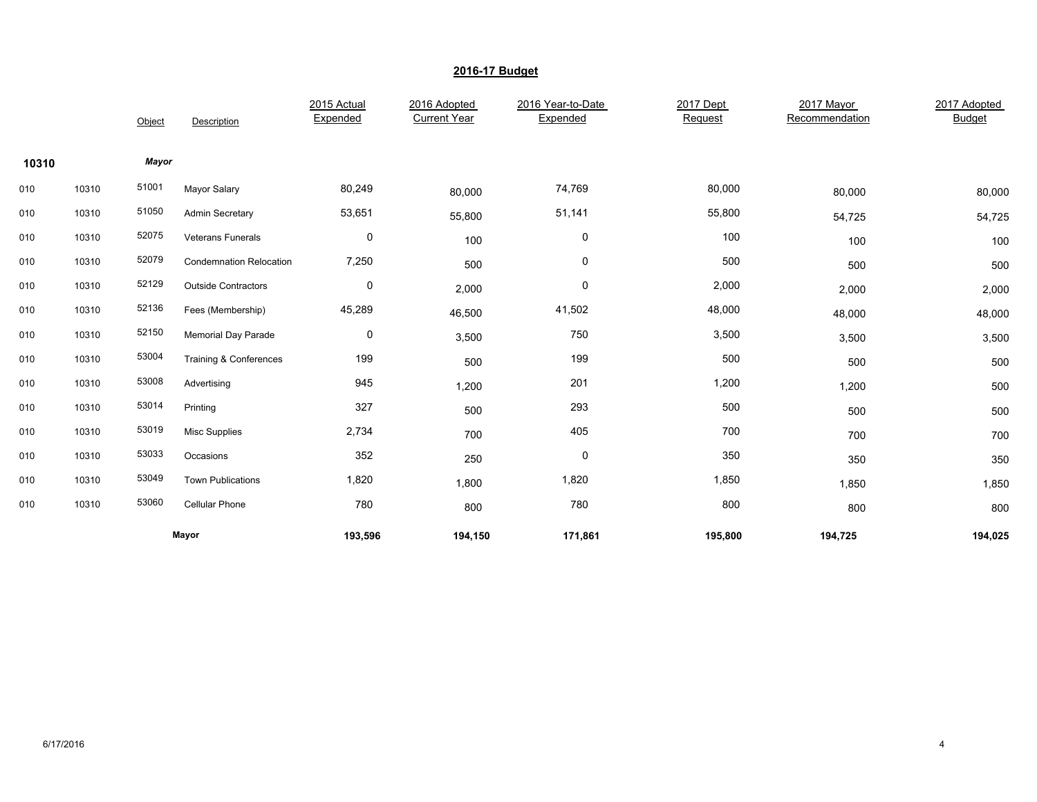## 2016-17 Budget

| | | Object | Description | 2015 Actual Expended | 2016 Adopted Current Year | 2016 Year-to-Date Expended | 2017 Dept Request | 2017 Mayor Recommendation | 2017 Adopted Budget |
|---|---|---|---|---|---|---|---|---|---|
| **10310** | | ***Mayor*** | | | | | | | |
| 010 | 10310 | 51001 | Mayor Salary | 80,249 | 80,000 | 74,769 | 80,000 | 80,000 | 80,000 |
| 010 | 10310 | 51050 | Admin Secretary | 53,651 | 55,800 | 51,141 | 55,800 | 54,725 | 54,725 |
| 010 | 10310 | 52075 | Veterans Funerals | 0 | 100 | 0 | 100 | 100 | 100 |
| 010 | 10310 | 52079 | Condemnation Relocation | 7,250 | 500 | 0 | 500 | 500 | 500 |
| 010 | 10310 | 52129 | Outside Contractors | 0 | 2,000 | 0 | 2,000 | 2,000 | 2,000 |
| 010 | 10310 | 52136 | Fees (Membership) | 45,289 | 46,500 | 41,502 | 48,000 | 48,000 | 48,000 |
| 010 | 10310 | 52150 | Memorial Day Parade | 0 | 3,500 | 750 | 3,500 | 3,500 | 3,500 |
| 010 | 10310 | 53004 | Training & Conferences | 199 | 500 | 199 | 500 | 500 | 500 |
| 010 | 10310 | 53008 | Advertising | 945 | 1,200 | 201 | 1,200 | 1,200 | 500 |
| 010 | 10310 | 53014 | Printing | 327 | 500 | 293 | 500 | 500 | 500 |
| 010 | 10310 | 53019 | Misc Supplies | 2,734 | 700 | 405 | 700 | 700 | 700 |
| 010 | 10310 | 53033 | Occasions | 352 | 250 | 0 | 350 | 350 | 350 |
| 010 | 10310 | 53049 | Town Publications | 1,820 | 1,800 | 1,820 | 1,850 | 1,850 | 1,850 |
| 010 | 10310 | 53060 | Cellular Phone | 780 | 800 | 780 | 800 | 800 | 800 |
| | | | **Mayor** | **193,596** | **194,150** | **171,861** | **195,800** | **194,725** | **194,025** |

6/17/2016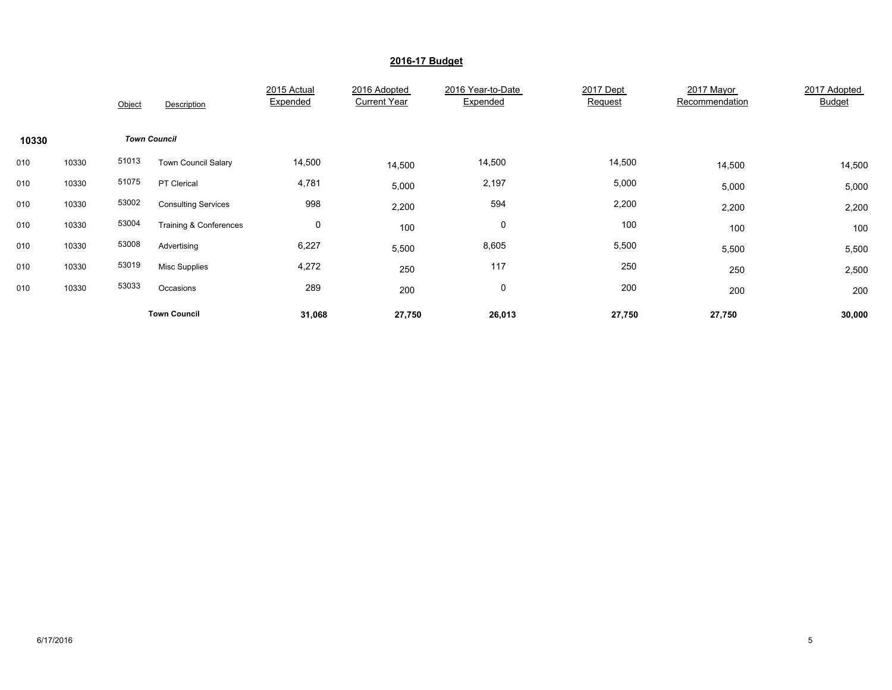## 2016-17 Budget

| | | Object | Description | 2015 Actual Expended | 2016 Adopted Current Year | 2016 Year-to-Date Expended | 2017 Dept Request | 2017 Mayor Recommendation | 2017 Adopted Budget |
|---|---|---|---|---|---|---|---|---|---|
| **10330** | | ***Town Council*** | | | | | | | |
| 010 | 10330 | 51013 | Town Council Salary | 14,500 | 14,500 | 14,500 | 14,500 | 14,500 | 14,500 |
| 010 | 10330 | 51075 | PT Clerical | 4,781 | 5,000 | 2,197 | 5,000 | 5,000 | 5,000 |
| 010 | 10330 | 53002 | Consulting Services | 998 | 2,200 | 594 | 2,200 | 2,200 | 2,200 |
| 010 | 10330 | 53004 | Training & Conferences | 0 | 100 | 0 | 100 | 100 | 100 |
| 010 | 10330 | 53008 | Advertising | 6,227 | 5,500 | 8,605 | 5,500 | 5,500 | 5,500 |
| 010 | 10330 | 53019 | Misc Supplies | 4,272 | 250 | 117 | 250 | 250 | 2,500 |
| 010 | 10330 | 53033 | Occasions | 289 | 200 | 0 | 200 | 200 | 200 |
| | | **Town Council** | | **31,068** | **27,750** | **26,013** | **27,750** | **27,750** | **30,000** |

6/17/2016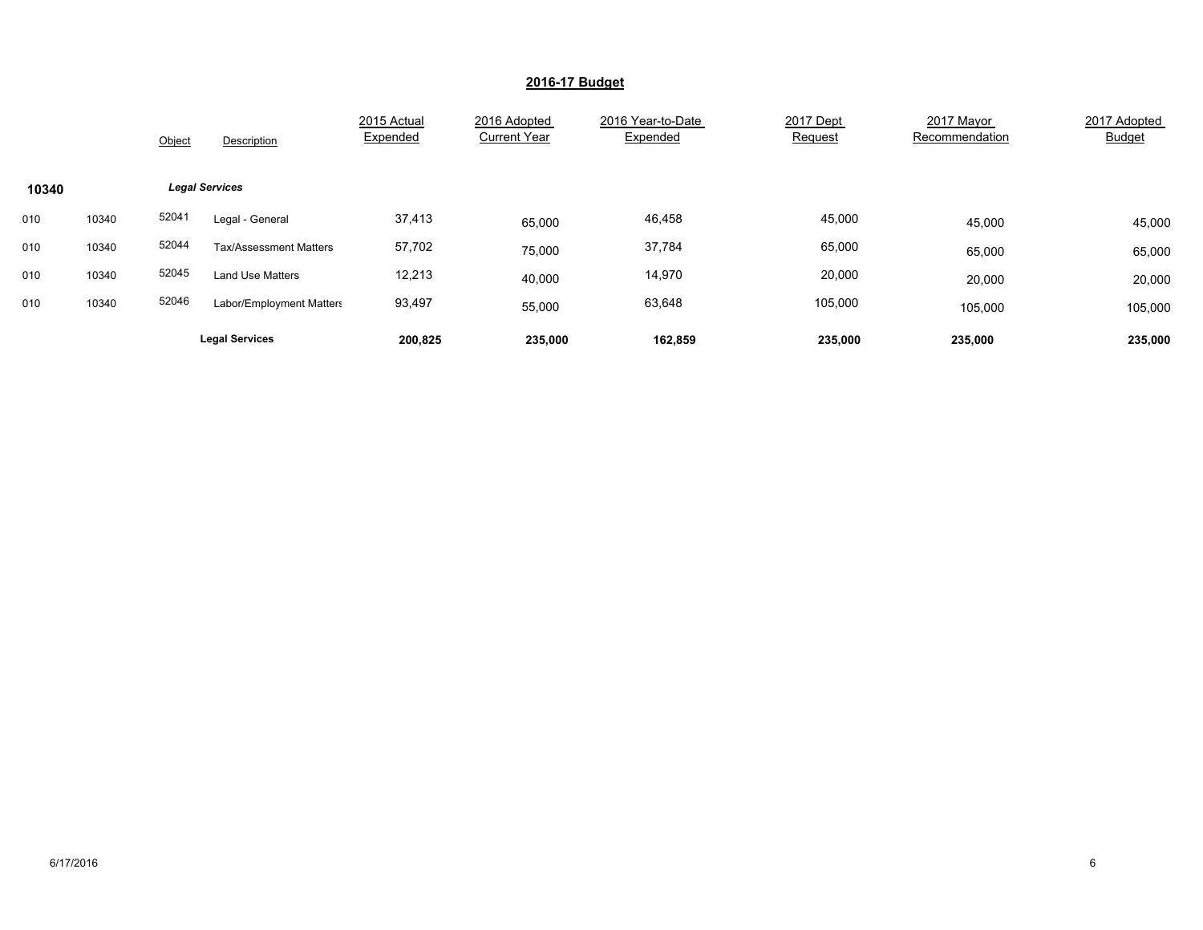## 2016-17 Budget

| | | Object | Description | 2015 Actual Expended | 2016 Adopted Current Year | 2016 Year-to-Date Expended | 2017 Dept Request | 2017 Mayor Recommendation | 2017 Adopted Budget |
|---|---|---|---|---|---|---|---|---|---|
| **10340** | | | ***Legal Services*** | | | | | | |
| 010 | 10340 | 52041 | Legal - General | 37,413 | 65,000 | 46,458 | 45,000 | 45,000 | 45,000 |
| 010 | 10340 | 52044 | Tax/Assessment Matters | 57,702 | 75,000 | 37,784 | 65,000 | 65,000 | 65,000 |
| 010 | 10340 | 52045 | Land Use Matters | 12,213 | 40,000 | 14,970 | 20,000 | 20,000 | 20,000 |
| 010 | 10340 | 52046 | Labor/Employment Matters | 93,497 | 55,000 | 63,648 | 105,000 | 105,000 | 105,000 |
| | | | **Legal Services** | **200,825** | **235,000** | **162,859** | **235,000** | **235,000** | **235,000** |

6/17/2016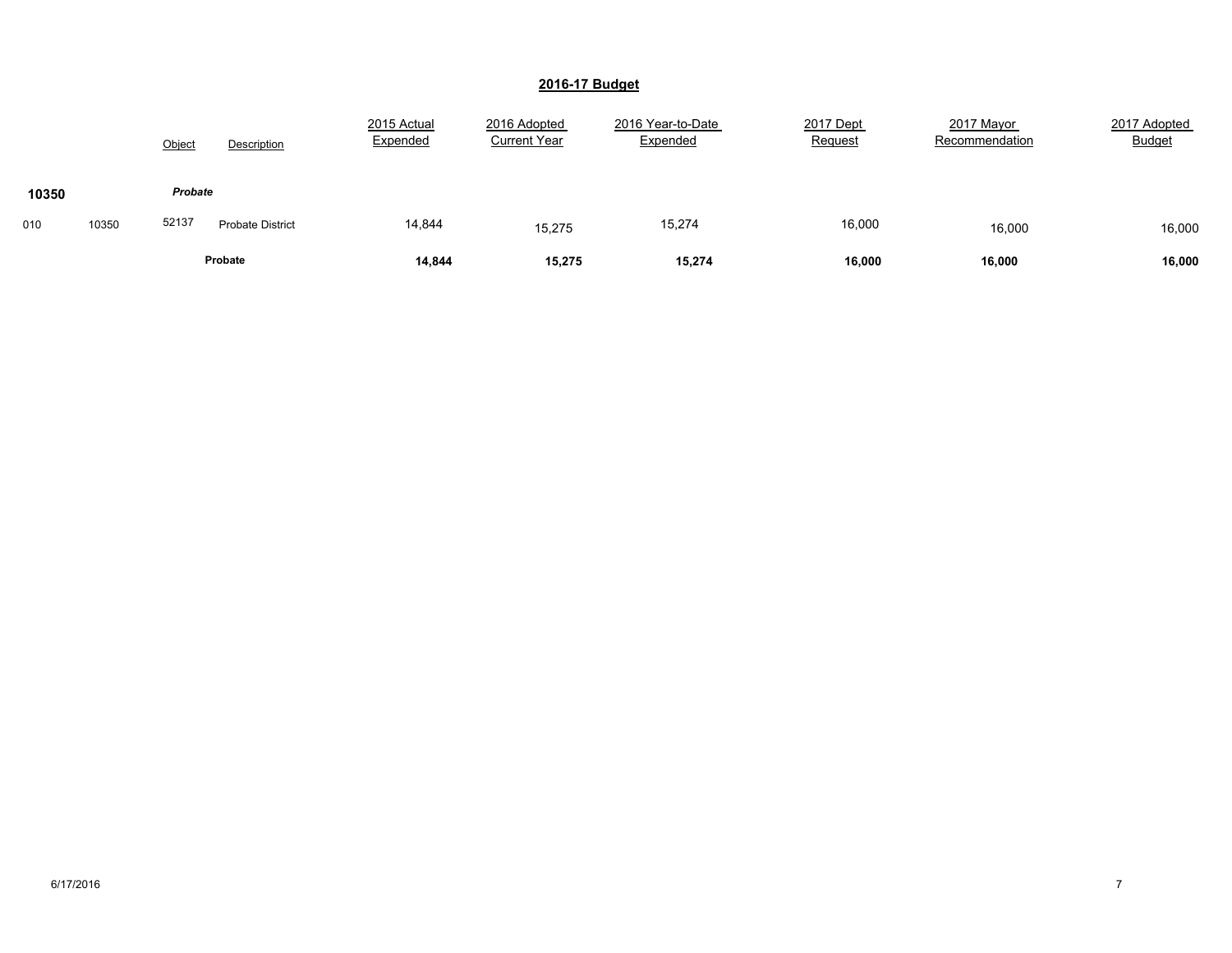## 2016-17 Budget

| | | Object | Description | 2015 Actual Expended | 2016 Adopted Current Year | 2016 Year-to-Date Expended | 2017 Dept Request | 2017 Mayor Recommendation | 2017 Adopted Budget |
|---|---|---|---|---|---|---|---|---|---|
| **10350** | | ***Probate*** | | | | | | | |
| 010 | 10350 | 52137 | Probate District | 14,844 | 15,275 | 15,274 | 16,000 | 16,000 | 16,000 |
| | | | **Probate** | **14,844** | **15,275** | **15,274** | **16,000** | **16,000** | **16,000** |

6/17/2016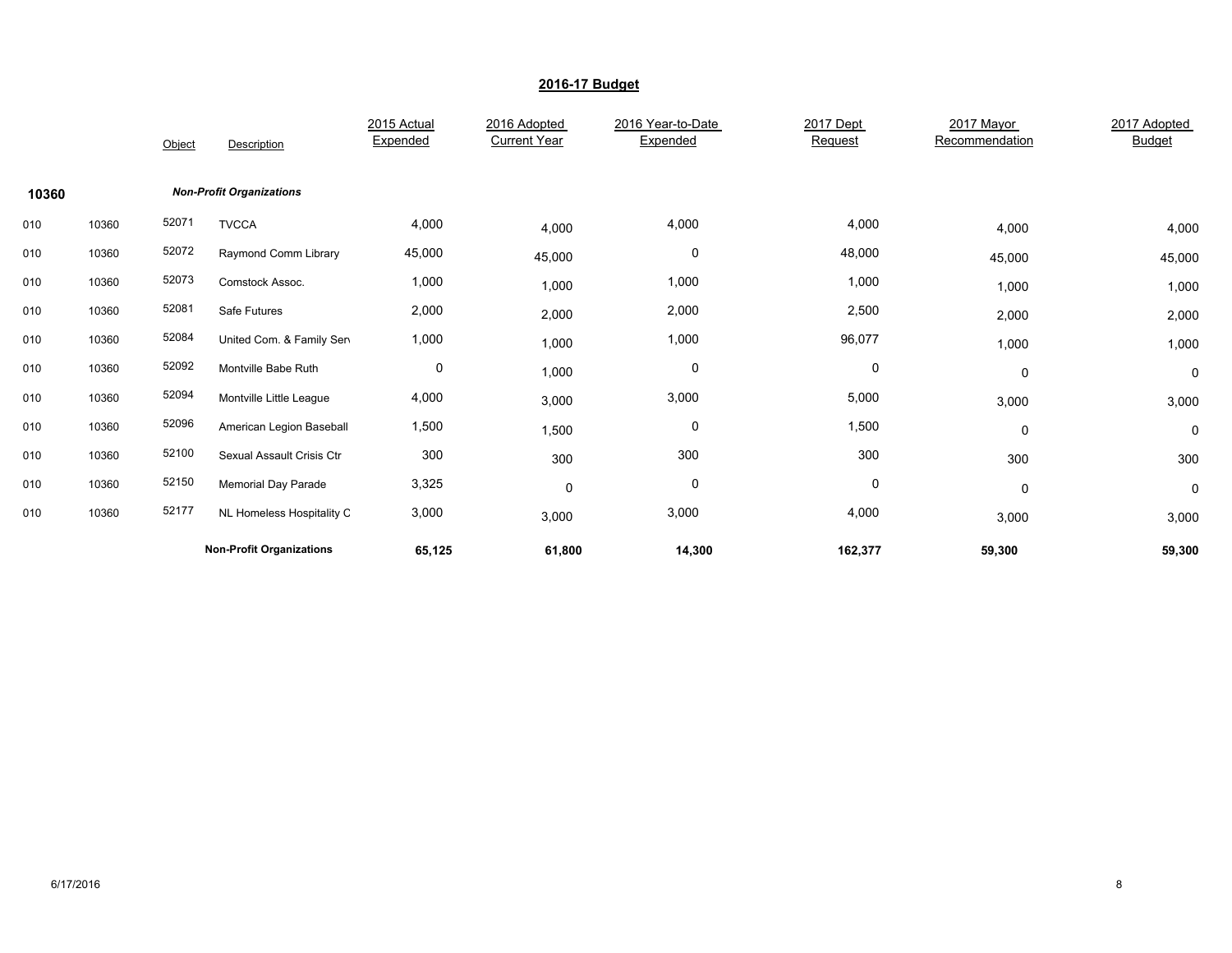## 2016-17 Budget

| | | Object | Description | 2015 Actual Expended | 2016 Adopted Current Year | 2016 Year-to-Date Expended | 2017 Dept Request | 2017 Mayor Recommendation | 2017 Adopted Budget |
|---|---|---|---|---|---|---|---|---|---|
| **10360** | | | ***Non-Profit Organizations*** | | | | | | |
| 010 | 10360 | 52071 | TVCCA | 4,000 | 4,000 | 4,000 | 4,000 | 4,000 | 4,000 |
| 010 | 10360 | 52072 | Raymond Comm Library | 45,000 | 45,000 | 0 | 48,000 | 45,000 | 45,000 |
| 010 | 10360 | 52073 | Comstock Assoc. | 1,000 | 1,000 | 1,000 | 1,000 | 1,000 | 1,000 |
| 010 | 10360 | 52081 | Safe Futures | 2,000 | 2,000 | 2,000 | 2,500 | 2,000 | 2,000 |
| 010 | 10360 | 52084 | United Com. & Family Serv | 1,000 | 1,000 | 1,000 | 96,077 | 1,000 | 1,000 |
| 010 | 10360 | 52092 | Montville Babe Ruth | 0 | 1,000 | 0 | 0 | 0 | 0 |
| 010 | 10360 | 52094 | Montville Little League | 4,000 | 3,000 | 3,000 | 5,000 | 3,000 | 3,000 |
| 010 | 10360 | 52096 | American Legion Baseball | 1,500 | 1,500 | 0 | 1,500 | 0 | 0 |
| 010 | 10360 | 52100 | Sexual Assault Crisis Ctr | 300 | 300 | 300 | 300 | 300 | 300 |
| 010 | 10360 | 52150 | Memorial Day Parade | 3,325 | 0 | 0 | 0 | 0 | 0 |
| 010 | 10360 | 52177 | NL Homeless Hospitality C | 3,000 | 3,000 | 3,000 | 4,000 | 3,000 | 3,000 |
| | | | **Non-Profit Organizations** | **65,125** | **61,800** | **14,300** | **162,377** | **59,300** | **59,300** |

6/17/2016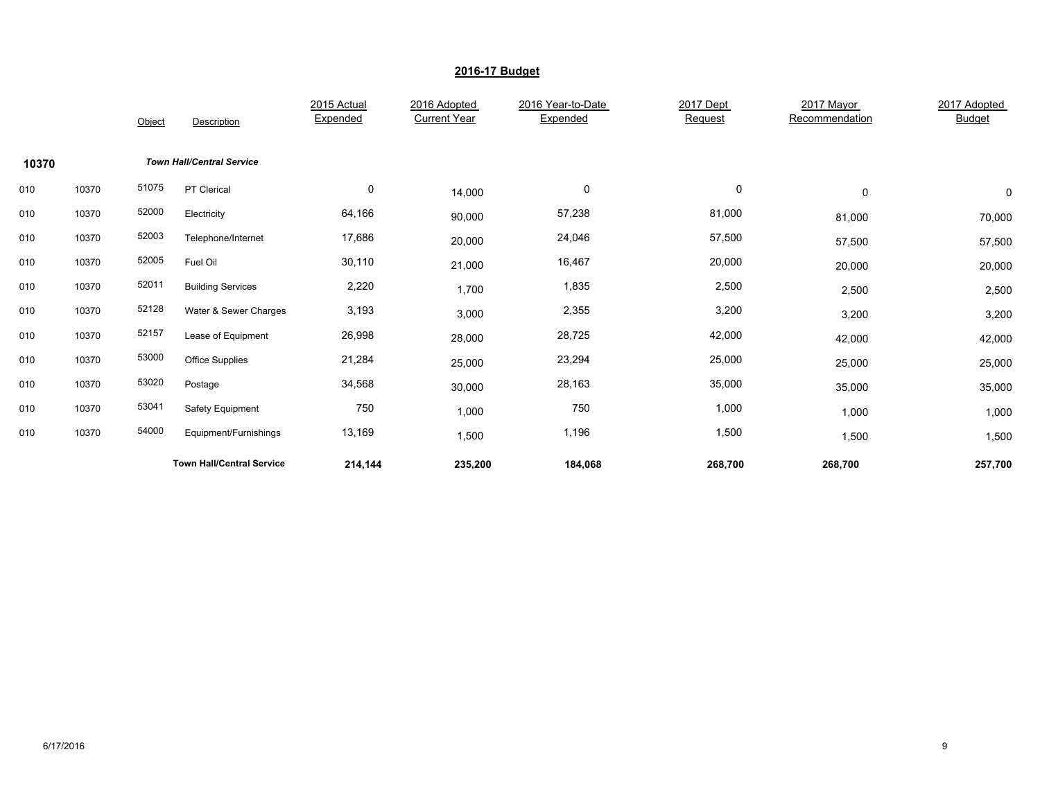## 2016-17 Budget

| | | Object | Description | 2015 Actual Expended | 2016 Adopted Current Year | 2016 Year-to-Date Expended | 2017 Dept Request | 2017 Mayor Recommendation | 2017 Adopted Budget |
|---|---|---|---|---|---|---|---|---|---|
| **10370** | | | ***Town Hall/Central Service*** | | | | | | |
| 010 | 10370 | 51075 | PT Clerical | 0 | 14,000 | 0 | 0 | 0 | 0 |
| 010 | 10370 | 52000 | Electricity | 64,166 | 90,000 | 57,238 | 81,000 | 81,000 | 70,000 |
| 010 | 10370 | 52003 | Telephone/Internet | 17,686 | 20,000 | 24,046 | 57,500 | 57,500 | 57,500 |
| 010 | 10370 | 52005 | Fuel Oil | 30,110 | 21,000 | 16,467 | 20,000 | 20,000 | 20,000 |
| 010 | 10370 | 52011 | Building Services | 2,220 | 1,700 | 1,835 | 2,500 | 2,500 | 2,500 |
| 010 | 10370 | 52128 | Water & Sewer Charges | 3,193 | 3,000 | 2,355 | 3,200 | 3,200 | 3,200 |
| 010 | 10370 | 52157 | Lease of Equipment | 26,998 | 28,000 | 28,725 | 42,000 | 42,000 | 42,000 |
| 010 | 10370 | 53000 | Office Supplies | 21,284 | 25,000 | 23,294 | 25,000 | 25,000 | 25,000 |
| 010 | 10370 | 53020 | Postage | 34,568 | 30,000 | 28,163 | 35,000 | 35,000 | 35,000 |
| 010 | 10370 | 53041 | Safety Equipment | 750 | 1,000 | 750 | 1,000 | 1,000 | 1,000 |
| 010 | 10370 | 54000 | Equipment/Furnishings | 13,169 | 1,500 | 1,196 | 1,500 | 1,500 | 1,500 |
| | | | **Town Hall/Central Service** | **214,144** | **235,200** | **184,068** | **268,700** | **268,700** | **257,700** |

6/17/2016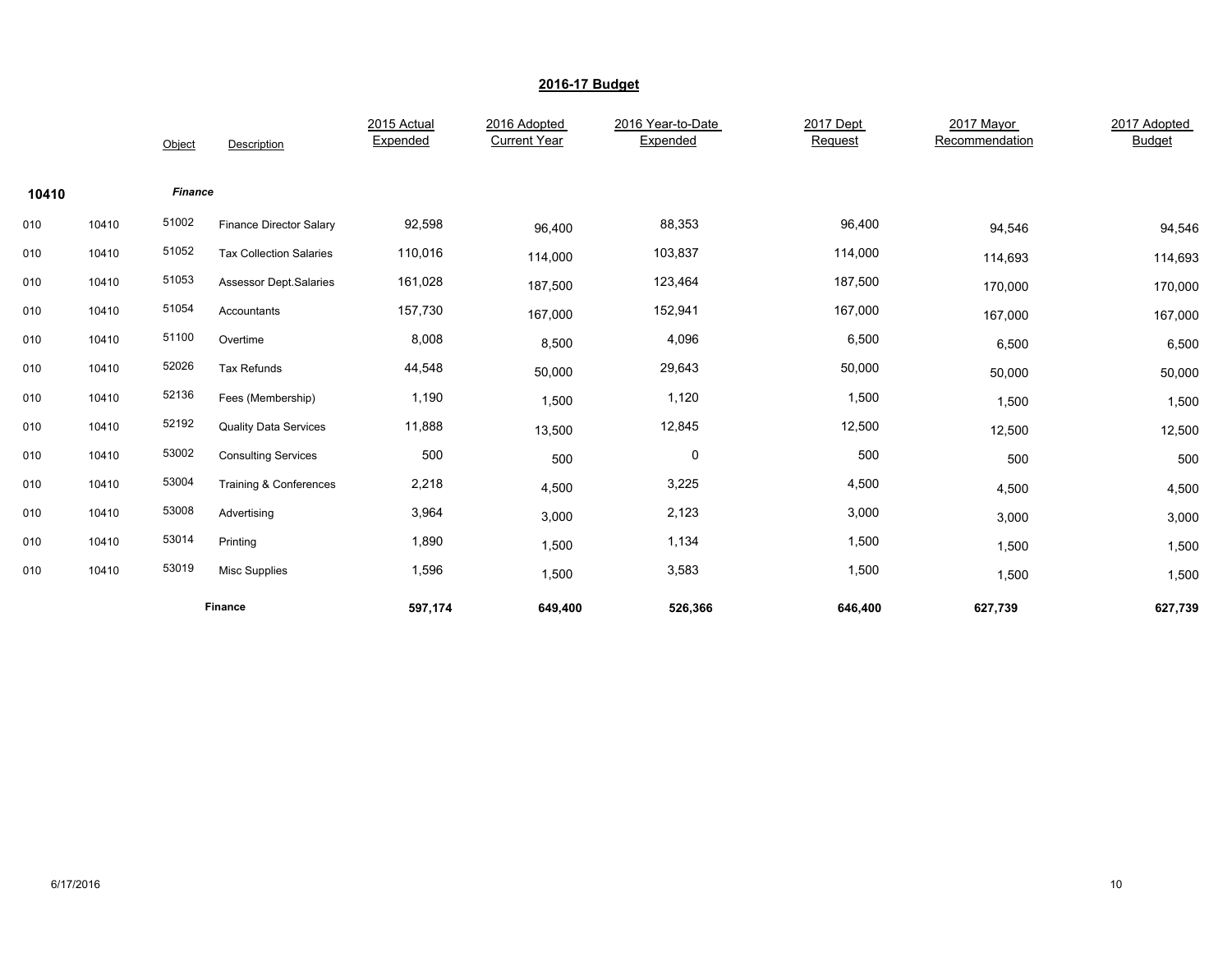# 2016-17 Budget

| | | Object | Description | 2015 Actual Expended | 2016 Adopted Current Year | 2016 Year-to-Date Expended | 2017 Dept Request | 2017 Mayor Recommendation | 2017 Adopted Budget |
|---|---|---|---|---|---|---|---|---|---|
| **10410** | | ***Finance*** | | | | | | | |
| 010 | 10410 | 51002 | Finance Director Salary | 92,598 | 96,400 | 88,353 | 96,400 | 94,546 | 94,546 |
| 010 | 10410 | 51052 | Tax Collection Salaries | 110,016 | 114,000 | 103,837 | 114,000 | 114,693 | 114,693 |
| 010 | 10410 | 51053 | Assessor Dept.Salaries | 161,028 | 187,500 | 123,464 | 187,500 | 170,000 | 170,000 |
| 010 | 10410 | 51054 | Accountants | 157,730 | 167,000 | 152,941 | 167,000 | 167,000 | 167,000 |
| 010 | 10410 | 51100 | Overtime | 8,008 | 8,500 | 4,096 | 6,500 | 6,500 | 6,500 |
| 010 | 10410 | 52026 | Tax Refunds | 44,548 | 50,000 | 29,643 | 50,000 | 50,000 | 50,000 |
| 010 | 10410 | 52136 | Fees (Membership) | 1,190 | 1,500 | 1,120 | 1,500 | 1,500 | 1,500 |
| 010 | 10410 | 52192 | Quality Data Services | 11,888 | 13,500 | 12,845 | 12,500 | 12,500 | 12,500 |
| 010 | 10410 | 53002 | Consulting Services | 500 | 500 | 0 | 500 | 500 | 500 |
| 010 | 10410 | 53004 | Training & Conferences | 2,218 | 4,500 | 3,225 | 4,500 | 4,500 | 4,500 |
| 010 | 10410 | 53008 | Advertising | 3,964 | 3,000 | 2,123 | 3,000 | 3,000 | 3,000 |
| 010 | 10410 | 53014 | Printing | 1,890 | 1,500 | 1,134 | 1,500 | 1,500 | 1,500 |
| 010 | 10410 | 53019 | Misc Supplies | 1,596 | 1,500 | 3,583 | 1,500 | 1,500 | 1,500 |
| | | | **Finance** | **597,174** | **649,400** | **526,366** | **646,400** | **627,739** | **627,739** |

6/17/2016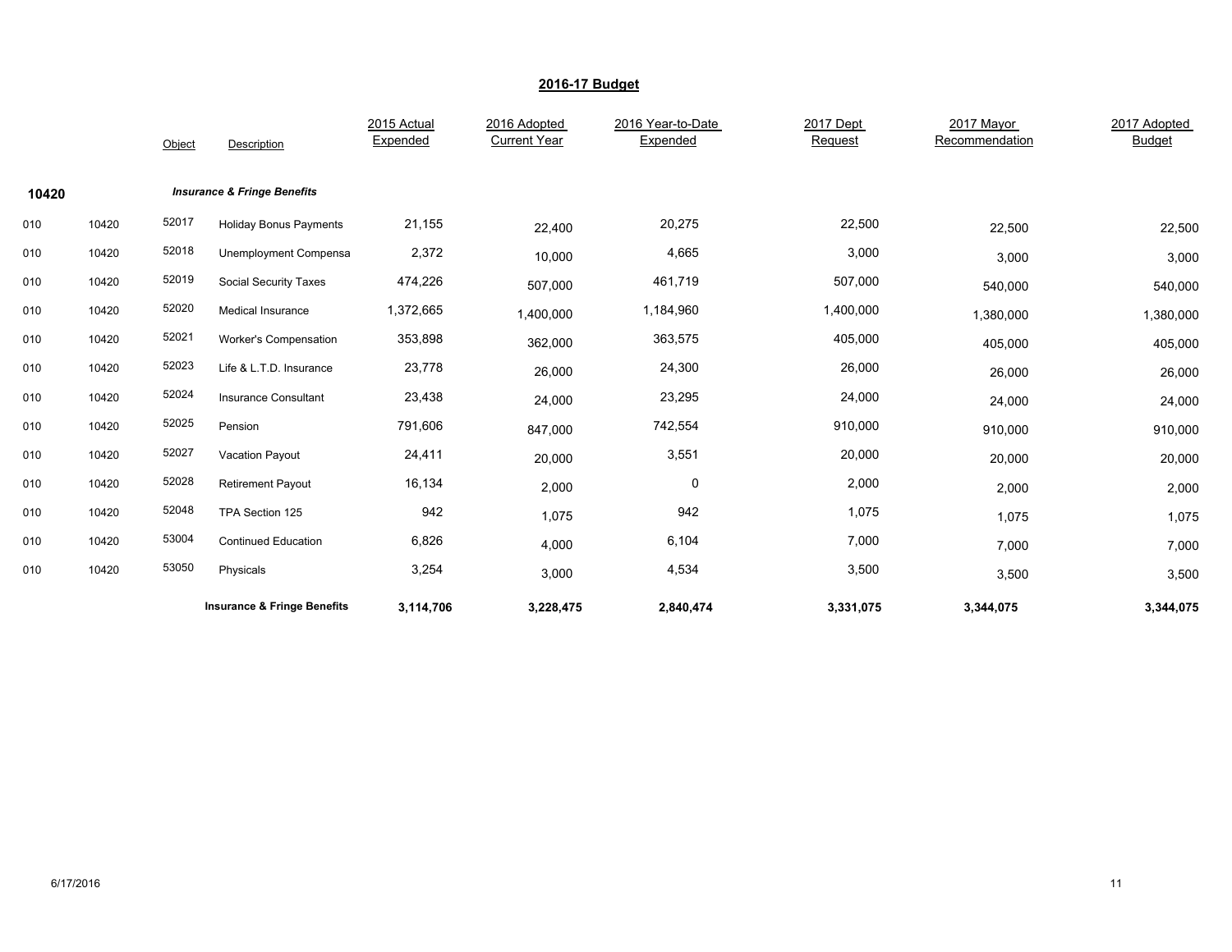## 2016-17 Budget

| | | Object | Description | 2015 Actual Expended | 2016 Adopted Current Year | 2016 Year-to-Date Expended | 2017 Dept Request | 2017 Mayor Recommendation | 2017 Adopted Budget |
|---|---|---|---|---|---|---|---|---|---|
| **10420** | | | ***Insurance & Fringe Benefits*** | | | | | | |
| 010 | 10420 | 52017 | Holiday Bonus Payments | 21,155 | 22,400 | 20,275 | 22,500 | 22,500 | 22,500 |
| 010 | 10420 | 52018 | Unemployment Compensa | 2,372 | 10,000 | 4,665 | 3,000 | 3,000 | 3,000 |
| 010 | 10420 | 52019 | Social Security Taxes | 474,226 | 507,000 | 461,719 | 507,000 | 540,000 | 540,000 |
| 010 | 10420 | 52020 | Medical Insurance | 1,372,665 | 1,400,000 | 1,184,960 | 1,400,000 | 1,380,000 | 1,380,000 |
| 010 | 10420 | 52021 | Worker's Compensation | 353,898 | 362,000 | 363,575 | 405,000 | 405,000 | 405,000 |
| 010 | 10420 | 52023 | Life & L.T.D. Insurance | 23,778 | 26,000 | 24,300 | 26,000 | 26,000 | 26,000 |
| 010 | 10420 | 52024 | Insurance Consultant | 23,438 | 24,000 | 23,295 | 24,000 | 24,000 | 24,000 |
| 010 | 10420 | 52025 | Pension | 791,606 | 847,000 | 742,554 | 910,000 | 910,000 | 910,000 |
| 010 | 10420 | 52027 | Vacation Payout | 24,411 | 20,000 | 3,551 | 20,000 | 20,000 | 20,000 |
| 010 | 10420 | 52028 | Retirement Payout | 16,134 | 2,000 | 0 | 2,000 | 2,000 | 2,000 |
| 010 | 10420 | 52048 | TPA Section 125 | 942 | 1,075 | 942 | 1,075 | 1,075 | 1,075 |
| 010 | 10420 | 53004 | Continued Education | 6,826 | 4,000 | 6,104 | 7,000 | 7,000 | 7,000 |
| 010 | 10420 | 53050 | Physicals | 3,254 | 3,000 | 4,534 | 3,500 | 3,500 | 3,500 |
| | | | **Insurance & Fringe Benefits** | **3,114,706** | **3,228,475** | **2,840,474** | **3,331,075** | **3,344,075** | **3,344,075** |

6/17/2016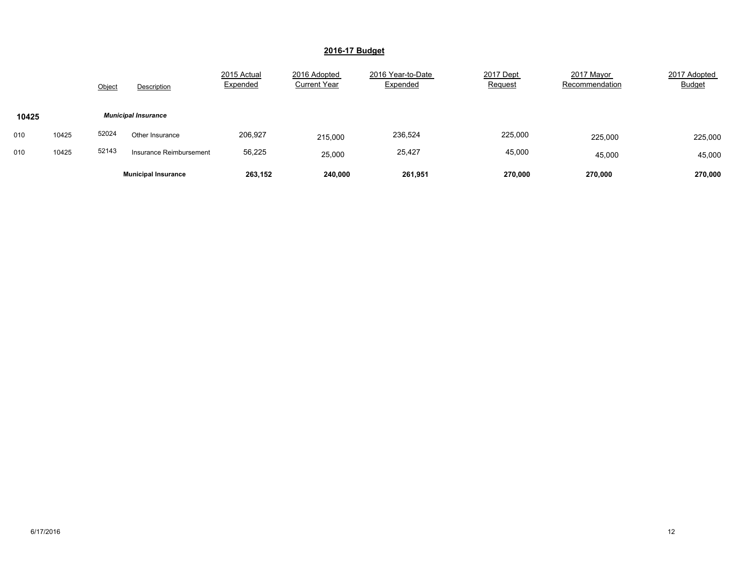## 2016-17 Budget

| | | Object | Description | 2015 Actual Expended | 2016 Adopted Current Year | 2016 Year-to-Date Expended | 2017 Dept Request | 2017 Mayor Recommendation | 2017 Adopted Budget |
|---|---|---|---|---|---|---|---|---|---|
| **10425** | | | ***Municipal Insurance*** | | | | | | |
| 010 | 10425 | 52024 | Other Insurance | 206,927 | 215,000 | 236,524 | 225,000 | 225,000 | 225,000 |
| 010 | 10425 | 52143 | Insurance Reimbursement | 56,225 | 25,000 | 25,427 | 45,000 | 45,000 | 45,000 |
| | | | **Municipal Insurance** | **263,152** | **240,000** | **261,951** | **270,000** | **270,000** | **270,000** |

6/17/2016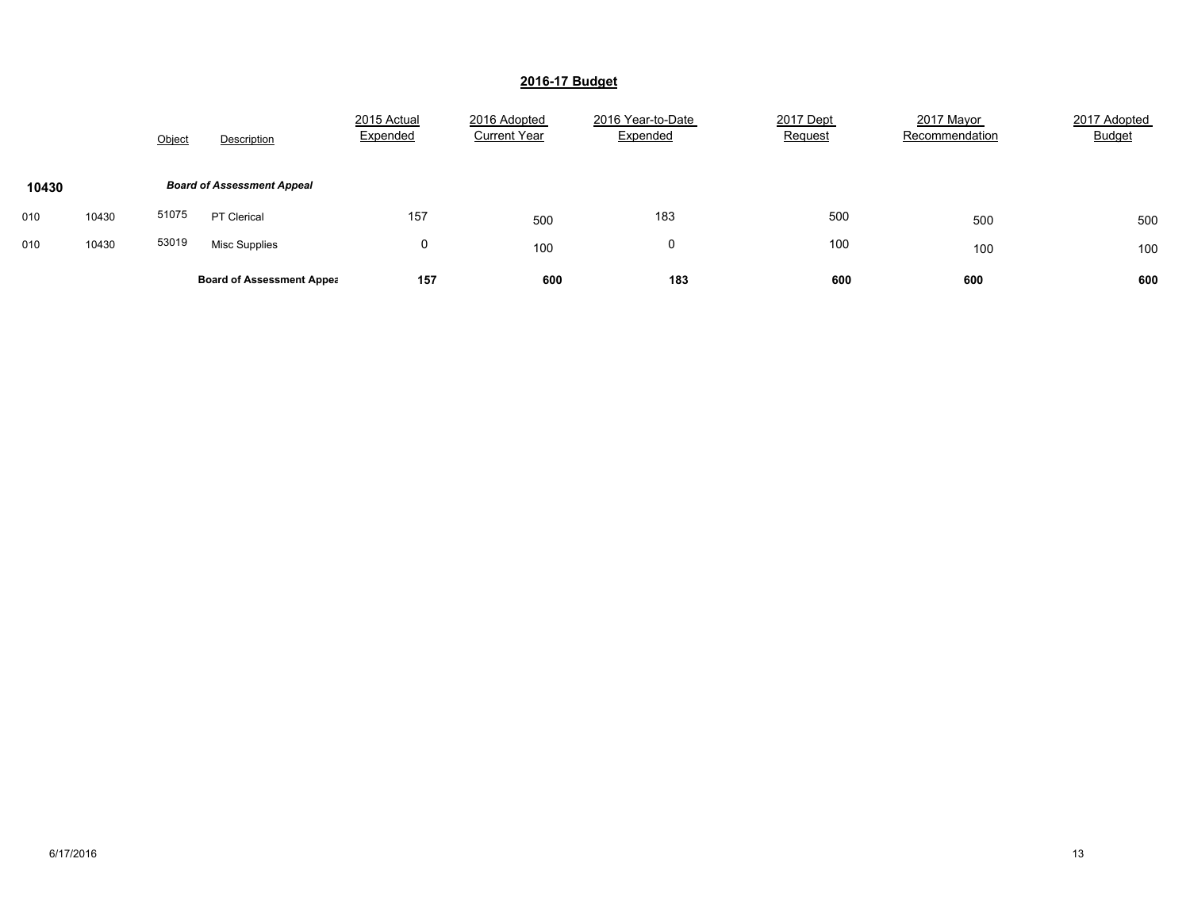## 2016-17 Budget

| | | Object | Description | 2015 Actual Expended | 2016 Adopted Current Year | 2016 Year-to-Date Expended | 2017 Dept Request | 2017 Mayor Recommendation | 2017 Adopted Budget |
|---|---|---|---|---|---|---|---|---|---|
| **10430** | | | ***Board of Assessment Appeal*** | | | | | | |
| 010 | 10430 | 51075 | PT Clerical | 157 | 500 | 183 | 500 | 500 | 500 |
| 010 | 10430 | 53019 | Misc Supplies | 0 | 100 | 0 | 100 | 100 | 100 |
| | | | **Board of Assessment Appea** | **157** | **600** | **183** | **600** | **600** | **600** |

6/17/2016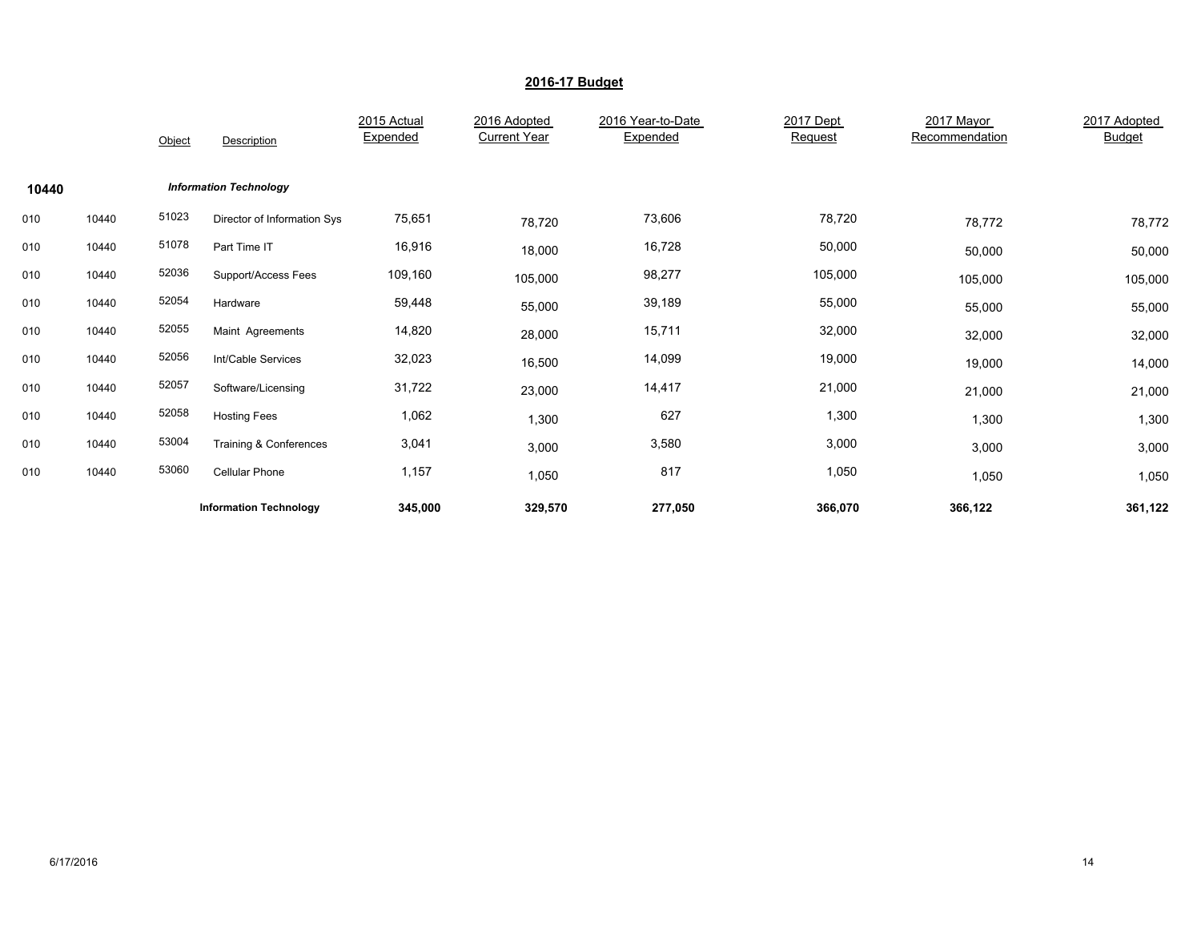## 2016-17 Budget

| | | Object | Description | 2015 Actual Expended | 2016 Adopted Current Year | 2016 Year-to-Date Expended | 2017 Dept Request | 2017 Mayor Recommendation | 2017 Adopted Budget |
|---|---|---|---|---|---|---|---|---|---|
| **10440** | | | ***Information Technology*** | | | | | | |
| 010 | 10440 | 51023 | Director of Information Sys | 75,651 | 78,720 | 73,606 | 78,720 | 78,772 | 78,772 |
| 010 | 10440 | 51078 | Part Time IT | 16,916 | 18,000 | 16,728 | 50,000 | 50,000 | 50,000 |
| 010 | 10440 | 52036 | Support/Access Fees | 109,160 | 105,000 | 98,277 | 105,000 | 105,000 | 105,000 |
| 010 | 10440 | 52054 | Hardware | 59,448 | 55,000 | 39,189 | 55,000 | 55,000 | 55,000 |
| 010 | 10440 | 52055 | Maint Agreements | 14,820 | 28,000 | 15,711 | 32,000 | 32,000 | 32,000 |
| 010 | 10440 | 52056 | Int/Cable Services | 32,023 | 16,500 | 14,099 | 19,000 | 19,000 | 14,000 |
| 010 | 10440 | 52057 | Software/Licensing | 31,722 | 23,000 | 14,417 | 21,000 | 21,000 | 21,000 |
| 010 | 10440 | 52058 | Hosting Fees | 1,062 | 1,300 | 627 | 1,300 | 1,300 | 1,300 |
| 010 | 10440 | 53004 | Training & Conferences | 3,041 | 3,000 | 3,580 | 3,000 | 3,000 | 3,000 |
| 010 | 10440 | 53060 | Cellular Phone | 1,157 | 1,050 | 817 | 1,050 | 1,050 | 1,050 |
| | | | **Information Technology** | **345,000** | **329,570** | **277,050** | **366,070** | **366,122** | **361,122** |

6/17/2016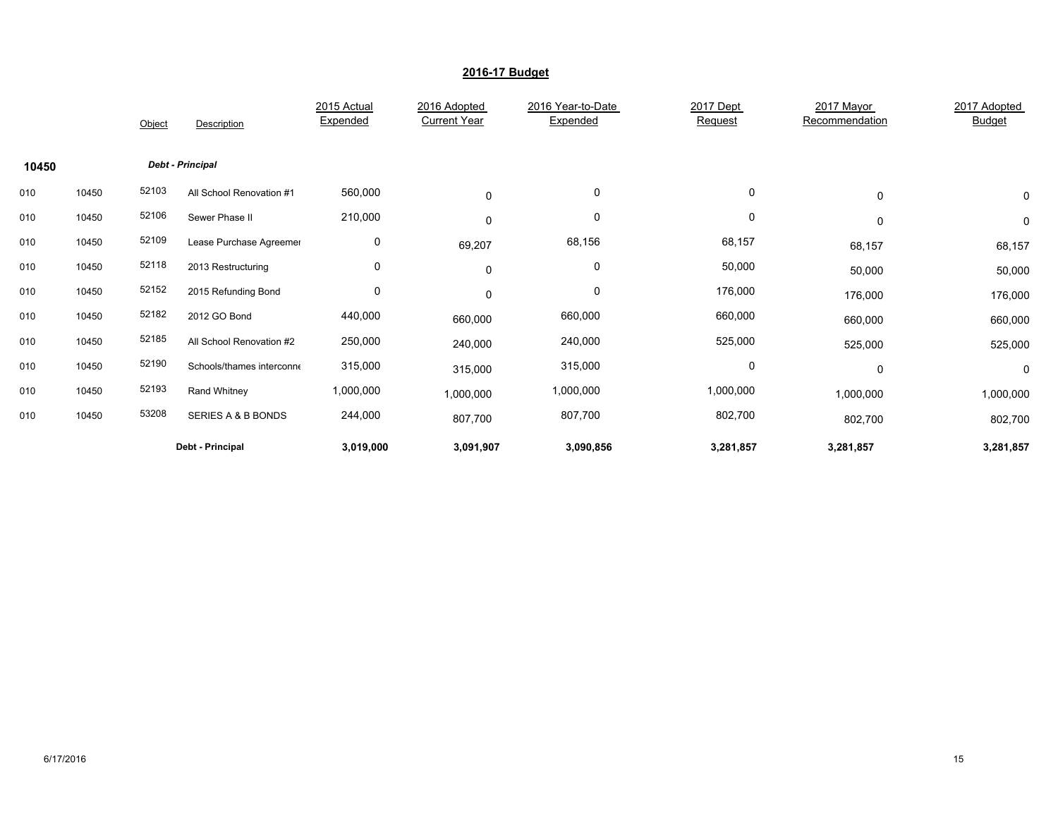## 2016-17 Budget

| | | Object | Description | 2015 Actual Expended | 2016 Adopted Current Year | 2016 Year-to-Date Expended | 2017 Dept Request | 2017 Mayor Recommendation | 2017 Adopted Budget |
|---|---|---|---|---|---|---|---|---|---|
| **10450** | | | ***Debt - Principal*** | | | | | | |
| 010 | 10450 | 52103 | All School Renovation #1 | 560,000 | 0 | 0 | 0 | 0 | 0 |
| 010 | 10450 | 52106 | Sewer Phase II | 210,000 | 0 | 0 | 0 | 0 | 0 |
| 010 | 10450 | 52109 | Lease Purchase Agreemer | 0 | 69,207 | 68,156 | 68,157 | 68,157 | 68,157 |
| 010 | 10450 | 52118 | 2013 Restructuring | 0 | 0 | 0 | 50,000 | 50,000 | 50,000 |
| 010 | 10450 | 52152 | 2015 Refunding Bond | 0 | 0 | 0 | 176,000 | 176,000 | 176,000 |
| 010 | 10450 | 52182 | 2012 GO Bond | 440,000 | 660,000 | 660,000 | 660,000 | 660,000 | 660,000 |
| 010 | 10450 | 52185 | All School Renovation #2 | 250,000 | 240,000 | 240,000 | 525,000 | 525,000 | 525,000 |
| 010 | 10450 | 52190 | Schools/thames interconne | 315,000 | 315,000 | 315,000 | 0 | 0 | 0 |
| 010 | 10450 | 52193 | Rand Whitney | 1,000,000 | 1,000,000 | 1,000,000 | 1,000,000 | 1,000,000 | 1,000,000 |
| 010 | 10450 | 53208 | SERIES A & B BONDS | 244,000 | 807,700 | 807,700 | 802,700 | 802,700 | 802,700 |
| | | | **Debt - Principal** | **3,019,000** | **3,091,907** | **3,090,856** | **3,281,857** | **3,281,857** | **3,281,857** |

6/17/2016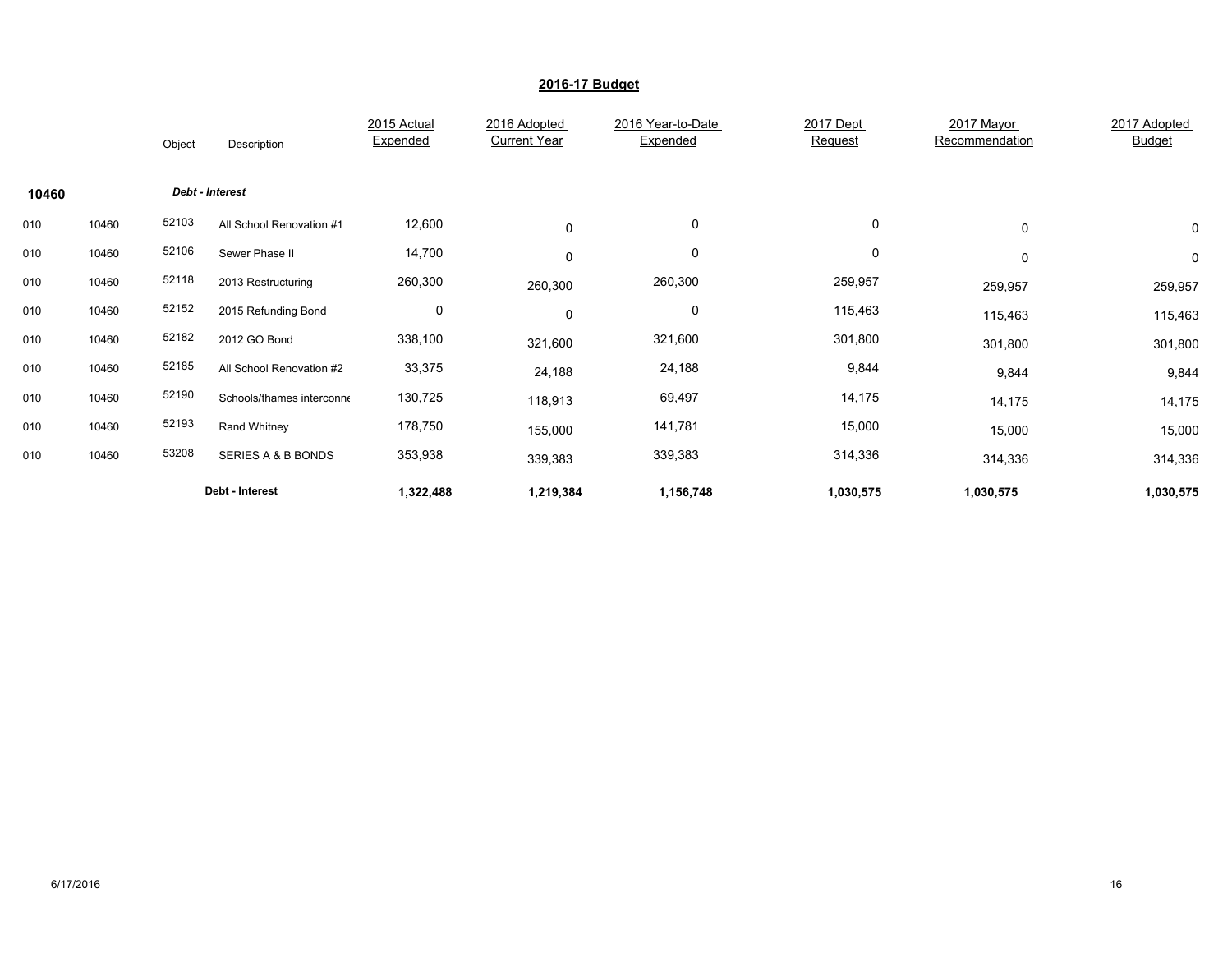## 2016-17 Budget

| | | Object | Description | 2015 Actual Expended | 2016 Adopted Current Year | 2016 Year-to-Date Expended | 2017 Dept Request | 2017 Mayor Recommendation | 2017 Adopted Budget |
|---|---|---|---|---|---|---|---|---|---|
| **10460** | | | ***Debt - Interest*** | | | | | | |
| 010 | 10460 | 52103 | All School Renovation #1 | 12,600 | 0 | 0 | 0 | 0 | 0 |
| 010 | 10460 | 52106 | Sewer Phase II | 14,700 | 0 | 0 | 0 | 0 | 0 |
| 010 | 10460 | 52118 | 2013 Restructuring | 260,300 | 260,300 | 260,300 | 259,957 | 259,957 | 259,957 |
| 010 | 10460 | 52152 | 2015 Refunding Bond | 0 | 0 | 0 | 115,463 | 115,463 | 115,463 |
| 010 | 10460 | 52182 | 2012 GO Bond | 338,100 | 321,600 | 321,600 | 301,800 | 301,800 | 301,800 |
| 010 | 10460 | 52185 | All School Renovation #2 | 33,375 | 24,188 | 24,188 | 9,844 | 9,844 | 9,844 |
| 010 | 10460 | 52190 | Schools/thames interconne | 130,725 | 118,913 | 69,497 | 14,175 | 14,175 | 14,175 |
| 010 | 10460 | 52193 | Rand Whitney | 178,750 | 155,000 | 141,781 | 15,000 | 15,000 | 15,000 |
| 010 | 10460 | 53208 | SERIES A & B BONDS | 353,938 | 339,383 | 339,383 | 314,336 | 314,336 | 314,336 |
| | | | **Debt - Interest** | **1,322,488** | **1,219,384** | **1,156,748** | **1,030,575** | **1,030,575** | **1,030,575** |

6/17/2016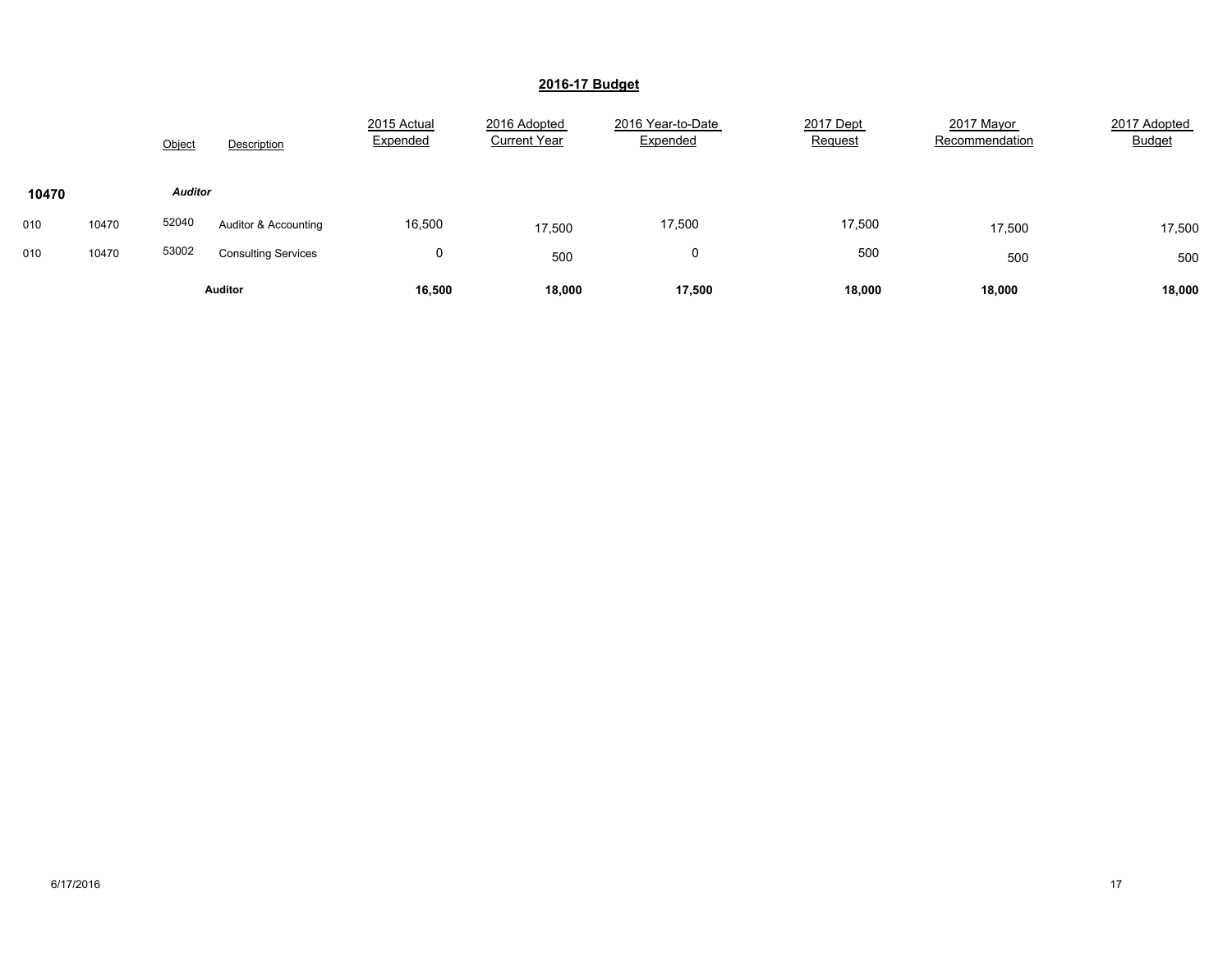## 2016-17 Budget

| | | Object | Description | 2015 Actual Expended | 2016 Adopted Current Year | 2016 Year-to-Date Expended | 2017 Dept Request | 2017 Mayor Recommendation | 2017 Adopted Budget |
|---|---|---|---|---|---|---|---|---|---|
| **10470** | | ***Auditor*** | | | | | | | |
| 010 | 10470 | 52040 | Auditor & Accounting | 16,500 | 17,500 | 17,500 | 17,500 | 17,500 | 17,500 |
| 010 | 10470 | 53002 | Consulting Services | 0 | 500 | 0 | 500 | 500 | 500 |
| | | | **Auditor** | **16,500** | **18,000** | **17,500** | **18,000** | **18,000** | **18,000** |

6/17/2016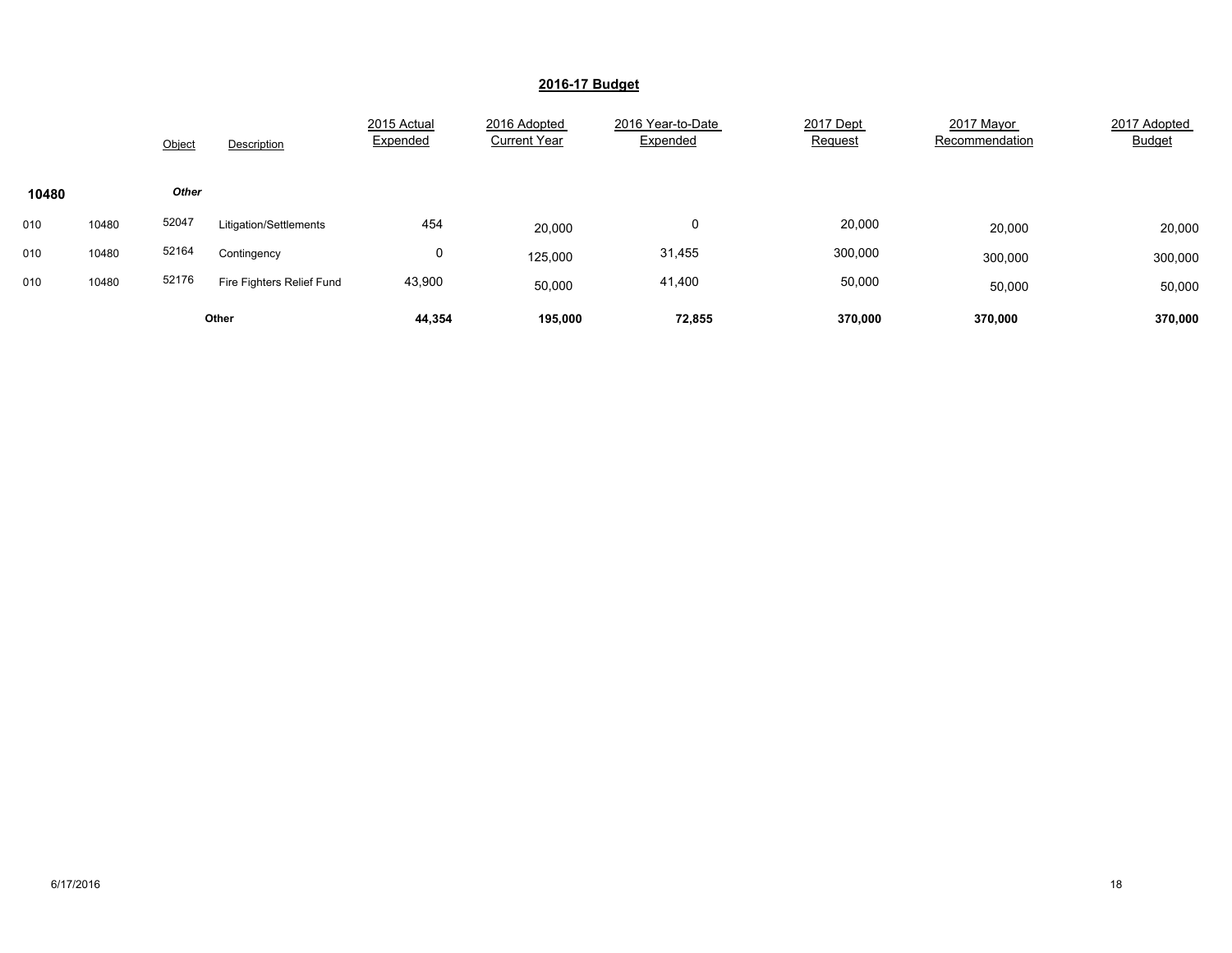## 2016-17 Budget

| | | Object | Description | 2015 Actual Expended | 2016 Adopted Current Year | 2016 Year-to-Date Expended | 2017 Dept Request | 2017 Mayor Recommendation | 2017 Adopted Budget |
|---|---|---|---|---|---|---|---|---|---|
| **10480** | | ***Other*** | | | | | | | |
| 010 | 10480 | 52047 | Litigation/Settlements | 454 | 20,000 | 0 | 20,000 | 20,000 | 20,000 |
| 010 | 10480 | 52164 | Contingency | 0 | 125,000 | 31,455 | 300,000 | 300,000 | 300,000 |
| 010 | 10480 | 52176 | Fire Fighters Relief Fund | 43,900 | 50,000 | 41,400 | 50,000 | 50,000 | 50,000 |
| | | | **Other** | **44,354** | **195,000** | **72,855** | **370,000** | **370,000** | **370,000** |

6/17/2016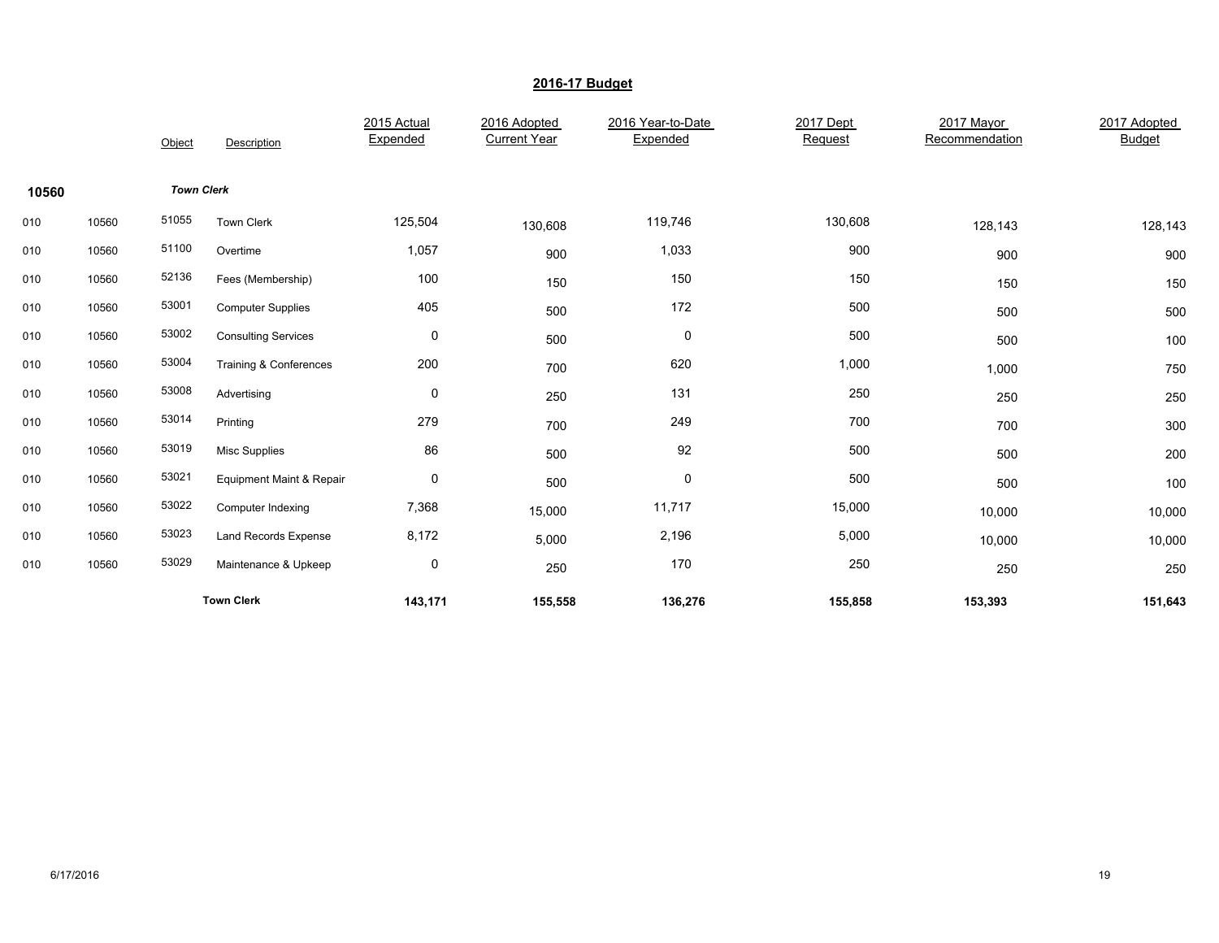## 2016-17 Budget

| | | Object | Description | 2015 Actual Expended | 2016 Adopted Current Year | 2016 Year-to-Date Expended | 2017 Dept Request | 2017 Mayor Recommendation | 2017 Adopted Budget |
|---|---|---|---|---|---|---|---|---|---|
| **10560** | | ***Town Clerk*** | | | | | | | |
| 010 | 10560 | 51055 | Town Clerk | 125,504 | 130,608 | 119,746 | 130,608 | 128,143 | 128,143 |
| 010 | 10560 | 51100 | Overtime | 1,057 | 900 | 1,033 | 900 | 900 | 900 |
| 010 | 10560 | 52136 | Fees (Membership) | 100 | 150 | 150 | 150 | 150 | 150 |
| 010 | 10560 | 53001 | Computer Supplies | 405 | 500 | 172 | 500 | 500 | 500 |
| 010 | 10560 | 53002 | Consulting Services | 0 | 500 | 0 | 500 | 500 | 100 |
| 010 | 10560 | 53004 | Training & Conferences | 200 | 700 | 620 | 1,000 | 1,000 | 750 |
| 010 | 10560 | 53008 | Advertising | 0 | 250 | 131 | 250 | 250 | 250 |
| 010 | 10560 | 53014 | Printing | 279 | 700 | 249 | 700 | 700 | 300 |
| 010 | 10560 | 53019 | Misc Supplies | 86 | 500 | 92 | 500 | 500 | 200 |
| 010 | 10560 | 53021 | Equipment Maint & Repair | 0 | 500 | 0 | 500 | 500 | 100 |
| 010 | 10560 | 53022 | Computer Indexing | 7,368 | 15,000 | 11,717 | 15,000 | 10,000 | 10,000 |
| 010 | 10560 | 53023 | Land Records Expense | 8,172 | 5,000 | 2,196 | 5,000 | 10,000 | 10,000 |
| 010 | 10560 | 53029 | Maintenance & Upkeep | 0 | 250 | 170 | 250 | 250 | 250 |
| | | | **Town Clerk** | **143,171** | **155,558** | **136,276** | **155,858** | **153,393** | **151,643** |

6/17/2016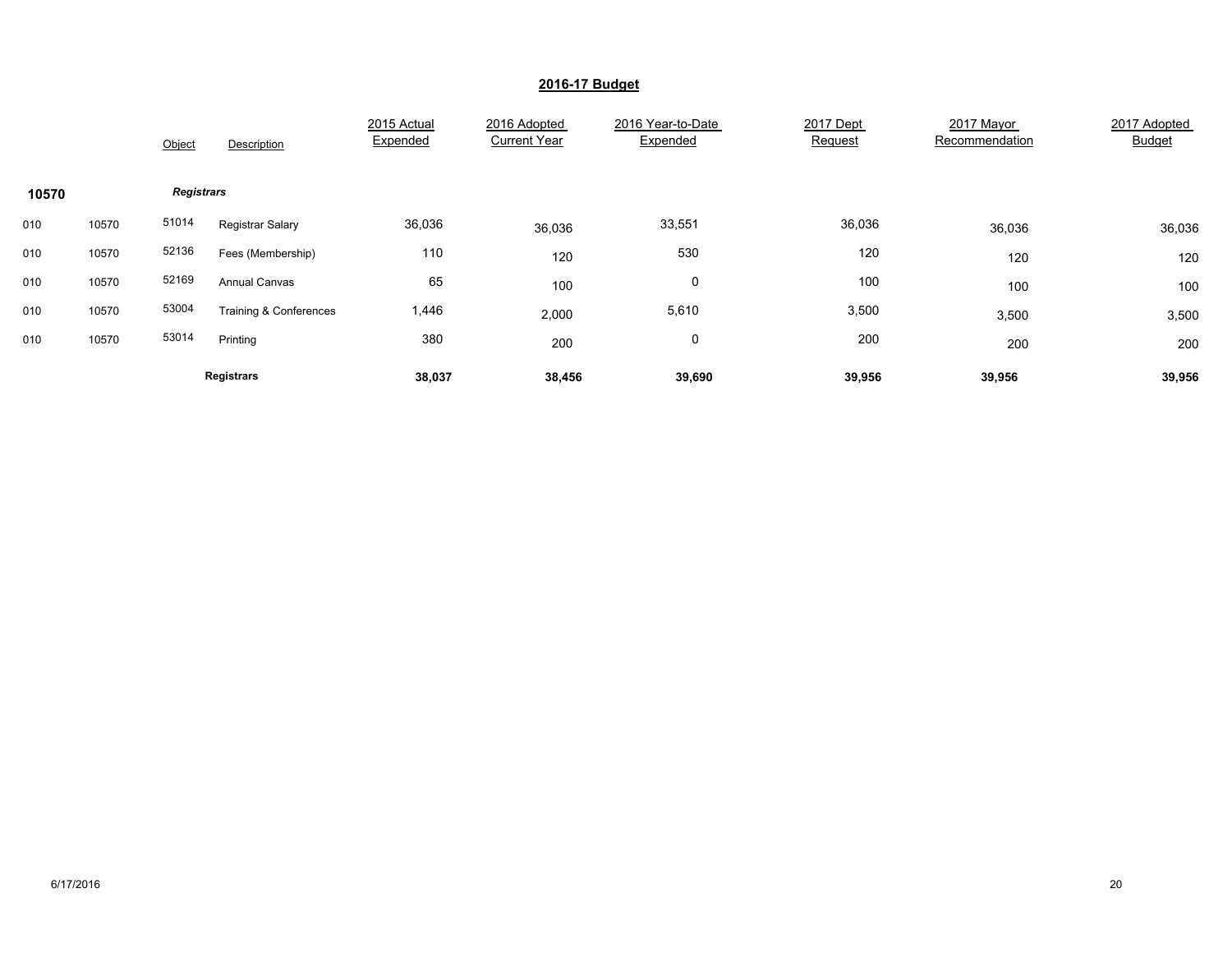## 2016-17 Budget

| | | Object | Description | 2015 Actual Expended | 2016 Adopted Current Year | 2016 Year-to-Date Expended | 2017 Dept Request | 2017 Mayor Recommendation | 2017 Adopted Budget |
|---|---|---|---|---|---|---|---|---|---|
| **10570** | | ***Registrars*** | | | | | | | |
| 010 | 10570 | 51014 | Registrar Salary | 36,036 | 36,036 | 33,551 | 36,036 | 36,036 | 36,036 |
| 010 | 10570 | 52136 | Fees (Membership) | 110 | 120 | 530 | 120 | 120 | 120 |
| 010 | 10570 | 52169 | Annual Canvas | 65 | 100 | 0 | 100 | 100 | 100 |
| 010 | 10570 | 53004 | Training & Conferences | 1,446 | 2,000 | 5,610 | 3,500 | 3,500 | 3,500 |
| 010 | 10570 | 53014 | Printing | 380 | 200 | 0 | 200 | 200 | 200 |
| | | | **Registrars** | **38,037** | **38,456** | **39,690** | **39,956** | **39,956** | **39,956** |

6/17/2016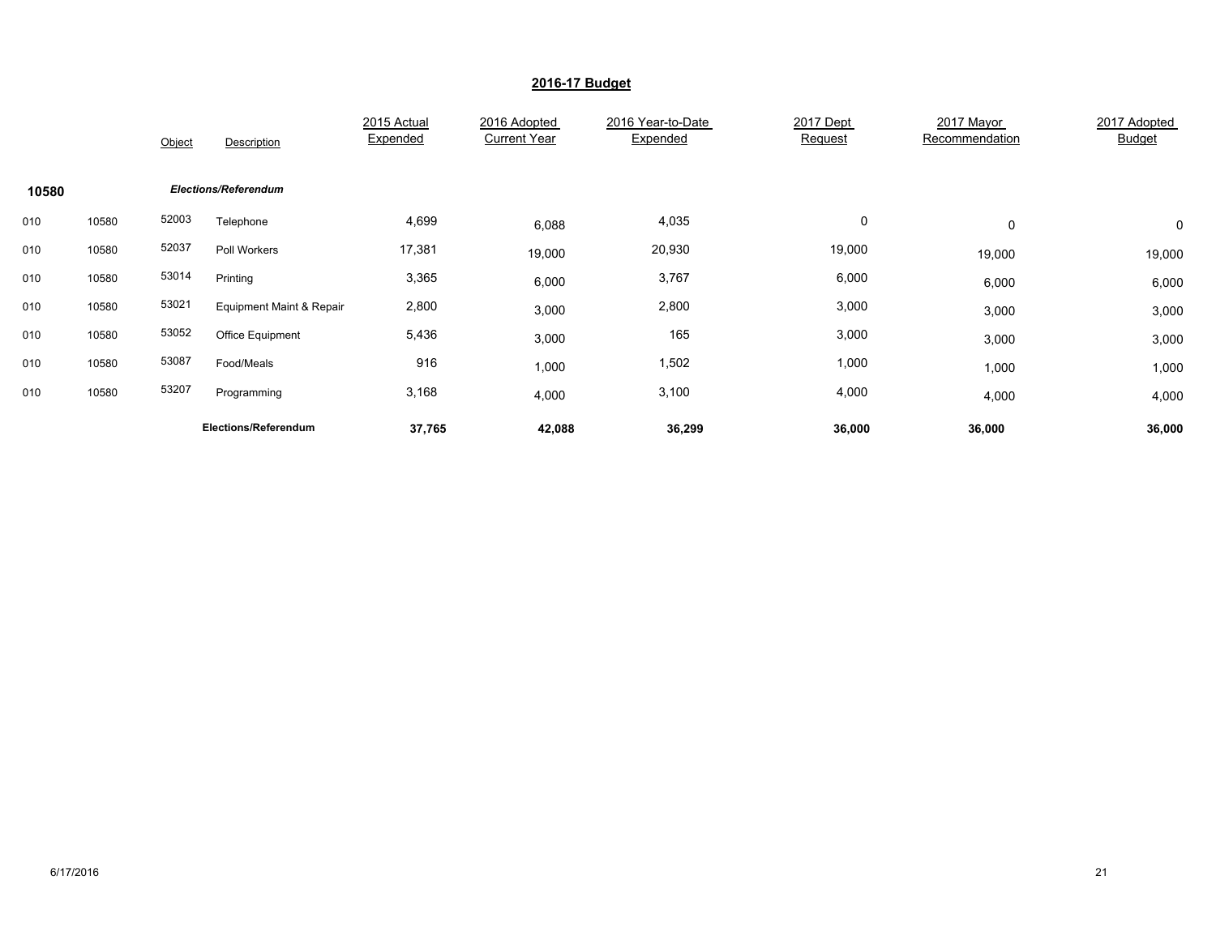## 2016-17 Budget

| | | Object | Description | 2015 Actual Expended | 2016 Adopted Current Year | 2016 Year-to-Date Expended | 2017 Dept Request | 2017 Mayor Recommendation | 2017 Adopted Budget |
|---|---|---|---|---|---|---|---|---|---|
| **10580** | | | ***Elections/Referendum*** | | | | | | |
| 010 | 10580 | 52003 | Telephone | 4,699 | 6,088 | 4,035 | 0 | 0 | 0 |
| 010 | 10580 | 52037 | Poll Workers | 17,381 | 19,000 | 20,930 | 19,000 | 19,000 | 19,000 |
| 010 | 10580 | 53014 | Printing | 3,365 | 6,000 | 3,767 | 6,000 | 6,000 | 6,000 |
| 010 | 10580 | 53021 | Equipment Maint & Repair | 2,800 | 3,000 | 2,800 | 3,000 | 3,000 | 3,000 |
| 010 | 10580 | 53052 | Office Equipment | 5,436 | 3,000 | 165 | 3,000 | 3,000 | 3,000 |
| 010 | 10580 | 53087 | Food/Meals | 916 | 1,000 | 1,502 | 1,000 | 1,000 | 1,000 |
| 010 | 10580 | 53207 | Programming | 3,168 | 4,000 | 3,100 | 4,000 | 4,000 | 4,000 |
| | | | **Elections/Referendum** | **37,765** | **42,088** | **36,299** | **36,000** | **36,000** | **36,000** |

6/17/2016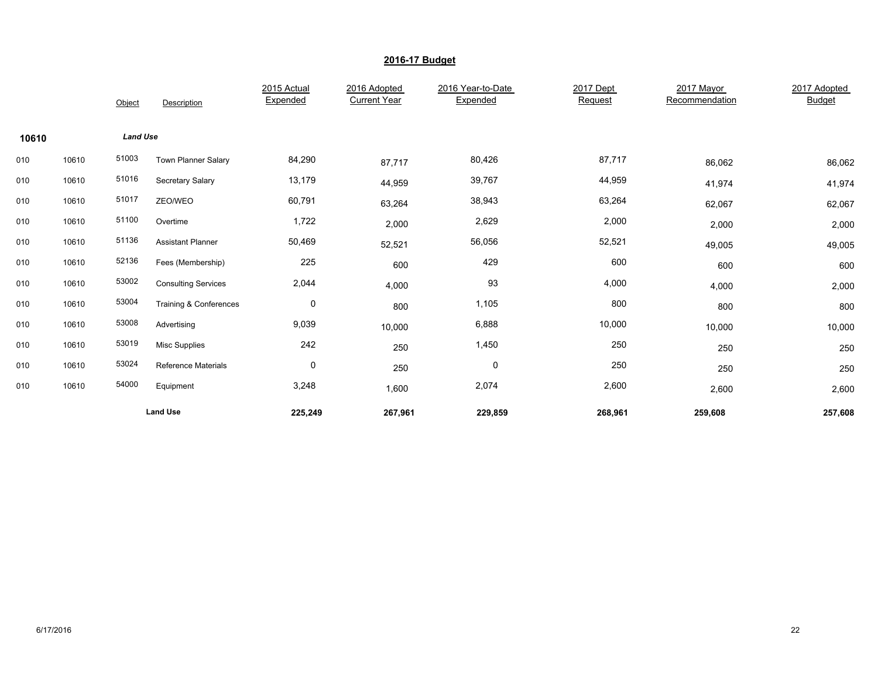## 2016-17 Budget

| | | Object | Description | 2015 Actual Expended | 2016 Adopted Current Year | 2016 Year-to-Date Expended | 2017 Dept Request | 2017 Mayor Recommendation | 2017 Adopted Budget |
|---|---|---|---|---|---|---|---|---|---|
| **10610** | | ***Land Use*** | | | | | | | |
| 010 | 10610 | 51003 | Town Planner Salary | 84,290 | 87,717 | 80,426 | 87,717 | 86,062 | 86,062 |
| 010 | 10610 | 51016 | Secretary Salary | 13,179 | 44,959 | 39,767 | 44,959 | 41,974 | 41,974 |
| 010 | 10610 | 51017 | ZEO/WEO | 60,791 | 63,264 | 38,943 | 63,264 | 62,067 | 62,067 |
| 010 | 10610 | 51100 | Overtime | 1,722 | 2,000 | 2,629 | 2,000 | 2,000 | 2,000 |
| 010 | 10610 | 51136 | Assistant Planner | 50,469 | 52,521 | 56,056 | 52,521 | 49,005 | 49,005 |
| 010 | 10610 | 52136 | Fees (Membership) | 225 | 600 | 429 | 600 | 600 | 600 |
| 010 | 10610 | 53002 | Consulting Services | 2,044 | 4,000 | 93 | 4,000 | 4,000 | 2,000 |
| 010 | 10610 | 53004 | Training & Conferences | 0 | 800 | 1,105 | 800 | 800 | 800 |
| 010 | 10610 | 53008 | Advertising | 9,039 | 10,000 | 6,888 | 10,000 | 10,000 | 10,000 |
| 010 | 10610 | 53019 | Misc Supplies | 242 | 250 | 1,450 | 250 | 250 | 250 |
| 010 | 10610 | 53024 | Reference Materials | 0 | 250 | 0 | 250 | 250 | 250 |
| 010 | 10610 | 54000 | Equipment | 3,248 | 1,600 | 2,074 | 2,600 | 2,600 | 2,600 |
| | | | **Land Use** | **225,249** | **267,961** | **229,859** | **268,961** | **259,608** | **257,608** |

6/17/2016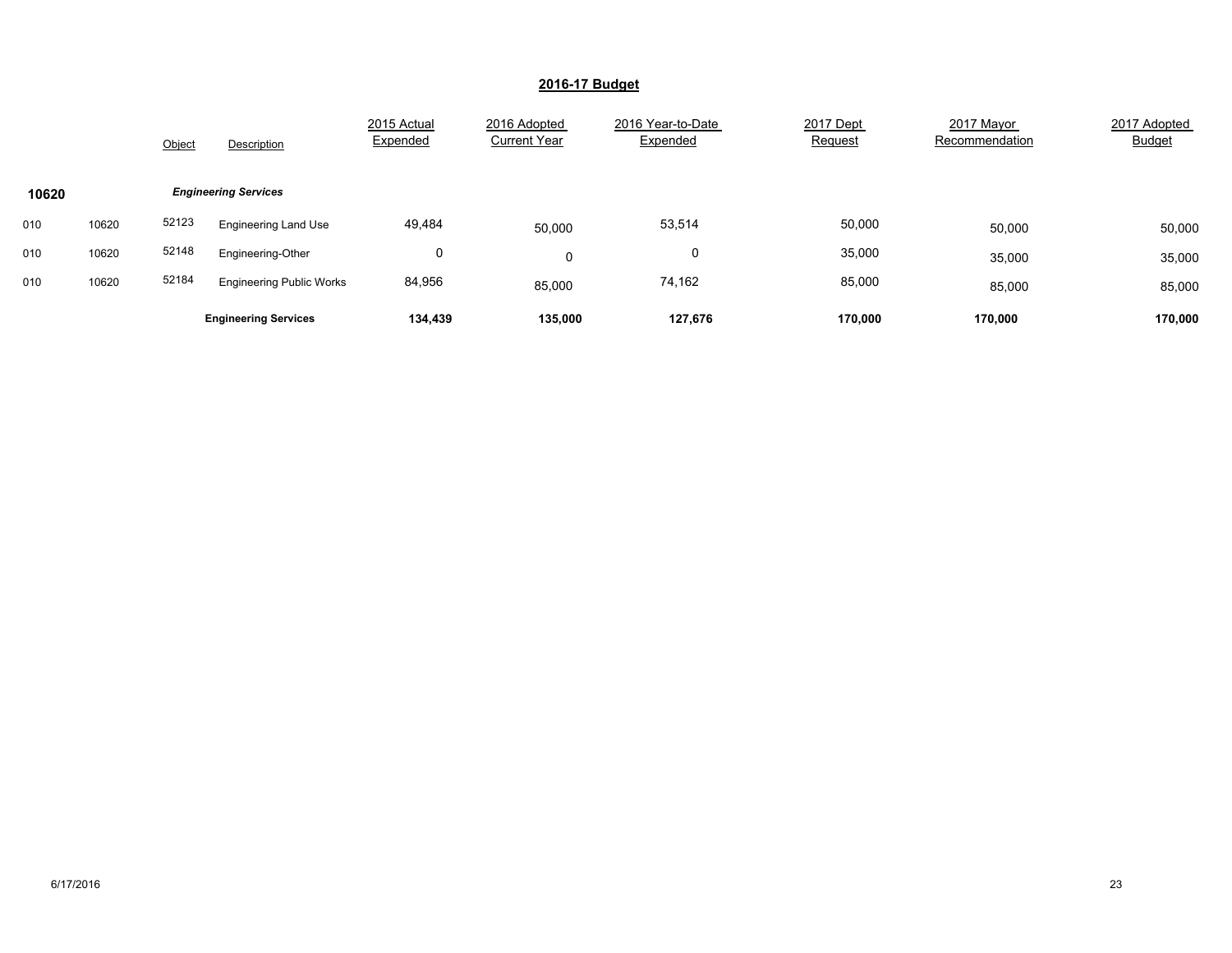## 2016-17 Budget

| | | Object | Description | 2015 Actual Expended | 2016 Adopted Current Year | 2016 Year-to-Date Expended | 2017 Dept Request | 2017 Mayor Recommendation | 2017 Adopted Budget |
|---|---|---|---|---|---|---|---|---|---|
| **10620** | | | ***Engineering Services*** | | | | | | |
| 010 | 10620 | 52123 | Engineering Land Use | 49,484 | 50,000 | 53,514 | 50,000 | 50,000 | 50,000 |
| 010 | 10620 | 52148 | Engineering-Other | 0 | 0 | 0 | 35,000 | 35,000 | 35,000 |
| 010 | 10620 | 52184 | Engineering Public Works | 84,956 | 85,000 | 74,162 | 85,000 | 85,000 | 85,000 |
| | | | **Engineering Services** | **134,439** | **135,000** | **127,676** | **170,000** | **170,000** | **170,000** |

6/17/2016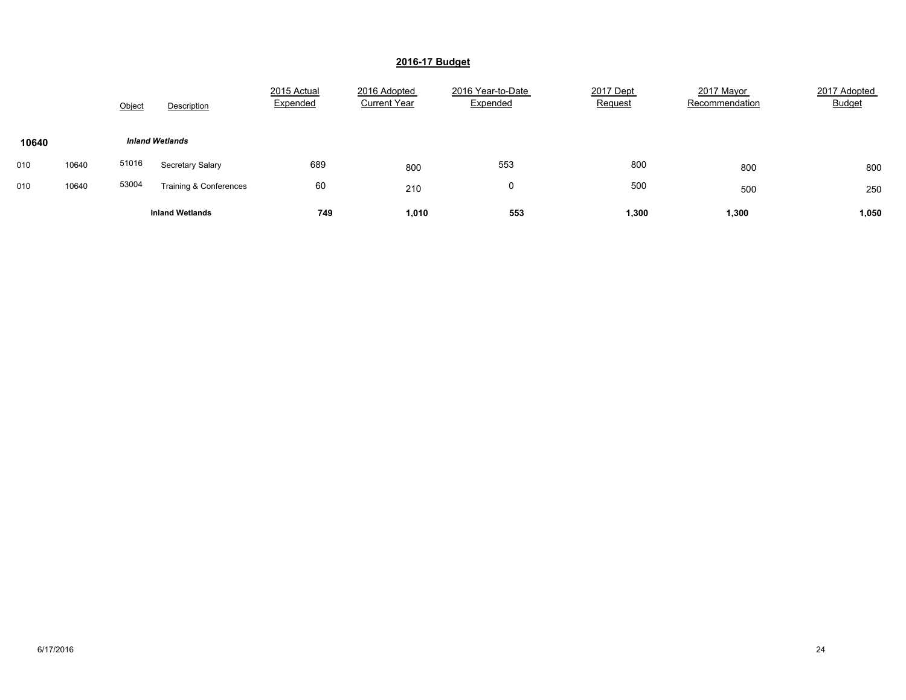# 2016-17 Budget

| | | Object | Description | 2015 Actual Expended | 2016 Adopted Current Year | 2016 Year-to-Date Expended | 2017 Dept Request | 2017 Mayor Recommendation | 2017 Adopted Budget |
|---|---|---|---|---|---|---|---|---|---|
| **10640** | | | ***Inland Wetlands*** | | | | | | |
| 010 | 10640 | 51016 | Secretary Salary | 689 | 800 | 553 | 800 | 800 | 800 |
| 010 | 10640 | 53004 | Training & Conferences | 60 | 210 | 0 | 500 | 500 | 250 |
| | | | **Inland Wetlands** | **749** | **1,010** | **553** | **1,300** | **1,300** | **1,050** |

6/17/2016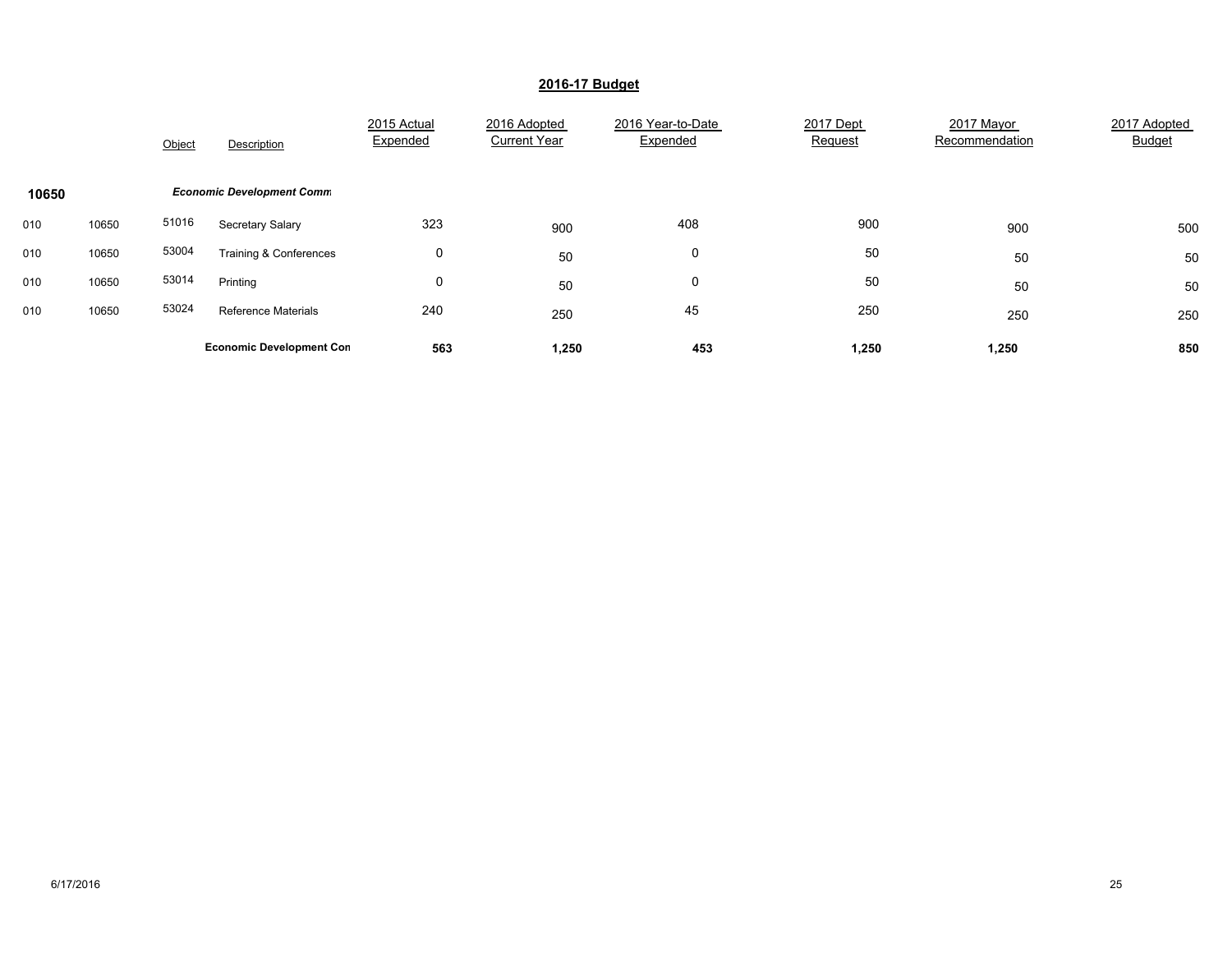## 2016-17 Budget

| | | Object | Description | 2015 Actual Expended | 2016 Adopted Current Year | 2016 Year-to-Date Expended | 2017 Dept Request | 2017 Mayor Recommendation | 2017 Adopted Budget |
|---|---|---|---|---|---|---|---|---|---|
| **10650** | | | ***Economic Development Comm*** | | | | | | |
| 010 | 10650 | 51016 | Secretary Salary | 323 | 900 | 408 | 900 | 900 | 500 |
| 010 | 10650 | 53004 | Training & Conferences | 0 | 50 | 0 | 50 | 50 | 50 |
| 010 | 10650 | 53014 | Printing | 0 | 50 | 0 | 50 | 50 | 50 |
| 010 | 10650 | 53024 | Reference Materials | 240 | 250 | 45 | 250 | 250 | 250 |
| | | | **Economic Development Con** | **563** | **1,250** | **453** | **1,250** | **1,250** | **850** |

6/17/2016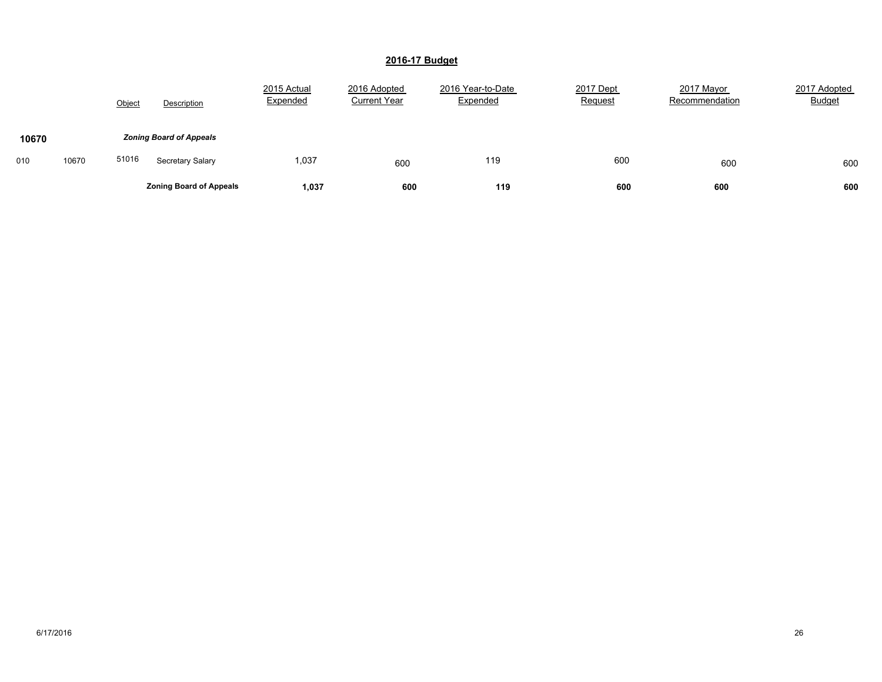## 2016-17 Budget

| | | Object | Description | 2015 Actual Expended | 2016 Adopted Current Year | 2016 Year-to-Date Expended | 2017 Dept Request | 2017 Mayor Recommendation | 2017 Adopted Budget |
|---|---|---|---|---|---|---|---|---|---|
| **10670** | | | ***Zoning Board of Appeals*** | | | | | | |
| 010 | 10670 | 51016 | Secretary Salary | 1,037 | 600 | 119 | 600 | 600 | 600 |
| | | | **Zoning Board of Appeals** | **1,037** | **600** | **119** | **600** | **600** | **600** |

6/17/2016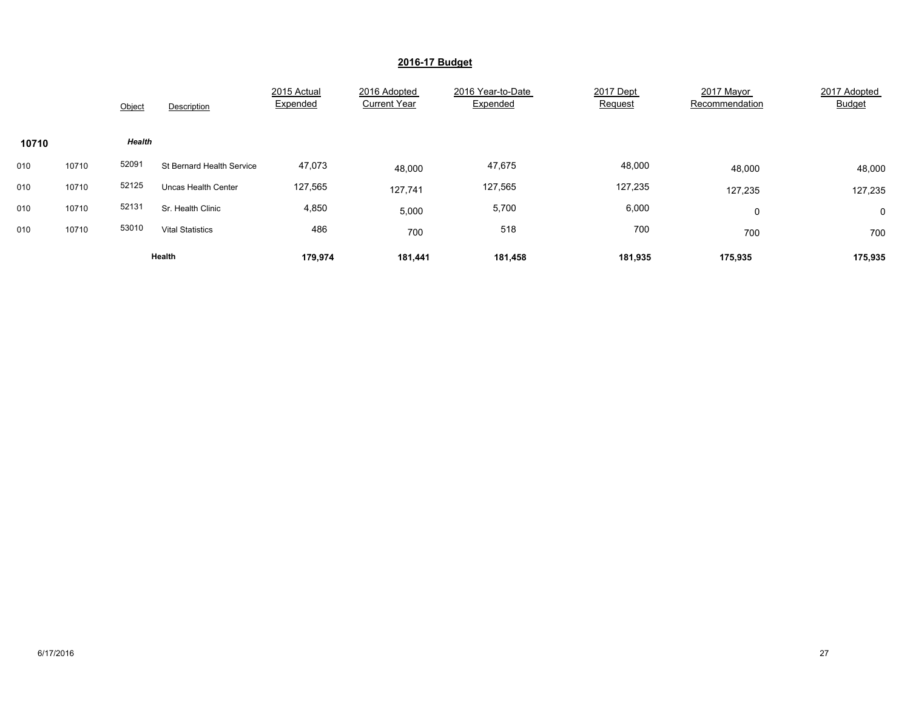## 2016-17 Budget

| | | Object | Description | 2015 Actual Expended | 2016 Adopted Current Year | 2016 Year-to-Date Expended | 2017 Dept Request | 2017 Mayor Recommendation | 2017 Adopted Budget |
|---|---|---|---|---|---|---|---|---|---|
| **10710** | | ***Health*** | | | | | | | |
| 010 | 10710 | 52091 | St Bernard Health Service | 47,073 | 48,000 | 47,675 | 48,000 | 48,000 | 48,000 |
| 010 | 10710 | 52125 | Uncas Health Center | 127,565 | 127,741 | 127,565 | 127,235 | 127,235 | 127,235 |
| 010 | 10710 | 52131 | Sr. Health Clinic | 4,850 | 5,000 | 5,700 | 6,000 | 0 | 0 |
| 010 | 10710 | 53010 | Vital Statistics | 486 | 700 | 518 | 700 | 700 | 700 |
| | | **Health** | | **179,974** | **181,441** | **181,458** | **181,935** | **175,935** | **175,935** |

6/17/2016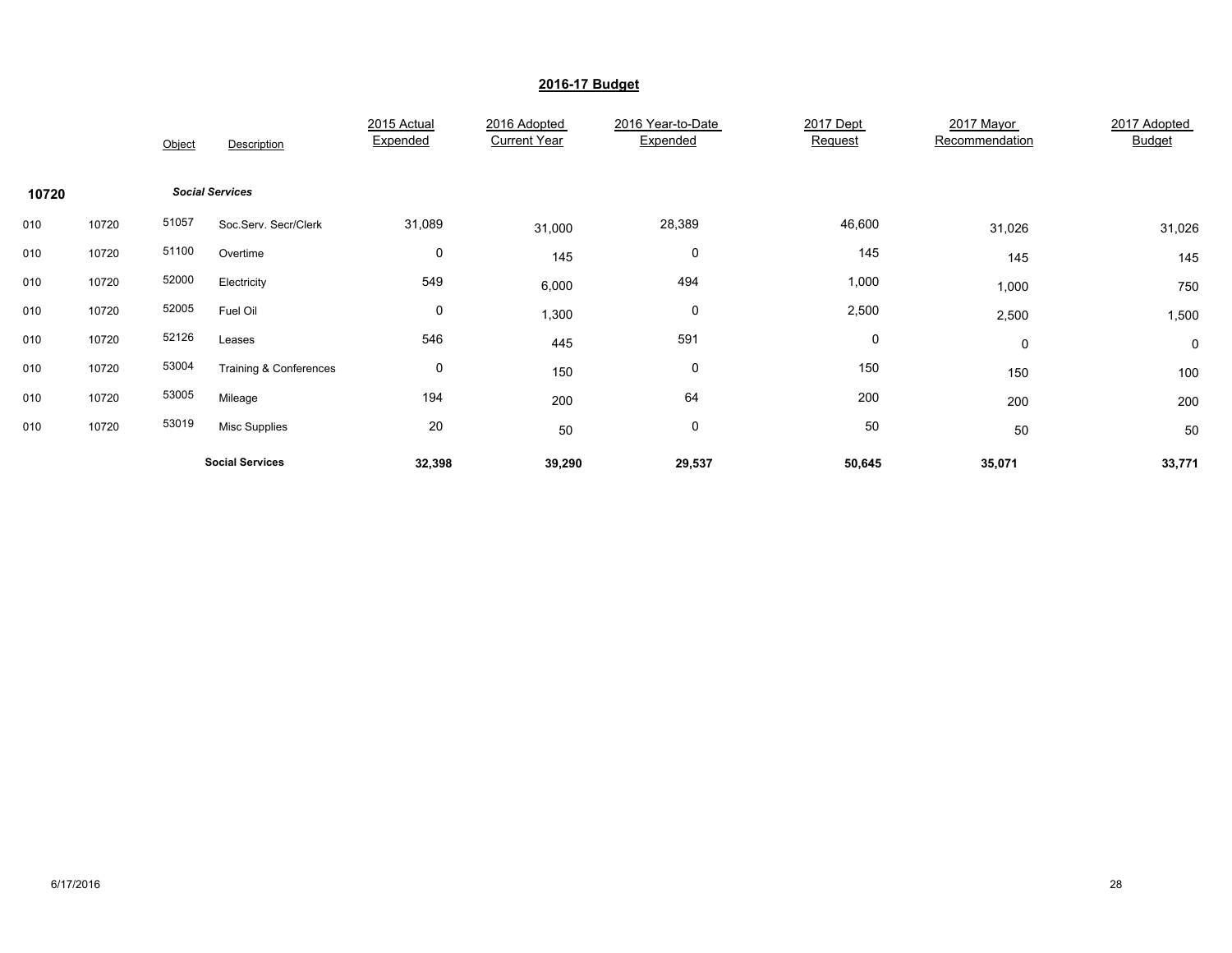## 2016-17 Budget

| | | Object | Description | 2015 Actual Expended | 2016 Adopted Current Year | 2016 Year-to-Date Expended | 2017 Dept Request | 2017 Mayor Recommendation | 2017 Adopted Budget |
|---|---|---|---|---|---|---|---|---|---|
| **10720** | | | ***Social Services*** | | | | | | |
| 010 | 10720 | 51057 | Soc.Serv. Secr/Clerk | 31,089 | 31,000 | 28,389 | 46,600 | 31,026 | 31,026 |
| 010 | 10720 | 51100 | Overtime | 0 | 145 | 0 | 145 | 145 | 145 |
| 010 | 10720 | 52000 | Electricity | 549 | 6,000 | 494 | 1,000 | 1,000 | 750 |
| 010 | 10720 | 52005 | Fuel Oil | 0 | 1,300 | 0 | 2,500 | 2,500 | 1,500 |
| 010 | 10720 | 52126 | Leases | 546 | 445 | 591 | 0 | 0 | 0 |
| 010 | 10720 | 53004 | Training & Conferences | 0 | 150 | 0 | 150 | 150 | 100 |
| 010 | 10720 | 53005 | Mileage | 194 | 200 | 64 | 200 | 200 | 200 |
| 010 | 10720 | 53019 | Misc Supplies | 20 | 50 | 0 | 50 | 50 | 50 |
| | | | **Social Services** | **32,398** | **39,290** | **29,537** | **50,645** | **35,071** | **33,771** |

6/17/2016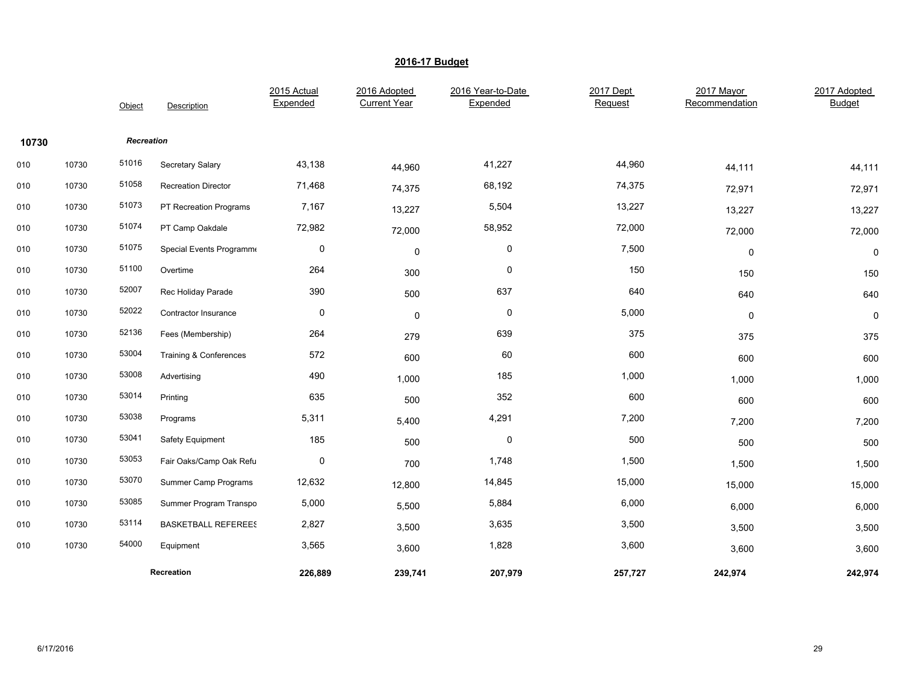## 2016-17 Budget

| | | Object | Description | 2015 Actual Expended | 2016 Adopted Current Year | 2016 Year-to-Date Expended | 2017 Dept Request | 2017 Mayor Recommendation | 2017 Adopted Budget |
|---|---|---|---|---|---|---|---|---|---|
| **10730** | | | ***Recreation*** | | | | | | |
| 010 | 10730 | 51016 | Secretary Salary | 43,138 | 44,960 | 41,227 | 44,960 | 44,111 | 44,111 |
| 010 | 10730 | 51058 | Recreation Director | 71,468 | 74,375 | 68,192 | 74,375 | 72,971 | 72,971 |
| 010 | 10730 | 51073 | PT Recreation Programs | 7,167 | 13,227 | 5,504 | 13,227 | 13,227 | 13,227 |
| 010 | 10730 | 51074 | PT Camp Oakdale | 72,982 | 72,000 | 58,952 | 72,000 | 72,000 | 72,000 |
| 010 | 10730 | 51075 | Special Events Programme | 0 | 0 | 0 | 7,500 | 0 | 0 |
| 010 | 10730 | 51100 | Overtime | 264 | 300 | 0 | 150 | 150 | 150 |
| 010 | 10730 | 52007 | Rec Holiday Parade | 390 | 500 | 637 | 640 | 640 | 640 |
| 010 | 10730 | 52022 | Contractor Insurance | 0 | 0 | 0 | 5,000 | 0 | 0 |
| 010 | 10730 | 52136 | Fees (Membership) | 264 | 279 | 639 | 375 | 375 | 375 |
| 010 | 10730 | 53004 | Training & Conferences | 572 | 600 | 60 | 600 | 600 | 600 |
| 010 | 10730 | 53008 | Advertising | 490 | 1,000 | 185 | 1,000 | 1,000 | 1,000 |
| 010 | 10730 | 53014 | Printing | 635 | 500 | 352 | 600 | 600 | 600 |
| 010 | 10730 | 53038 | Programs | 5,311 | 5,400 | 4,291 | 7,200 | 7,200 | 7,200 |
| 010 | 10730 | 53041 | Safety Equipment | 185 | 500 | 0 | 500 | 500 | 500 |
| 010 | 10730 | 53053 | Fair Oaks/Camp Oak Refu | 0 | 700 | 1,748 | 1,500 | 1,500 | 1,500 |
| 010 | 10730 | 53070 | Summer Camp Programs | 12,632 | 12,800 | 14,845 | 15,000 | 15,000 | 15,000 |
| 010 | 10730 | 53085 | Summer Program Transpo | 5,000 | 5,500 | 5,884 | 6,000 | 6,000 | 6,000 |
| 010 | 10730 | 53114 | BASKETBALL REFEREES | 2,827 | 3,500 | 3,635 | 3,500 | 3,500 | 3,500 |
| 010 | 10730 | 54000 | Equipment | 3,565 | 3,600 | 1,828 | 3,600 | 3,600 | 3,600 |
| | | | **Recreation** | **226,889** | **239,741** | **207,979** | **257,727** | **242,974** | **242,974** |

6/17/2016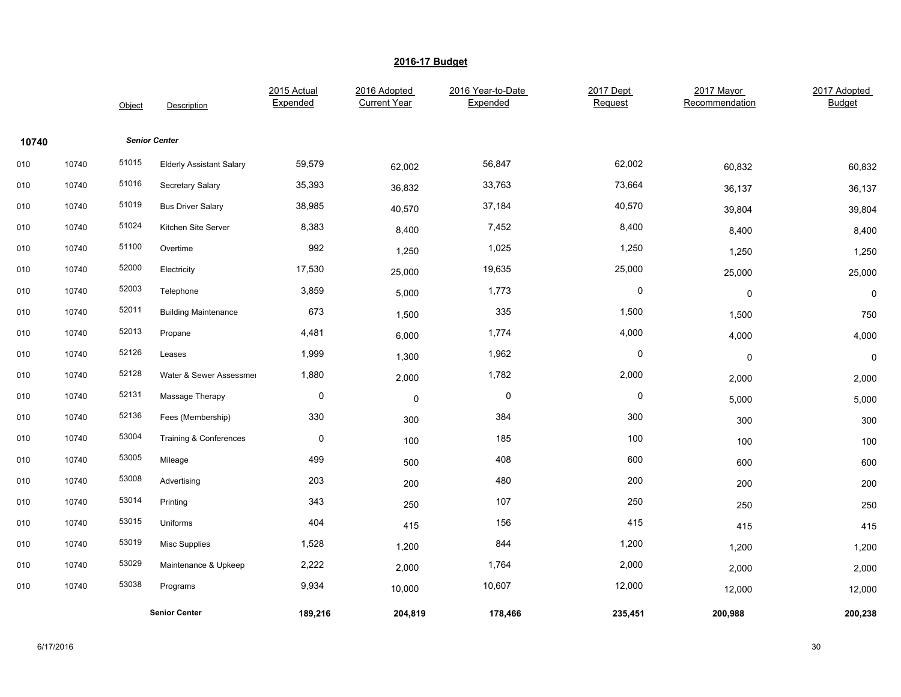## 2016-17 Budget

| | | Object | Description | 2015 Actual Expended | 2016 Adopted Current Year | 2016 Year-to-Date Expended | 2017 Dept Request | 2017 Mayor Recommendation | 2017 Adopted Budget |
|---|---|---|---|---|---|---|---|---|---|
| **10740** | | | ***Senior Center*** | | | | | | |
| 010 | 10740 | 51015 | Elderly Assistant Salary | 59,579 | 62,002 | 56,847 | 62,002 | 60,832 | 60,832 |
| 010 | 10740 | 51016 | Secretary Salary | 35,393 | 36,832 | 33,763 | 73,664 | 36,137 | 36,137 |
| 010 | 10740 | 51019 | Bus Driver Salary | 38,985 | 40,570 | 37,184 | 40,570 | 39,804 | 39,804 |
| 010 | 10740 | 51024 | Kitchen Site Server | 8,383 | 8,400 | 7,452 | 8,400 | 8,400 | 8,400 |
| 010 | 10740 | 51100 | Overtime | 992 | 1,250 | 1,025 | 1,250 | 1,250 | 1,250 |
| 010 | 10740 | 52000 | Electricity | 17,530 | 25,000 | 19,635 | 25,000 | 25,000 | 25,000 |
| 010 | 10740 | 52003 | Telephone | 3,859 | 5,000 | 1,773 | 0 | 0 | 0 |
| 010 | 10740 | 52011 | Building Maintenance | 673 | 1,500 | 335 | 1,500 | 1,500 | 750 |
| 010 | 10740 | 52013 | Propane | 4,481 | 6,000 | 1,774 | 4,000 | 4,000 | 4,000 |
| 010 | 10740 | 52126 | Leases | 1,999 | 1,300 | 1,962 | 0 | 0 | 0 |
| 010 | 10740 | 52128 | Water & Sewer Assessmei | 1,880 | 2,000 | 1,782 | 2,000 | 2,000 | 2,000 |
| 010 | 10740 | 52131 | Massage Therapy | 0 | 0 | 0 | 0 | 5,000 | 5,000 |
| 010 | 10740 | 52136 | Fees (Membership) | 330 | 300 | 384 | 300 | 300 | 300 |
| 010 | 10740 | 53004 | Training & Conferences | 0 | 100 | 185 | 100 | 100 | 100 |
| 010 | 10740 | 53005 | Mileage | 499 | 500 | 408 | 600 | 600 | 600 |
| 010 | 10740 | 53008 | Advertising | 203 | 200 | 480 | 200 | 200 | 200 |
| 010 | 10740 | 53014 | Printing | 343 | 250 | 107 | 250 | 250 | 250 |
| 010 | 10740 | 53015 | Uniforms | 404 | 415 | 156 | 415 | 415 | 415 |
| 010 | 10740 | 53019 | Misc Supplies | 1,528 | 1,200 | 844 | 1,200 | 1,200 | 1,200 |
| 010 | 10740 | 53029 | Maintenance & Upkeep | 2,222 | 2,000 | 1,764 | 2,000 | 2,000 | 2,000 |
| 010 | 10740 | 53038 | Programs | 9,934 | 10,000 | 10,607 | 12,000 | 12,000 | 12,000 |
| | | | **Senior Center** | **189,216** | **204,819** | **178,466** | **235,451** | **200,988** | **200,238** |

6/17/2016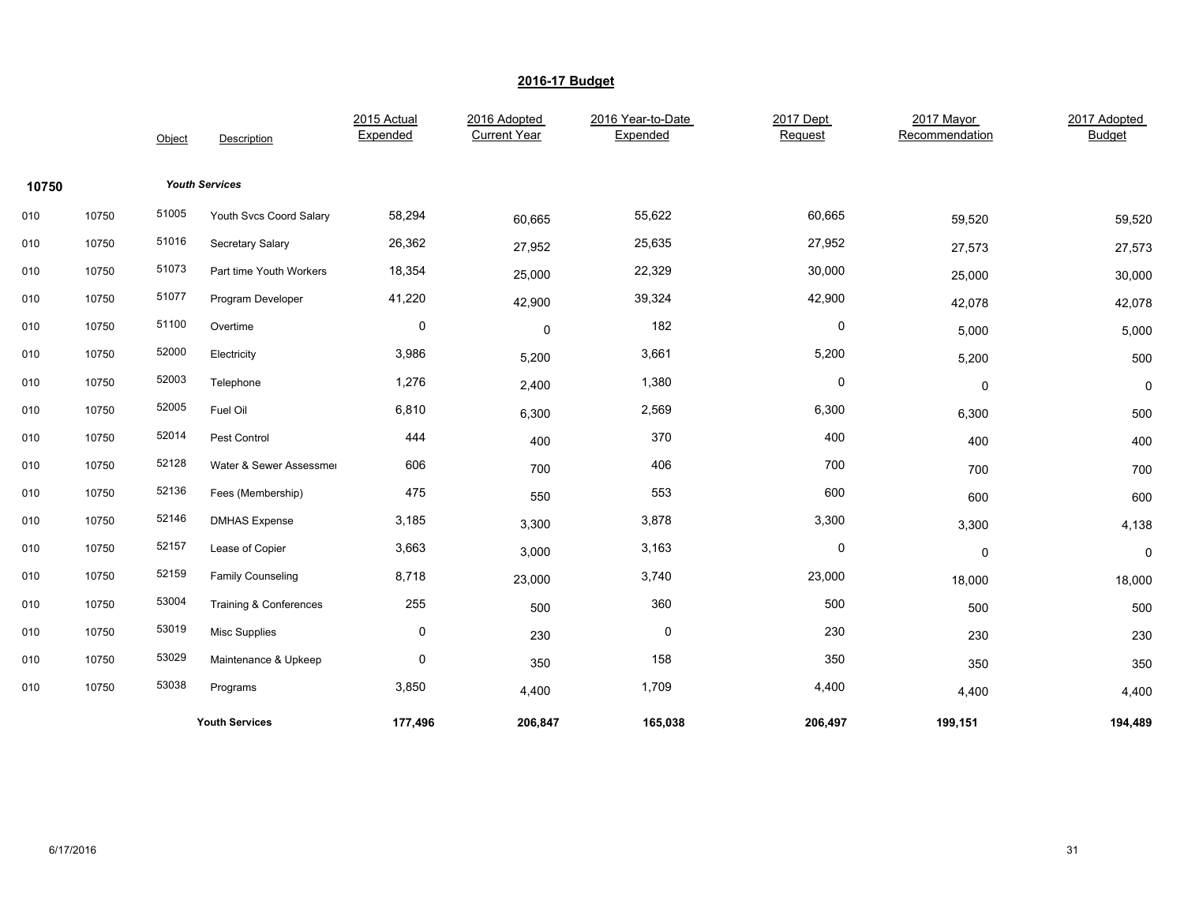## 2016-17 Budget

| | | Object | Description | 2015 Actual Expended | 2016 Adopted Current Year | 2016 Year-to-Date Expended | 2017 Dept Request | 2017 Mayor Recommendation | 2017 Adopted Budget |
|---|---|---|---|---|---|---|---|---|---|
| **10750** | | | ***Youth Services*** | | | | | | |
| 010 | 10750 | 51005 | Youth Svcs Coord Salary | 58,294 | 60,665 | 55,622 | 60,665 | 59,520 | 59,520 |
| 010 | 10750 | 51016 | Secretary Salary | 26,362 | 27,952 | 25,635 | 27,952 | 27,573 | 27,573 |
| 010 | 10750 | 51073 | Part time Youth Workers | 18,354 | 25,000 | 22,329 | 30,000 | 25,000 | 30,000 |
| 010 | 10750 | 51077 | Program Developer | 41,220 | 42,900 | 39,324 | 42,900 | 42,078 | 42,078 |
| 010 | 10750 | 51100 | Overtime | 0 | 0 | 182 | 0 | 5,000 | 5,000 |
| 010 | 10750 | 52000 | Electricity | 3,986 | 5,200 | 3,661 | 5,200 | 5,200 | 500 |
| 010 | 10750 | 52003 | Telephone | 1,276 | 2,400 | 1,380 | 0 | 0 | 0 |
| 010 | 10750 | 52005 | Fuel Oil | 6,810 | 6,300 | 2,569 | 6,300 | 6,300 | 500 |
| 010 | 10750 | 52014 | Pest Control | 444 | 400 | 370 | 400 | 400 | 400 |
| 010 | 10750 | 52128 | Water & Sewer Assessmer | 606 | 700 | 406 | 700 | 700 | 700 |
| 010 | 10750 | 52136 | Fees (Membership) | 475 | 550 | 553 | 600 | 600 | 600 |
| 010 | 10750 | 52146 | DMHAS Expense | 3,185 | 3,300 | 3,878 | 3,300 | 3,300 | 4,138 |
| 010 | 10750 | 52157 | Lease of Copier | 3,663 | 3,000 | 3,163 | 0 | 0 | 0 |
| 010 | 10750 | 52159 | Family Counseling | 8,718 | 23,000 | 3,740 | 23,000 | 18,000 | 18,000 |
| 010 | 10750 | 53004 | Training & Conferences | 255 | 500 | 360 | 500 | 500 | 500 |
| 010 | 10750 | 53019 | Misc Supplies | 0 | 230 | 0 | 230 | 230 | 230 |
| 010 | 10750 | 53029 | Maintenance & Upkeep | 0 | 350 | 158 | 350 | 350 | 350 |
| 010 | 10750 | 53038 | Programs | 3,850 | 4,400 | 1,709 | 4,400 | 4,400 | 4,400 |
| | | | **Youth Services** | **177,496** | **206,847** | **165,038** | **206,497** | **199,151** | **194,489** |

6/17/2016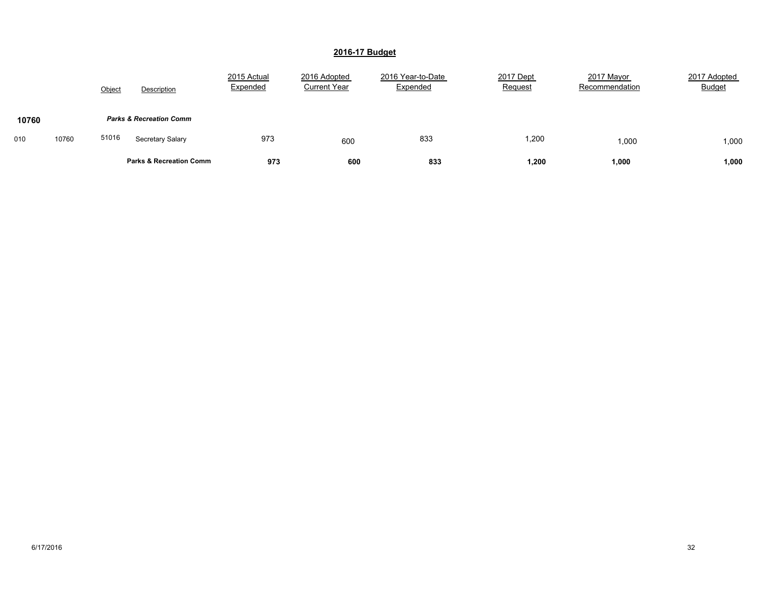# 2016-17 Budget

| | | Object | Description | 2015 Actual Expended | 2016 Adopted Current Year | 2016 Year-to-Date Expended | 2017 Dept Request | 2017 Mayor Recommendation | 2017 Adopted Budget |
|---|---|---|---|---|---|---|---|---|---|
| **10760** | | | ***Parks & Recreation Comm*** | | | | | | |
| 010 | 10760 | 51016 | Secretary Salary | 973 | 600 | 833 | 1,200 | 1,000 | 1,000 |
| | | | **Parks & Recreation Comm** | **973** | **600** | **833** | **1,200** | **1,000** | **1,000** |

6/17/2016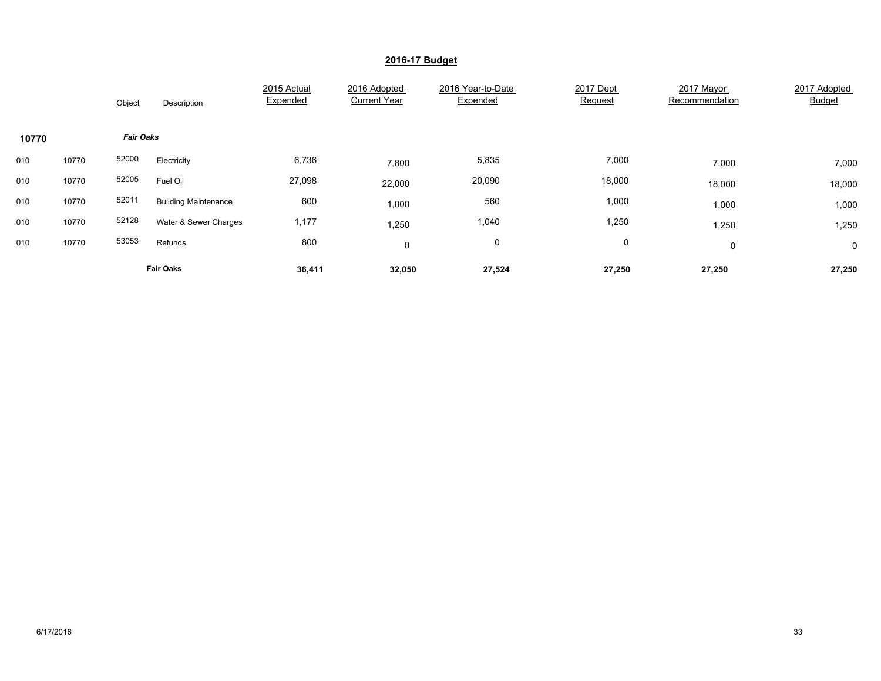## 2016-17 Budget

| | | Object | Description | 2015 Actual Expended | 2016 Adopted Current Year | 2016 Year-to-Date Expended | 2017 Dept Request | 2017 Mayor Recommendation | 2017 Adopted Budget |
|---|---|---|---|---|---|---|---|---|---|
| **10770** | | ***Fair Oaks*** | | | | | | | |
| 010 | 10770 | 52000 | Electricity | 6,736 | 7,800 | 5,835 | 7,000 | 7,000 | 7,000 |
| 010 | 10770 | 52005 | Fuel Oil | 27,098 | 22,000 | 20,090 | 18,000 | 18,000 | 18,000 |
| 010 | 10770 | 52011 | Building Maintenance | 600 | 1,000 | 560 | 1,000 | 1,000 | 1,000 |
| 010 | 10770 | 52128 | Water & Sewer Charges | 1,177 | 1,250 | 1,040 | 1,250 | 1,250 | 1,250 |
| 010 | 10770 | 53053 | Refunds | 800 | 0 | 0 | 0 | 0 | 0 |
| | | | **Fair Oaks** | **36,411** | **32,050** | **27,524** | **27,250** | **27,250** | **27,250** |

6/17/2016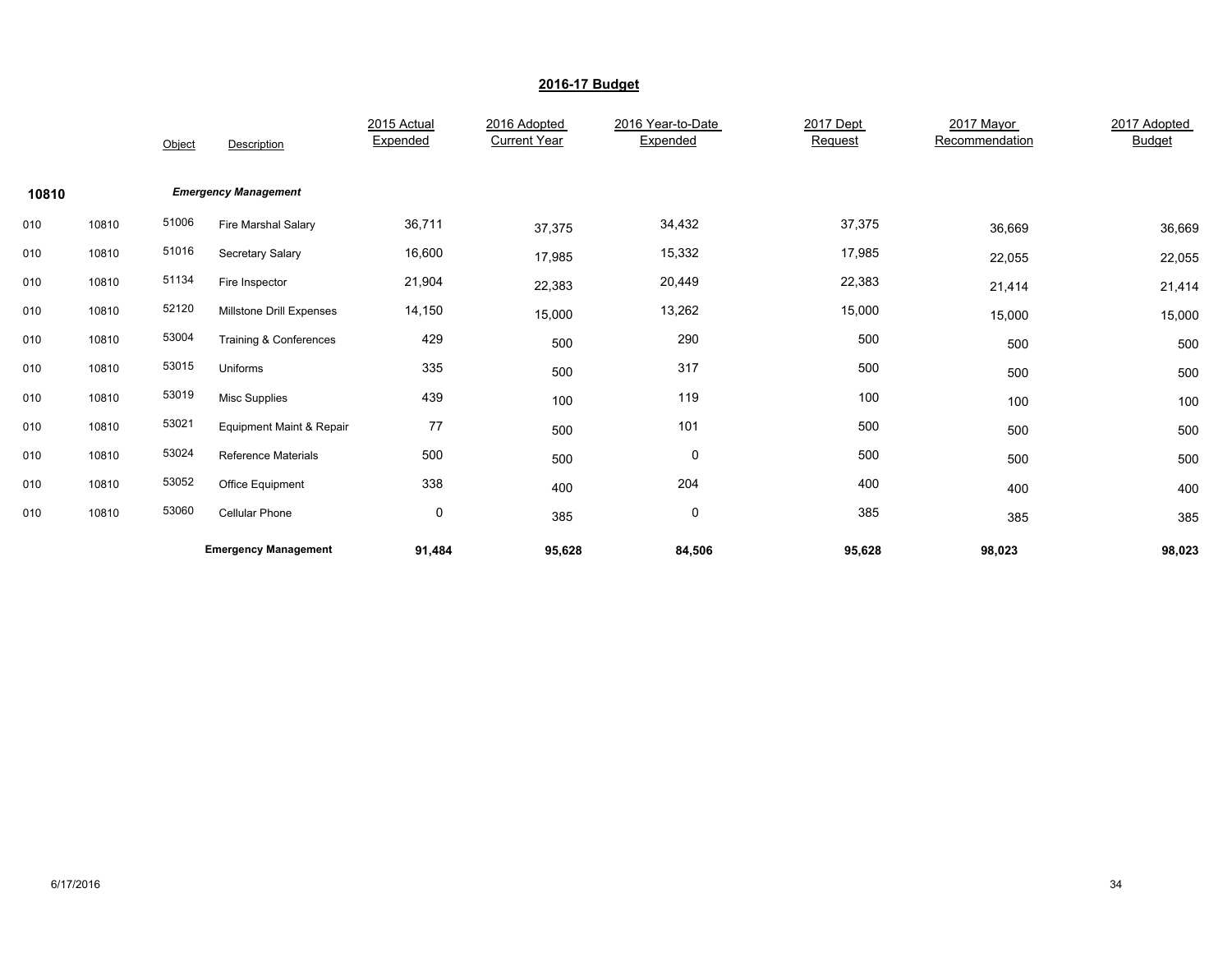## 2016-17 Budget

| | | Object | Description | 2015 Actual Expended | 2016 Adopted Current Year | 2016 Year-to-Date Expended | 2017 Dept Request | 2017 Mayor Recommendation | 2017 Adopted Budget |
|---|---|---|---|---|---|---|---|---|---|
| **10810** | | | ***Emergency Management*** | | | | | | |
| 010 | 10810 | 51006 | Fire Marshal Salary | 36,711 | 37,375 | 34,432 | 37,375 | 36,669 | 36,669 |
| 010 | 10810 | 51016 | Secretary Salary | 16,600 | 17,985 | 15,332 | 17,985 | 22,055 | 22,055 |
| 010 | 10810 | 51134 | Fire Inspector | 21,904 | 22,383 | 20,449 | 22,383 | 21,414 | 21,414 |
| 010 | 10810 | 52120 | Millstone Drill Expenses | 14,150 | 15,000 | 13,262 | 15,000 | 15,000 | 15,000 |
| 010 | 10810 | 53004 | Training & Conferences | 429 | 500 | 290 | 500 | 500 | 500 |
| 010 | 10810 | 53015 | Uniforms | 335 | 500 | 317 | 500 | 500 | 500 |
| 010 | 10810 | 53019 | Misc Supplies | 439 | 100 | 119 | 100 | 100 | 100 |
| 010 | 10810 | 53021 | Equipment Maint & Repair | 77 | 500 | 101 | 500 | 500 | 500 |
| 010 | 10810 | 53024 | Reference Materials | 500 | 500 | 0 | 500 | 500 | 500 |
| 010 | 10810 | 53052 | Office Equipment | 338 | 400 | 204 | 400 | 400 | 400 |
| 010 | 10810 | 53060 | Cellular Phone | 0 | 385 | 0 | 385 | 385 | 385 |
| | | | **Emergency Management** | **91,484** | **95,628** | **84,506** | **95,628** | **98,023** | **98,023** |

6/17/2016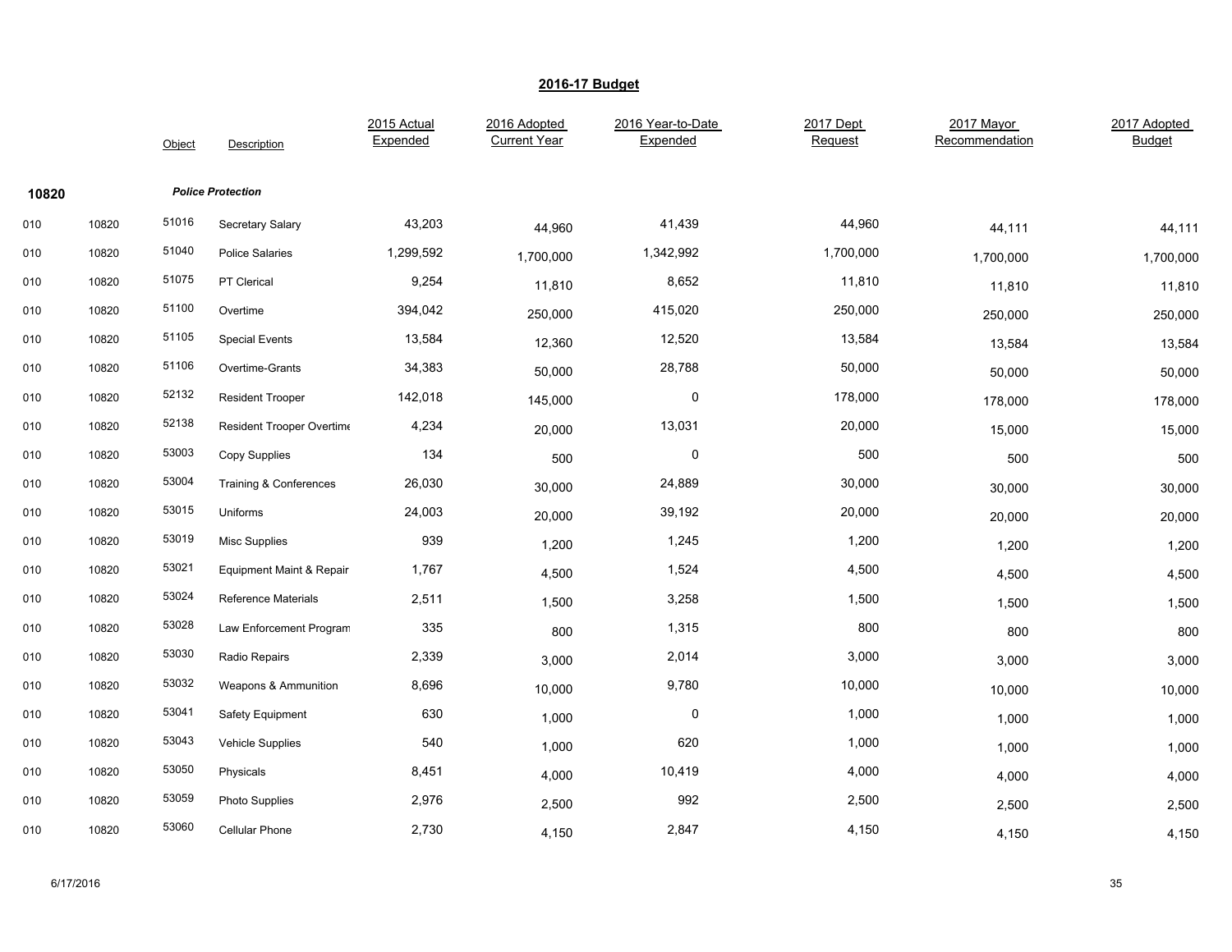## 2016-17 Budget

| | | Object | Description | 2015 Actual Expended | 2016 Adopted Current Year | 2016 Year-to-Date Expended | 2017 Dept Request | 2017 Mayor Recommendation | 2017 Adopted Budget |
|---|---|---|---|---|---|---|---|---|---|
| **10820** | | | ***Police Protection*** | | | | | | |
| 010 | 10820 | 51016 | Secretary Salary | 43,203 | 44,960 | 41,439 | 44,960 | 44,111 | 44,111 |
| 010 | 10820 | 51040 | Police Salaries | 1,299,592 | 1,700,000 | 1,342,992 | 1,700,000 | 1,700,000 | 1,700,000 |
| 010 | 10820 | 51075 | PT Clerical | 9,254 | 11,810 | 8,652 | 11,810 | 11,810 | 11,810 |
| 010 | 10820 | 51100 | Overtime | 394,042 | 250,000 | 415,020 | 250,000 | 250,000 | 250,000 |
| 010 | 10820 | 51105 | Special Events | 13,584 | 12,360 | 12,520 | 13,584 | 13,584 | 13,584 |
| 010 | 10820 | 51106 | Overtime-Grants | 34,383 | 50,000 | 28,788 | 50,000 | 50,000 | 50,000 |
| 010 | 10820 | 52132 | Resident Trooper | 142,018 | 145,000 | 0 | 178,000 | 178,000 | 178,000 |
| 010 | 10820 | 52138 | Resident Trooper Overtime | 4,234 | 20,000 | 13,031 | 20,000 | 15,000 | 15,000 |
| 010 | 10820 | 53003 | Copy Supplies | 134 | 500 | 0 | 500 | 500 | 500 |
| 010 | 10820 | 53004 | Training & Conferences | 26,030 | 30,000 | 24,889 | 30,000 | 30,000 | 30,000 |
| 010 | 10820 | 53015 | Uniforms | 24,003 | 20,000 | 39,192 | 20,000 | 20,000 | 20,000 |
| 010 | 10820 | 53019 | Misc Supplies | 939 | 1,200 | 1,245 | 1,200 | 1,200 | 1,200 |
| 010 | 10820 | 53021 | Equipment Maint & Repair | 1,767 | 4,500 | 1,524 | 4,500 | 4,500 | 4,500 |
| 010 | 10820 | 53024 | Reference Materials | 2,511 | 1,500 | 3,258 | 1,500 | 1,500 | 1,500 |
| 010 | 10820 | 53028 | Law Enforcement Program | 335 | 800 | 1,315 | 800 | 800 | 800 |
| 010 | 10820 | 53030 | Radio Repairs | 2,339 | 3,000 | 2,014 | 3,000 | 3,000 | 3,000 |
| 010 | 10820 | 53032 | Weapons & Ammunition | 8,696 | 10,000 | 9,780 | 10,000 | 10,000 | 10,000 |
| 010 | 10820 | 53041 | Safety Equipment | 630 | 1,000 | 0 | 1,000 | 1,000 | 1,000 |
| 010 | 10820 | 53043 | Vehicle Supplies | 540 | 1,000 | 620 | 1,000 | 1,000 | 1,000 |
| 010 | 10820 | 53050 | Physicals | 8,451 | 4,000 | 10,419 | 4,000 | 4,000 | 4,000 |
| 010 | 10820 | 53059 | Photo Supplies | 2,976 | 2,500 | 992 | 2,500 | 2,500 | 2,500 |
| 010 | 10820 | 53060 | Cellular Phone | 2,730 | 4,150 | 2,847 | 4,150 | 4,150 | 4,150 |

6/17/2016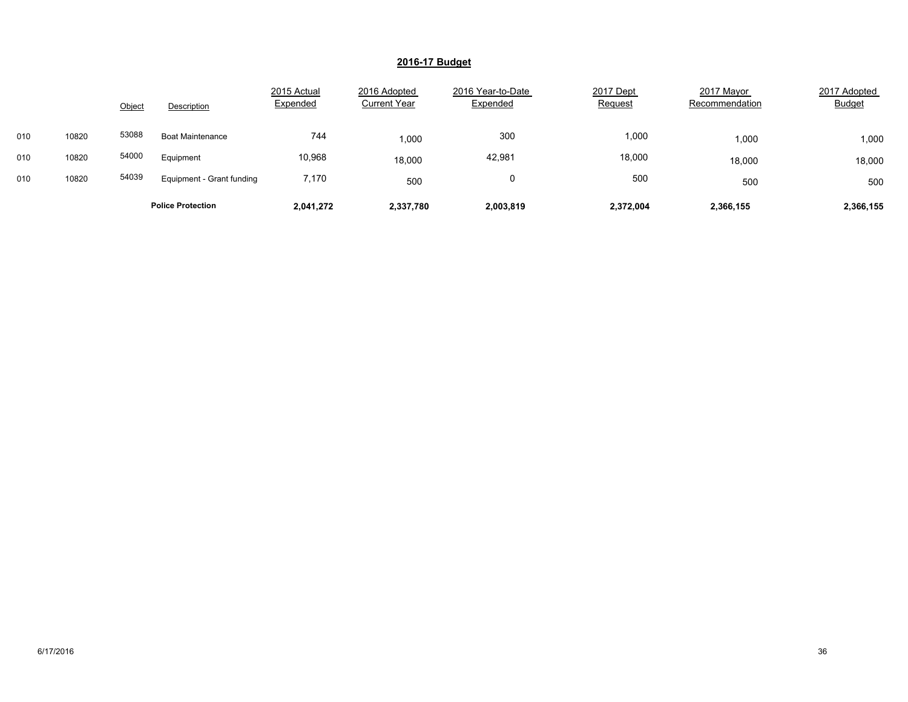## 2016-17 Budget

| | | Object | Description | 2015 Actual Expended | 2016 Adopted Current Year | 2016 Year-to-Date Expended | 2017 Dept Request | 2017 Mayor Recommendation | 2017 Adopted Budget |
|---|---|---|---|---|---|---|---|---|---|
| 010 | 10820 | 53088 | Boat Maintenance | 744 | 1,000 | 300 | 1,000 | 1,000 | 1,000 |
| 010 | 10820 | 54000 | Equipment | 10,968 | 18,000 | 42,981 | 18,000 | 18,000 | 18,000 |
| 010 | 10820 | 54039 | Equipment - Grant funding | 7,170 | 500 | 0 | 500 | 500 | 500 |
| | | | **Police Protection** | **2,041,272** | **2,337,780** | **2,003,819** | **2,372,004** | **2,366,155** | **2,366,155** |

6/17/2016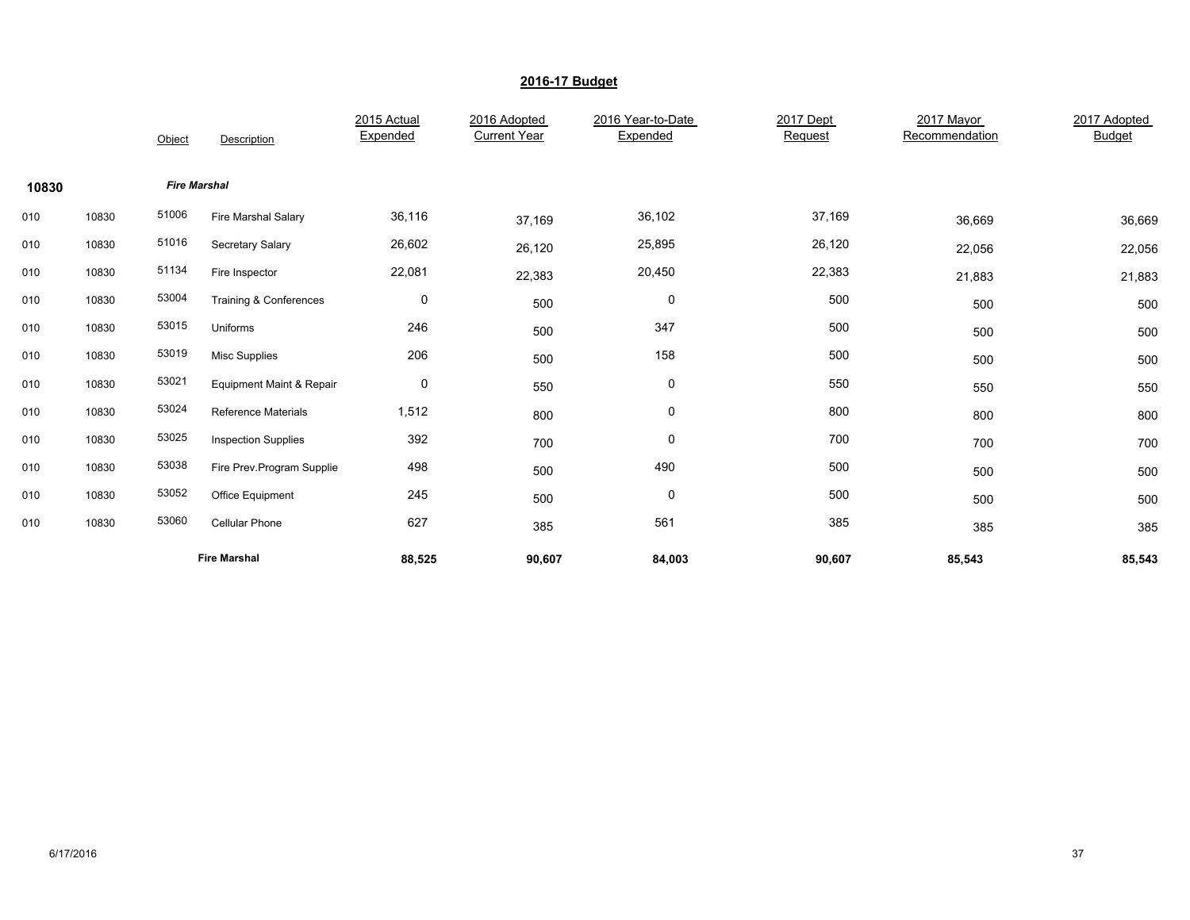## 2016-17 Budget

| | | Object | Description | 2015 Actual Expended | 2016 Adopted Current Year | 2016 Year-to-Date Expended | 2017 Dept Request | 2017 Mayor Recommendation | 2017 Adopted Budget |
|---|---|---|---|---|---|---|---|---|---|
| **10830** | | ***Fire Marshal*** | | | | | | | |
| 010 | 10830 | 51006 | Fire Marshal Salary | 36,116 | 37,169 | 36,102 | 37,169 | 36,669 | 36,669 |
| 010 | 10830 | 51016 | Secretary Salary | 26,602 | 26,120 | 25,895 | 26,120 | 22,056 | 22,056 |
| 010 | 10830 | 51134 | Fire Inspector | 22,081 | 22,383 | 20,450 | 22,383 | 21,883 | 21,883 |
| 010 | 10830 | 53004 | Training & Conferences | 0 | 500 | 0 | 500 | 500 | 500 |
| 010 | 10830 | 53015 | Uniforms | 246 | 500 | 347 | 500 | 500 | 500 |
| 010 | 10830 | 53019 | Misc Supplies | 206 | 500 | 158 | 500 | 500 | 500 |
| 010 | 10830 | 53021 | Equipment Maint & Repair | 0 | 550 | 0 | 550 | 550 | 550 |
| 010 | 10830 | 53024 | Reference Materials | 1,512 | 800 | 0 | 800 | 800 | 800 |
| 010 | 10830 | 53025 | Inspection Supplies | 392 | 700 | 0 | 700 | 700 | 700 |
| 010 | 10830 | 53038 | Fire Prev.Program Supplie | 498 | 500 | 490 | 500 | 500 | 500 |
| 010 | 10830 | 53052 | Office Equipment | 245 | 500 | 0 | 500 | 500 | 500 |
| 010 | 10830 | 53060 | Cellular Phone | 627 | 385 | 561 | 385 | 385 | 385 |
| | | | **Fire Marshal** | **88,525** | **90,607** | **84,003** | **90,607** | **85,543** | **85,543** |

6/17/2016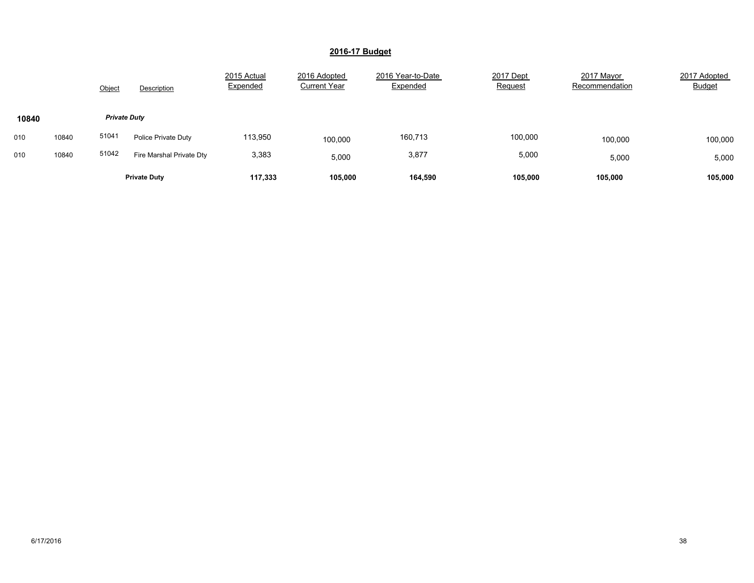## 2016-17 Budget

| | | Object | Description | 2015 Actual Expended | 2016 Adopted Current Year | 2016 Year-to-Date Expended | 2017 Dept Request | 2017 Mayor Recommendation | 2017 Adopted Budget |
|---|---|---|---|---|---|---|---|---|---|
| **10840** | | ***Private Duty*** | | | | | | | |
| 010 | 10840 | 51041 | Police Private Duty | 113,950 | 100,000 | 160,713 | 100,000 | 100,000 | 100,000 |
| 010 | 10840 | 51042 | Fire Marshal Private Dty | 3,383 | 5,000 | 3,877 | 5,000 | 5,000 | 5,000 |
| | | | **Private Duty** | **117,333** | **105,000** | **164,590** | **105,000** | **105,000** | **105,000** |

6/17/2016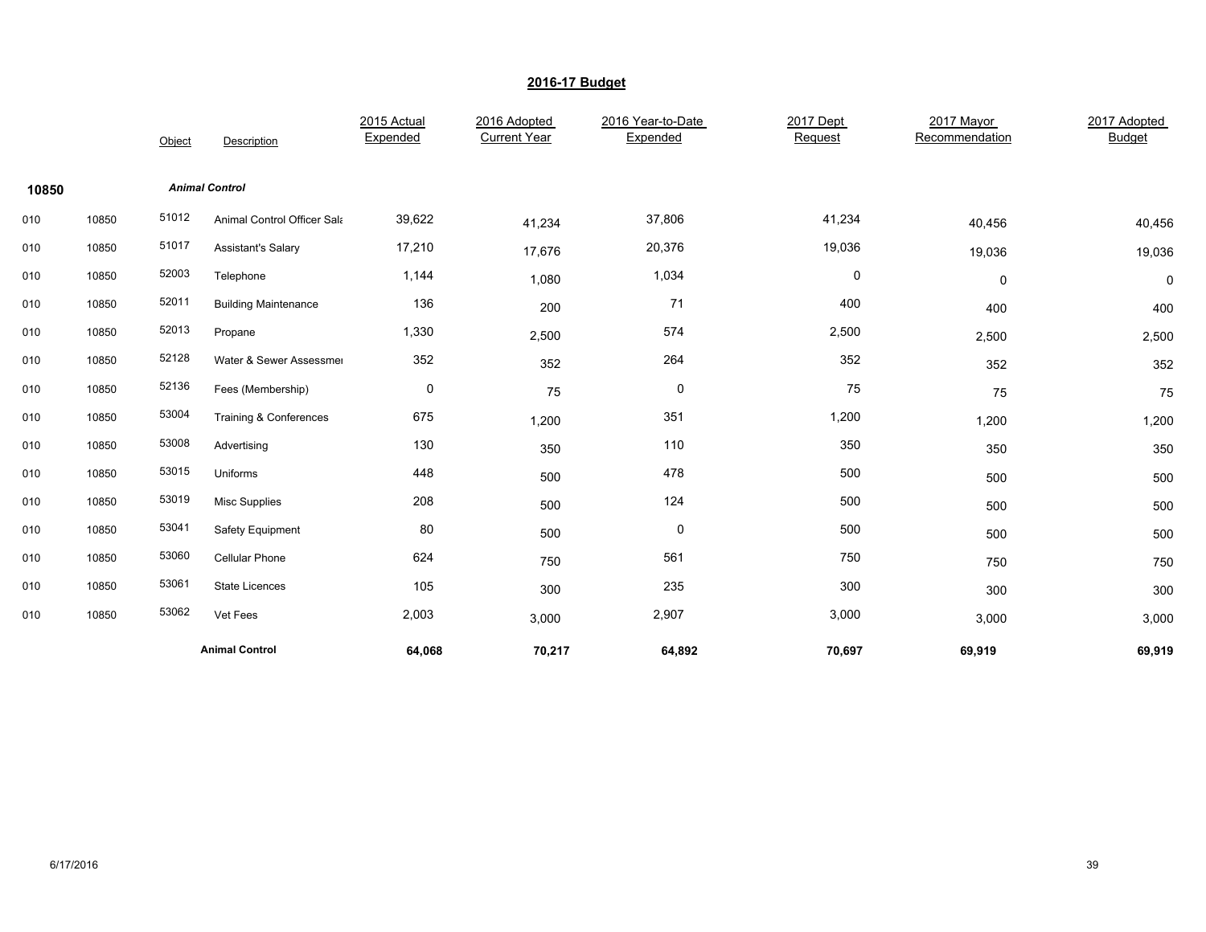## 2016-17 Budget

| | | Object | Description | 2015 Actual Expended | 2016 Adopted Current Year | 2016 Year-to-Date Expended | 2017 Dept Request | 2017 Mayor Recommendation | 2017 Adopted Budget |
|---|---|---|---|---|---|---|---|---|---|
| **10850** | | | ***Animal Control*** | | | | | | |
| 010 | 10850 | 51012 | Animal Control Officer Sala | 39,622 | 41,234 | 37,806 | 41,234 | 40,456 | 40,456 |
| 010 | 10850 | 51017 | Assistant's Salary | 17,210 | 17,676 | 20,376 | 19,036 | 19,036 | 19,036 |
| 010 | 10850 | 52003 | Telephone | 1,144 | 1,080 | 1,034 | 0 | 0 | 0 |
| 010 | 10850 | 52011 | Building Maintenance | 136 | 200 | 71 | 400 | 400 | 400 |
| 010 | 10850 | 52013 | Propane | 1,330 | 2,500 | 574 | 2,500 | 2,500 | 2,500 |
| 010 | 10850 | 52128 | Water & Sewer Assessmen | 352 | 352 | 264 | 352 | 352 | 352 |
| 010 | 10850 | 52136 | Fees (Membership) | 0 | 75 | 0 | 75 | 75 | 75 |
| 010 | 10850 | 53004 | Training & Conferences | 675 | 1,200 | 351 | 1,200 | 1,200 | 1,200 |
| 010 | 10850 | 53008 | Advertising | 130 | 350 | 110 | 350 | 350 | 350 |
| 010 | 10850 | 53015 | Uniforms | 448 | 500 | 478 | 500 | 500 | 500 |
| 010 | 10850 | 53019 | Misc Supplies | 208 | 500 | 124 | 500 | 500 | 500 |
| 010 | 10850 | 53041 | Safety Equipment | 80 | 500 | 0 | 500 | 500 | 500 |
| 010 | 10850 | 53060 | Cellular Phone | 624 | 750 | 561 | 750 | 750 | 750 |
| 010 | 10850 | 53061 | State Licences | 105 | 300 | 235 | 300 | 300 | 300 |
| 010 | 10850 | 53062 | Vet Fees | 2,003 | 3,000 | 2,907 | 3,000 | 3,000 | 3,000 |
| | | | **Animal Control** | **64,068** | **70,217** | **64,892** | **70,697** | **69,919** | **69,919** |

6/17/2016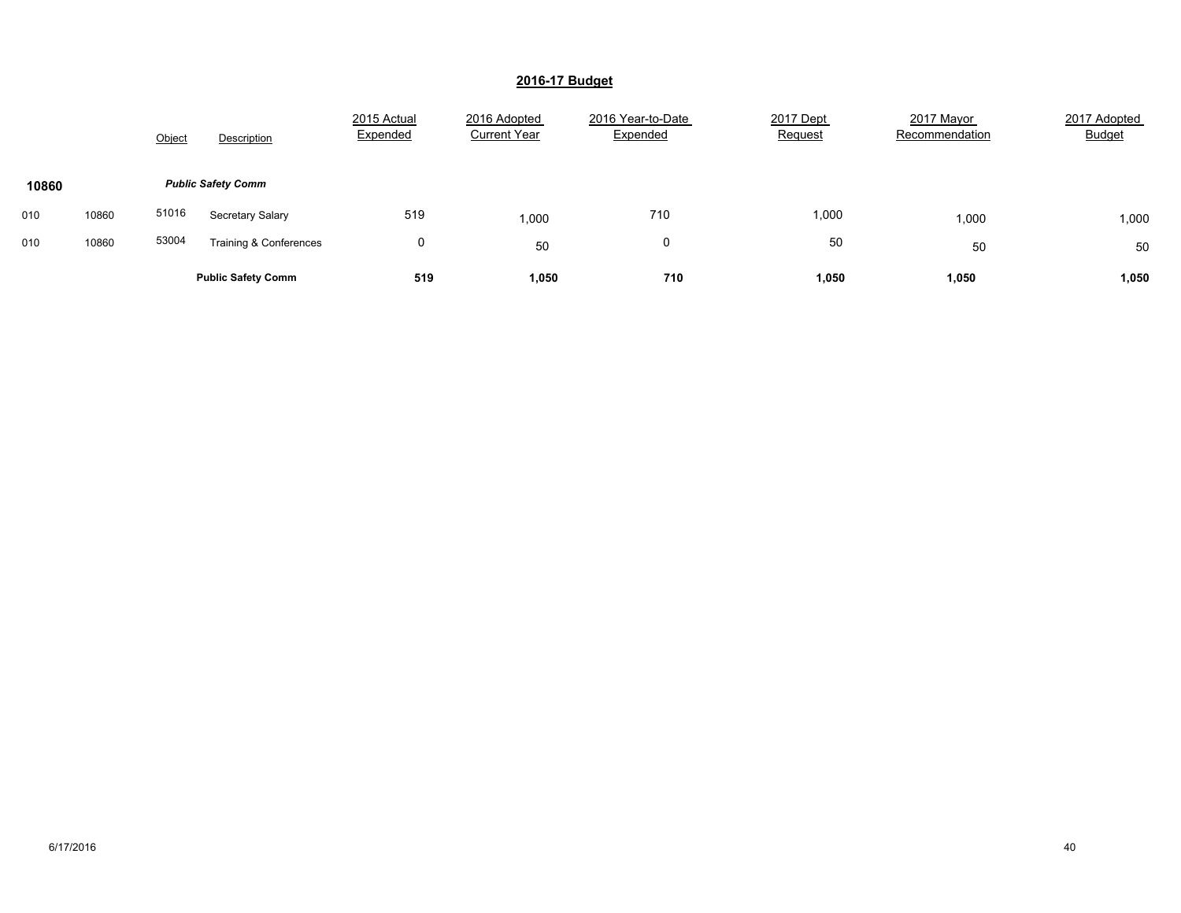## 2016-17 Budget

| | | Object | Description | 2015 Actual Expended | 2016 Adopted Current Year | 2016 Year-to-Date Expended | 2017 Dept Request | 2017 Mayor Recommendation | 2017 Adopted Budget |
|---|---|---|---|---|---|---|---|---|---|
| **10860** | | | ***Public Safety Comm*** | | | | | | |
| 010 | 10860 | 51016 | Secretary Salary | 519 | 1,000 | 710 | 1,000 | 1,000 | 1,000 |
| 010 | 10860 | 53004 | Training & Conferences | 0 | 50 | 0 | 50 | 50 | 50 |
| | | | **Public Safety Comm** | **519** | **1,050** | **710** | **1,050** | **1,050** | **1,050** |

6/17/2016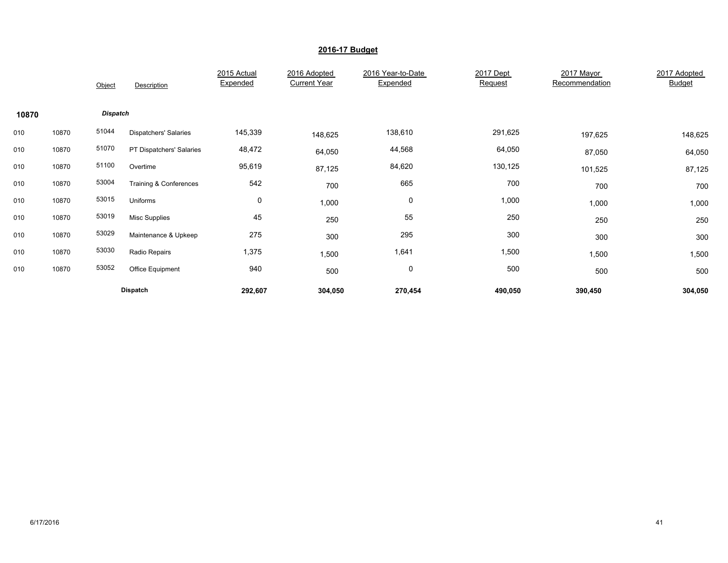## 2016-17 Budget

| | | Object | Description | 2015 Actual Expended | 2016 Adopted Current Year | 2016 Year-to-Date Expended | 2017 Dept Request | 2017 Mayor Recommendation | 2017 Adopted Budget |
|---|---|---|---|---|---|---|---|---|---|
| **10870** | | ***Dispatch*** | | | | | | | |
| 010 | 10870 | 51044 | Dispatchers' Salaries | 145,339 | 148,625 | 138,610 | 291,625 | 197,625 | 148,625 |
| 010 | 10870 | 51070 | PT Dispatchers' Salaries | 48,472 | 64,050 | 44,568 | 64,050 | 87,050 | 64,050 |
| 010 | 10870 | 51100 | Overtime | 95,619 | 87,125 | 84,620 | 130,125 | 101,525 | 87,125 |
| 010 | 10870 | 53004 | Training & Conferences | 542 | 700 | 665 | 700 | 700 | 700 |
| 010 | 10870 | 53015 | Uniforms | 0 | 1,000 | 0 | 1,000 | 1,000 | 1,000 |
| 010 | 10870 | 53019 | Misc Supplies | 45 | 250 | 55 | 250 | 250 | 250 |
| 010 | 10870 | 53029 | Maintenance & Upkeep | 275 | 300 | 295 | 300 | 300 | 300 |
| 010 | 10870 | 53030 | Radio Repairs | 1,375 | 1,500 | 1,641 | 1,500 | 1,500 | 1,500 |
| 010 | 10870 | 53052 | Office Equipment | 940 | 500 | 0 | 500 | 500 | 500 |
| | | | **Dispatch** | **292,607** | **304,050** | **270,454** | **490,050** | **390,450** | **304,050** |

6/17/2016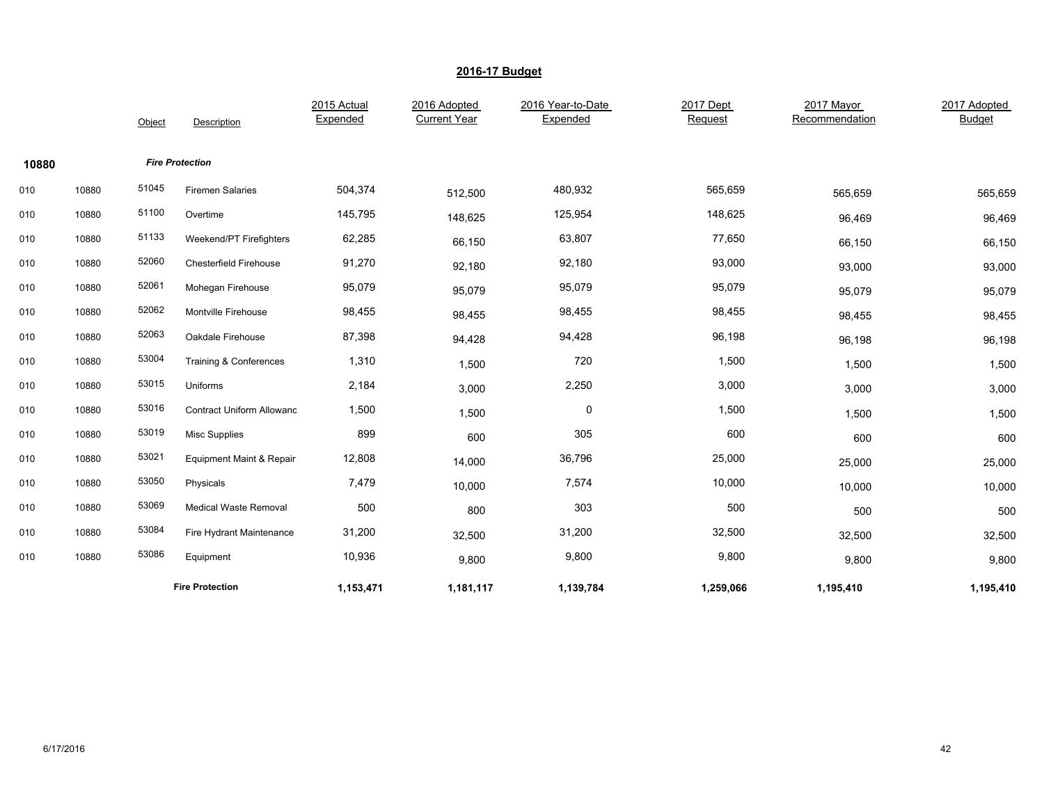## 2016-17 Budget

| | | Object | Description | 2015 Actual Expended | 2016 Adopted Current Year | 2016 Year-to-Date Expended | 2017 Dept Request | 2017 Mayor Recommendation | 2017 Adopted Budget |
|---|---|---|---|---|---|---|---|---|---|
| **10880** | | | ***Fire Protection*** | | | | | | |
| 010 | 10880 | 51045 | Firemen Salaries | 504,374 | 512,500 | 480,932 | 565,659 | 565,659 | 565,659 |
| 010 | 10880 | 51100 | Overtime | 145,795 | 148,625 | 125,954 | 148,625 | 96,469 | 96,469 |
| 010 | 10880 | 51133 | Weekend/PT Firefighters | 62,285 | 66,150 | 63,807 | 77,650 | 66,150 | 66,150 |
| 010 | 10880 | 52060 | Chesterfield Firehouse | 91,270 | 92,180 | 92,180 | 93,000 | 93,000 | 93,000 |
| 010 | 10880 | 52061 | Mohegan Firehouse | 95,079 | 95,079 | 95,079 | 95,079 | 95,079 | 95,079 |
| 010 | 10880 | 52062 | Montville Firehouse | 98,455 | 98,455 | 98,455 | 98,455 | 98,455 | 98,455 |
| 010 | 10880 | 52063 | Oakdale Firehouse | 87,398 | 94,428 | 94,428 | 96,198 | 96,198 | 96,198 |
| 010 | 10880 | 53004 | Training & Conferences | 1,310 | 1,500 | 720 | 1,500 | 1,500 | 1,500 |
| 010 | 10880 | 53015 | Uniforms | 2,184 | 3,000 | 2,250 | 3,000 | 3,000 | 3,000 |
| 010 | 10880 | 53016 | Contract Uniform Allowanc | 1,500 | 1,500 | 0 | 1,500 | 1,500 | 1,500 |
| 010 | 10880 | 53019 | Misc Supplies | 899 | 600 | 305 | 600 | 600 | 600 |
| 010 | 10880 | 53021 | Equipment Maint & Repair | 12,808 | 14,000 | 36,796 | 25,000 | 25,000 | 25,000 |
| 010 | 10880 | 53050 | Physicals | 7,479 | 10,000 | 7,574 | 10,000 | 10,000 | 10,000 |
| 010 | 10880 | 53069 | Medical Waste Removal | 500 | 800 | 303 | 500 | 500 | 500 |
| 010 | 10880 | 53084 | Fire Hydrant Maintenance | 31,200 | 32,500 | 31,200 | 32,500 | 32,500 | 32,500 |
| 010 | 10880 | 53086 | Equipment | 10,936 | 9,800 | 9,800 | 9,800 | 9,800 | 9,800 |
| | | | **Fire Protection** | **1,153,471** | **1,181,117** | **1,139,784** | **1,259,066** | **1,195,410** | **1,195,410** |

6/17/2016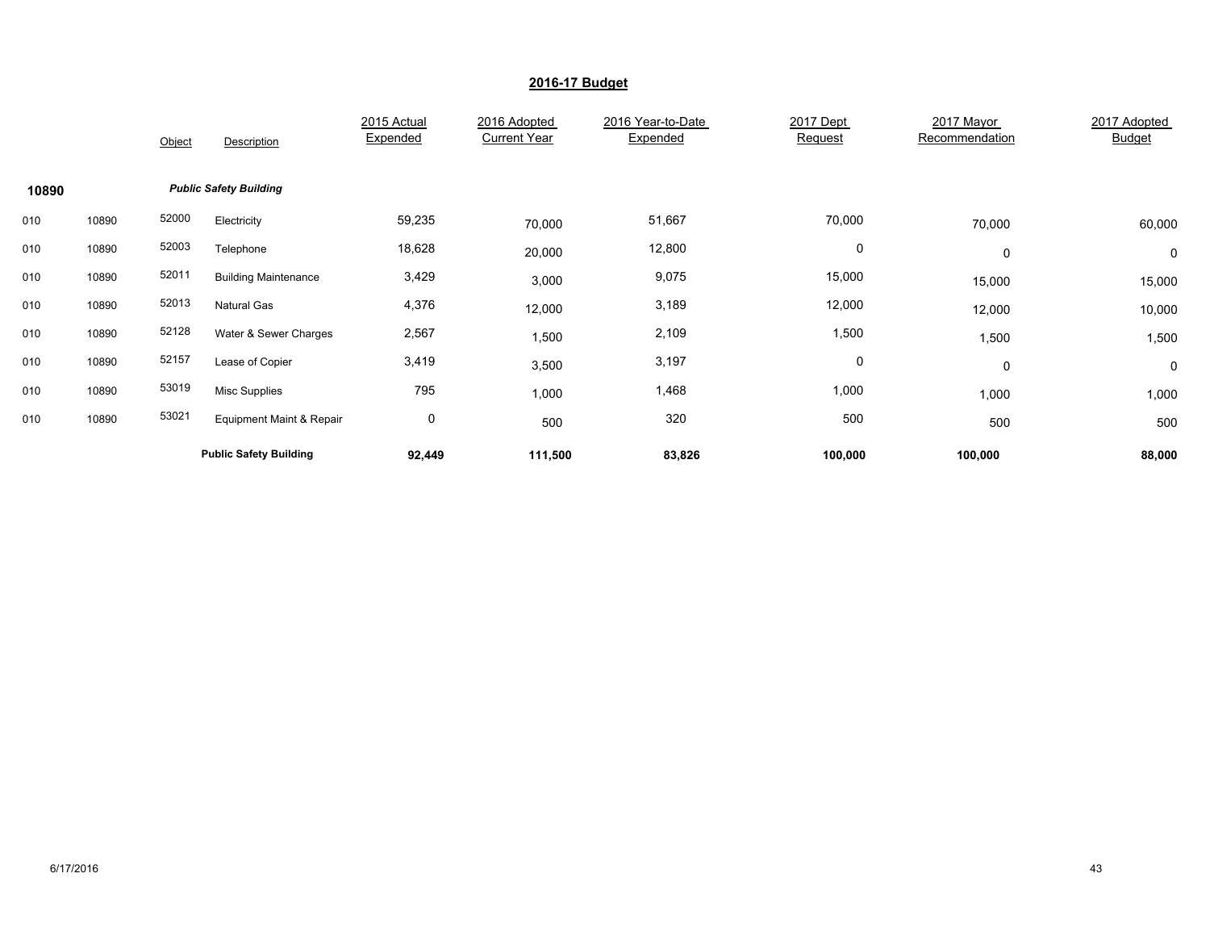## 2016-17 Budget

| | | Object | Description | 2015 Actual Expended | 2016 Adopted Current Year | 2016 Year-to-Date Expended | 2017 Dept Request | 2017 Mayor Recommendation | 2017 Adopted Budget |
|---|---|---|---|---|---|---|---|---|---|
| **10890** | | | ***Public Safety Building*** | | | | | | |
| 010 | 10890 | 52000 | Electricity | 59,235 | 70,000 | 51,667 | 70,000 | 70,000 | 60,000 |
| 010 | 10890 | 52003 | Telephone | 18,628 | 20,000 | 12,800 | 0 | 0 | 0 |
| 010 | 10890 | 52011 | Building Maintenance | 3,429 | 3,000 | 9,075 | 15,000 | 15,000 | 15,000 |
| 010 | 10890 | 52013 | Natural Gas | 4,376 | 12,000 | 3,189 | 12,000 | 12,000 | 10,000 |
| 010 | 10890 | 52128 | Water & Sewer Charges | 2,567 | 1,500 | 2,109 | 1,500 | 1,500 | 1,500 |
| 010 | 10890 | 52157 | Lease of Copier | 3,419 | 3,500 | 3,197 | 0 | 0 | 0 |
| 010 | 10890 | 53019 | Misc Supplies | 795 | 1,000 | 1,468 | 1,000 | 1,000 | 1,000 |
| 010 | 10890 | 53021 | Equipment Maint & Repair | 0 | 500 | 320 | 500 | 500 | 500 |
| | | | **Public Safety Building** | **92,449** | **111,500** | **83,826** | **100,000** | **100,000** | **88,000** |

6/17/2016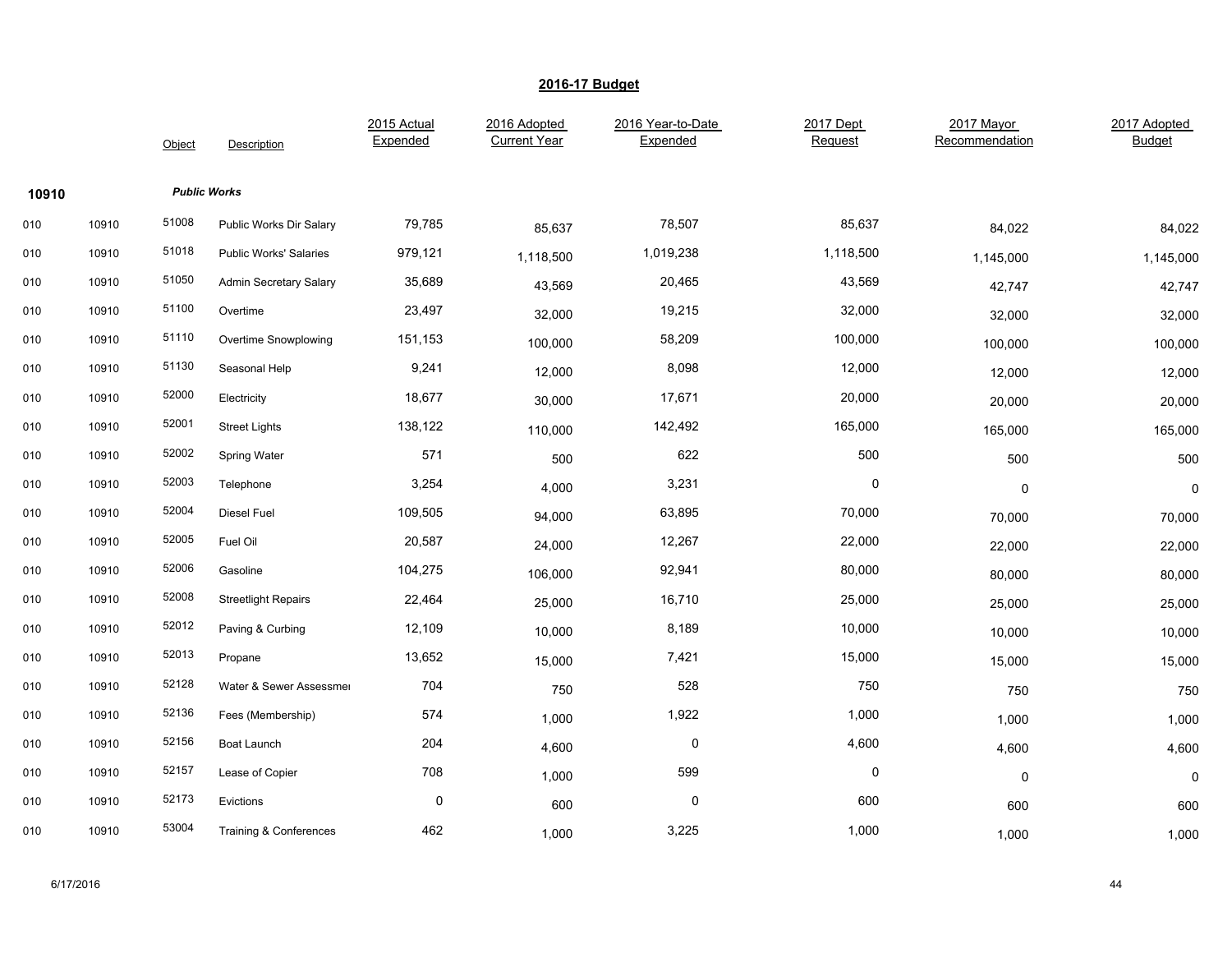# 2016-17 Budget

| | | Object | Description | 2015 Actual Expended | 2016 Adopted Current Year | 2016 Year-to-Date Expended | 2017 Dept Request | 2017 Mayor Recommendation | 2017 Adopted Budget |
|---|---|---|---|---|---|---|---|---|---|
| **10910** | | ***Public Works*** | | | | | | | |
| 010 | 10910 | 51008 | Public Works Dir Salary | 79,785 | 85,637 | 78,507 | 85,637 | 84,022 | 84,022 |
| 010 | 10910 | 51018 | Public Works' Salaries | 979,121 | 1,118,500 | 1,019,238 | 1,118,500 | 1,145,000 | 1,145,000 |
| 010 | 10910 | 51050 | Admin Secretary Salary | 35,689 | 43,569 | 20,465 | 43,569 | 42,747 | 42,747 |
| 010 | 10910 | 51100 | Overtime | 23,497 | 32,000 | 19,215 | 32,000 | 32,000 | 32,000 |
| 010 | 10910 | 51110 | Overtime Snowplowing | 151,153 | 100,000 | 58,209 | 100,000 | 100,000 | 100,000 |
| 010 | 10910 | 51130 | Seasonal Help | 9,241 | 12,000 | 8,098 | 12,000 | 12,000 | 12,000 |
| 010 | 10910 | 52000 | Electricity | 18,677 | 30,000 | 17,671 | 20,000 | 20,000 | 20,000 |
| 010 | 10910 | 52001 | Street Lights | 138,122 | 110,000 | 142,492 | 165,000 | 165,000 | 165,000 |
| 010 | 10910 | 52002 | Spring Water | 571 | 500 | 622 | 500 | 500 | 500 |
| 010 | 10910 | 52003 | Telephone | 3,254 | 4,000 | 3,231 | 0 | 0 | 0 |
| 010 | 10910 | 52004 | Diesel Fuel | 109,505 | 94,000 | 63,895 | 70,000 | 70,000 | 70,000 |
| 010 | 10910 | 52005 | Fuel Oil | 20,587 | 24,000 | 12,267 | 22,000 | 22,000 | 22,000 |
| 010 | 10910 | 52006 | Gasoline | 104,275 | 106,000 | 92,941 | 80,000 | 80,000 | 80,000 |
| 010 | 10910 | 52008 | Streetlight Repairs | 22,464 | 25,000 | 16,710 | 25,000 | 25,000 | 25,000 |
| 010 | 10910 | 52012 | Paving & Curbing | 12,109 | 10,000 | 8,189 | 10,000 | 10,000 | 10,000 |
| 010 | 10910 | 52013 | Propane | 13,652 | 15,000 | 7,421 | 15,000 | 15,000 | 15,000 |
| 010 | 10910 | 52128 | Water & Sewer Assessmer | 704 | 750 | 528 | 750 | 750 | 750 |
| 010 | 10910 | 52136 | Fees (Membership) | 574 | 1,000 | 1,922 | 1,000 | 1,000 | 1,000 |
| 010 | 10910 | 52156 | Boat Launch | 204 | 4,600 | 0 | 4,600 | 4,600 | 4,600 |
| 010 | 10910 | 52157 | Lease of Copier | 708 | 1,000 | 599 | 0 | 0 | 0 |
| 010 | 10910 | 52173 | Evictions | 0 | 600 | 0 | 600 | 600 | 600 |
| 010 | 10910 | 53004 | Training & Conferences | 462 | 1,000 | 3,225 | 1,000 | 1,000 | 1,000 |

6/17/2016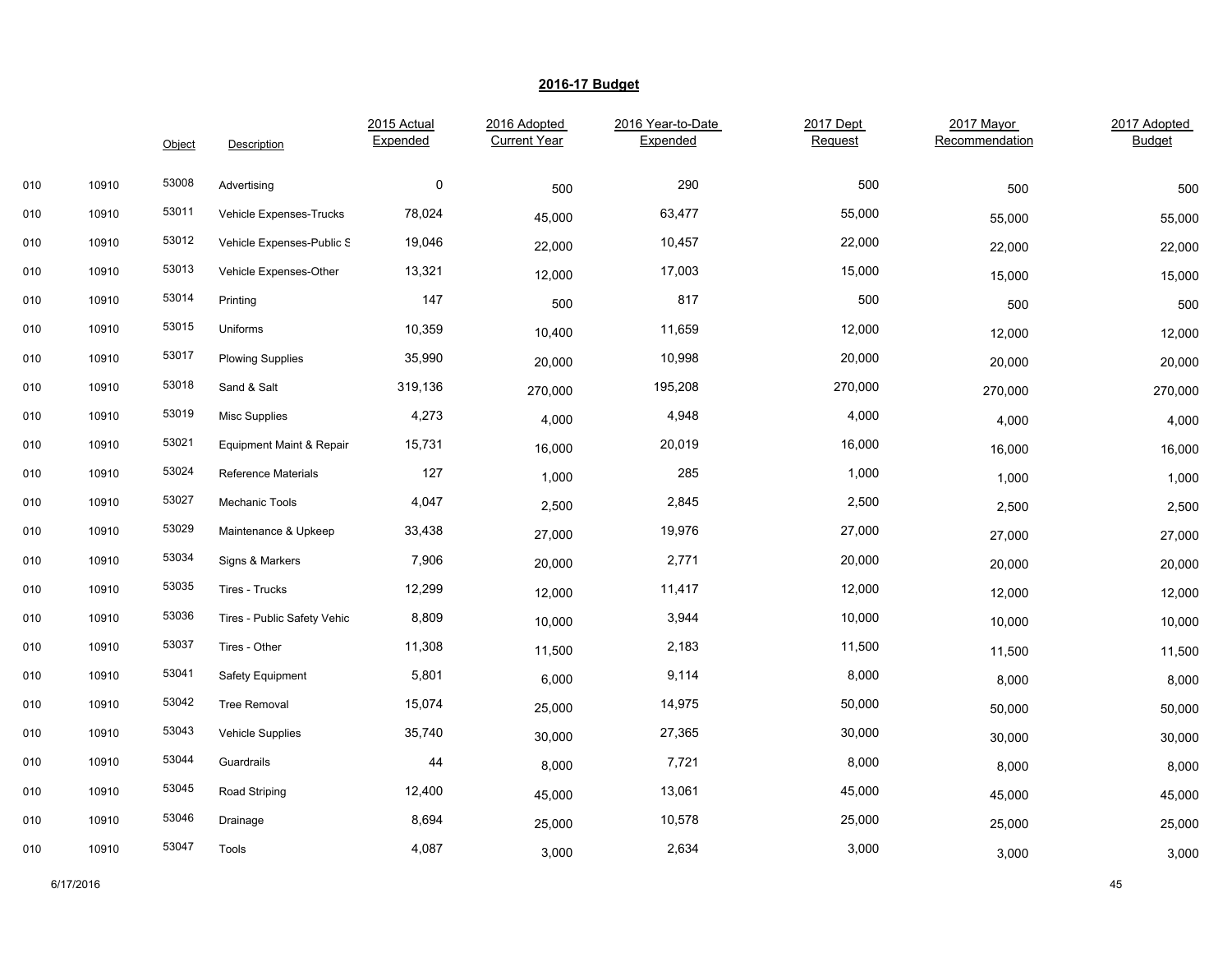## 2016-17 Budget

| | | Object | Description | 2015 Actual Expended | 2016 Adopted Current Year | 2016 Year-to-Date Expended | 2017 Dept Request | 2017 Mayor Recommendation | 2017 Adopted Budget |
|---|---|---|---|---|---|---|---|---|---|
| 010 | 10910 | 53008 | Advertising | 0 | 500 | 290 | 500 | 500 | 500 |
| 010 | 10910 | 53011 | Vehicle Expenses-Trucks | 78,024 | 45,000 | 63,477 | 55,000 | 55,000 | 55,000 |
| 010 | 10910 | 53012 | Vehicle Expenses-Public S | 19,046 | 22,000 | 10,457 | 22,000 | 22,000 | 22,000 |
| 010 | 10910 | 53013 | Vehicle Expenses-Other | 13,321 | 12,000 | 17,003 | 15,000 | 15,000 | 15,000 |
| 010 | 10910 | 53014 | Printing | 147 | 500 | 817 | 500 | 500 | 500 |
| 010 | 10910 | 53015 | Uniforms | 10,359 | 10,400 | 11,659 | 12,000 | 12,000 | 12,000 |
| 010 | 10910 | 53017 | Plowing Supplies | 35,990 | 20,000 | 10,998 | 20,000 | 20,000 | 20,000 |
| 010 | 10910 | 53018 | Sand & Salt | 319,136 | 270,000 | 195,208 | 270,000 | 270,000 | 270,000 |
| 010 | 10910 | 53019 | Misc Supplies | 4,273 | 4,000 | 4,948 | 4,000 | 4,000 | 4,000 |
| 010 | 10910 | 53021 | Equipment Maint & Repair | 15,731 | 16,000 | 20,019 | 16,000 | 16,000 | 16,000 |
| 010 | 10910 | 53024 | Reference Materials | 127 | 1,000 | 285 | 1,000 | 1,000 | 1,000 |
| 010 | 10910 | 53027 | Mechanic Tools | 4,047 | 2,500 | 2,845 | 2,500 | 2,500 | 2,500 |
| 010 | 10910 | 53029 | Maintenance & Upkeep | 33,438 | 27,000 | 19,976 | 27,000 | 27,000 | 27,000 |
| 010 | 10910 | 53034 | Signs & Markers | 7,906 | 20,000 | 2,771 | 20,000 | 20,000 | 20,000 |
| 010 | 10910 | 53035 | Tires - Trucks | 12,299 | 12,000 | 11,417 | 12,000 | 12,000 | 12,000 |
| 010 | 10910 | 53036 | Tires - Public Safety Vehic | 8,809 | 10,000 | 3,944 | 10,000 | 10,000 | 10,000 |
| 010 | 10910 | 53037 | Tires - Other | 11,308 | 11,500 | 2,183 | 11,500 | 11,500 | 11,500 |
| 010 | 10910 | 53041 | Safety Equipment | 5,801 | 6,000 | 9,114 | 8,000 | 8,000 | 8,000 |
| 010 | 10910 | 53042 | Tree Removal | 15,074 | 25,000 | 14,975 | 50,000 | 50,000 | 50,000 |
| 010 | 10910 | 53043 | Vehicle Supplies | 35,740 | 30,000 | 27,365 | 30,000 | 30,000 | 30,000 |
| 010 | 10910 | 53044 | Guardrails | 44 | 8,000 | 7,721 | 8,000 | 8,000 | 8,000 |
| 010 | 10910 | 53045 | Road Striping | 12,400 | 45,000 | 13,061 | 45,000 | 45,000 | 45,000 |
| 010 | 10910 | 53046 | Drainage | 8,694 | 25,000 | 10,578 | 25,000 | 25,000 | 25,000 |
| 010 | 10910 | 53047 | Tools | 4,087 | 3,000 | 2,634 | 3,000 | 3,000 | 3,000 |

6/17/2016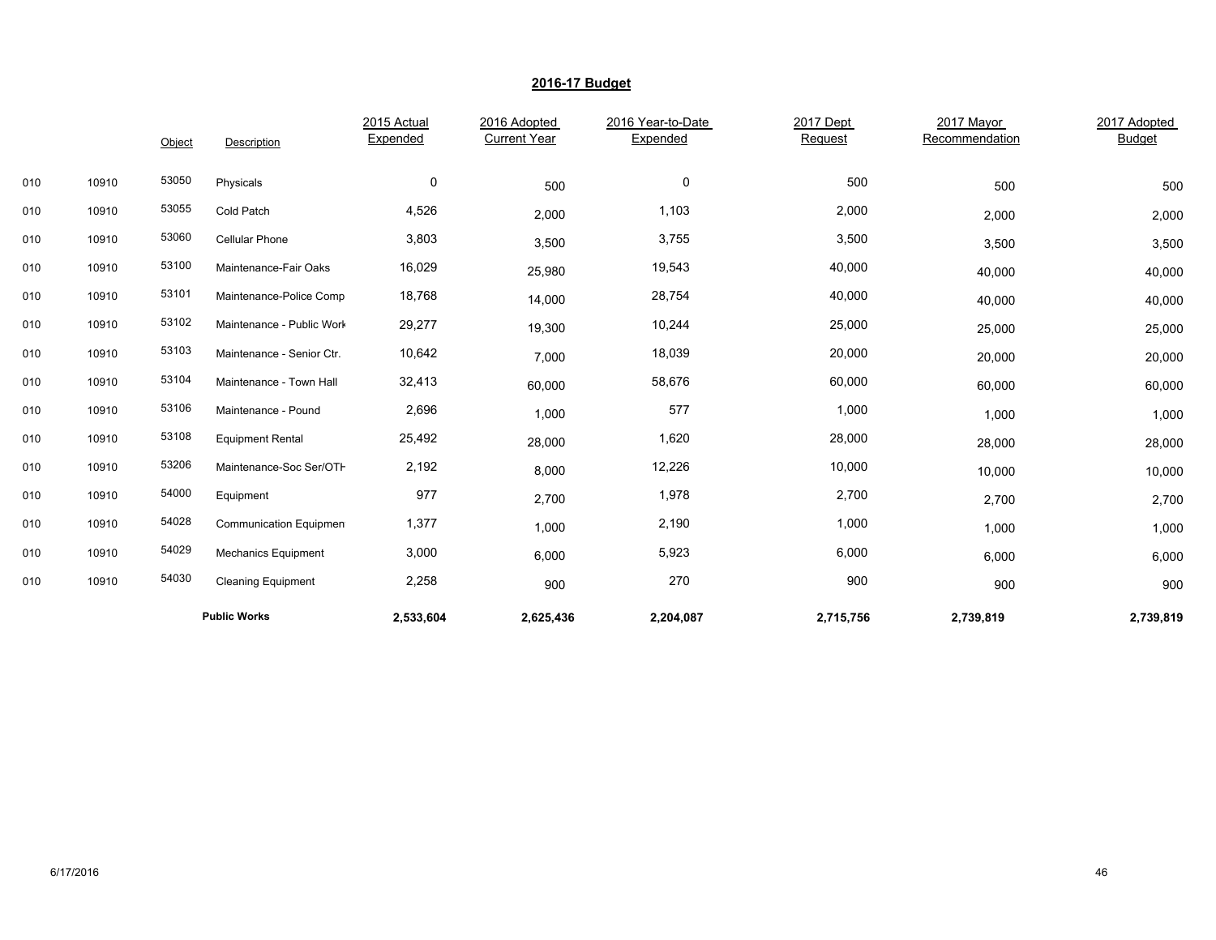## 2016-17 Budget

| | | Object | Description | 2015 Actual Expended | 2016 Adopted Current Year | 2016 Year-to-Date Expended | 2017 Dept Request | 2017 Mayor Recommendation | 2017 Adopted Budget |
|---|---|---|---|---|---|---|---|---|---|
| 010 | 10910 | 53050 | Physicals | 0 | 500 | 0 | 500 | 500 | 500 |
| 010 | 10910 | 53055 | Cold Patch | 4,526 | 2,000 | 1,103 | 2,000 | 2,000 | 2,000 |
| 010 | 10910 | 53060 | Cellular Phone | 3,803 | 3,500 | 3,755 | 3,500 | 3,500 | 3,500 |
| 010 | 10910 | 53100 | Maintenance-Fair Oaks | 16,029 | 25,980 | 19,543 | 40,000 | 40,000 | 40,000 |
| 010 | 10910 | 53101 | Maintenance-Police Comp | 18,768 | 14,000 | 28,754 | 40,000 | 40,000 | 40,000 |
| 010 | 10910 | 53102 | Maintenance - Public Work | 29,277 | 19,300 | 10,244 | 25,000 | 25,000 | 25,000 |
| 010 | 10910 | 53103 | Maintenance - Senior Ctr. | 10,642 | 7,000 | 18,039 | 20,000 | 20,000 | 20,000 |
| 010 | 10910 | 53104 | Maintenance - Town Hall | 32,413 | 60,000 | 58,676 | 60,000 | 60,000 | 60,000 |
| 010 | 10910 | 53106 | Maintenance - Pound | 2,696 | 1,000 | 577 | 1,000 | 1,000 | 1,000 |
| 010 | 10910 | 53108 | Equipment Rental | 25,492 | 28,000 | 1,620 | 28,000 | 28,000 | 28,000 |
| 010 | 10910 | 53206 | Maintenance-Soc Ser/OTH | 2,192 | 8,000 | 12,226 | 10,000 | 10,000 | 10,000 |
| 010 | 10910 | 54000 | Equipment | 977 | 2,700 | 1,978 | 2,700 | 2,700 | 2,700 |
| 010 | 10910 | 54028 | Communication Equipmen | 1,377 | 1,000 | 2,190 | 1,000 | 1,000 | 1,000 |
| 010 | 10910 | 54029 | Mechanics Equipment | 3,000 | 6,000 | 5,923 | 6,000 | 6,000 | 6,000 |
| 010 | 10910 | 54030 | Cleaning Equipment | 2,258 | 900 | 270 | 900 | 900 | 900 |
| | | | **Public Works** | **2,533,604** | **2,625,436** | **2,204,087** | **2,715,756** | **2,739,819** | **2,739,819** |

6/17/2016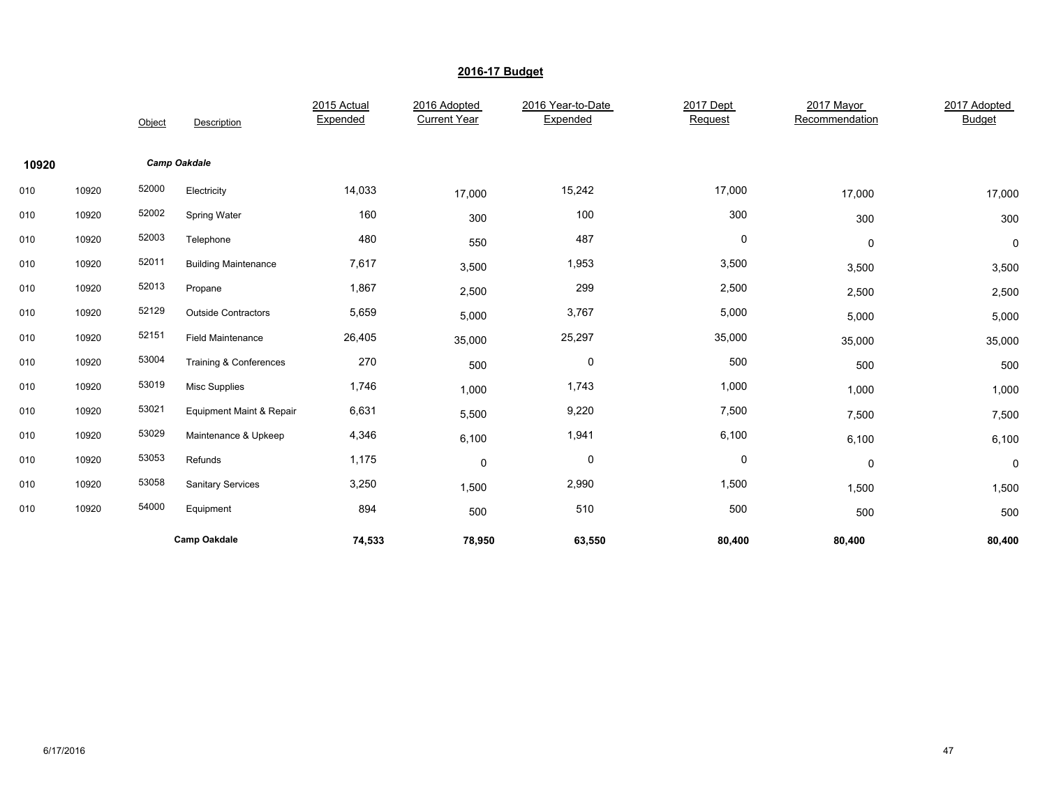## 2016-17 Budget

| | | Object | Description | 2015 Actual Expended | 2016 Adopted Current Year | 2016 Year-to-Date Expended | 2017 Dept Request | 2017 Mayor Recommendation | 2017 Adopted Budget |
|---|---|---|---|---|---|---|---|---|---|
| **10920** | | | ***Camp Oakdale*** | | | | | | |
| 010 | 10920 | 52000 | Electricity | 14,033 | 17,000 | 15,242 | 17,000 | 17,000 | 17,000 |
| 010 | 10920 | 52002 | Spring Water | 160 | 300 | 100 | 300 | 300 | 300 |
| 010 | 10920 | 52003 | Telephone | 480 | 550 | 487 | 0 | 0 | 0 |
| 010 | 10920 | 52011 | Building Maintenance | 7,617 | 3,500 | 1,953 | 3,500 | 3,500 | 3,500 |
| 010 | 10920 | 52013 | Propane | 1,867 | 2,500 | 299 | 2,500 | 2,500 | 2,500 |
| 010 | 10920 | 52129 | Outside Contractors | 5,659 | 5,000 | 3,767 | 5,000 | 5,000 | 5,000 |
| 010 | 10920 | 52151 | Field Maintenance | 26,405 | 35,000 | 25,297 | 35,000 | 35,000 | 35,000 |
| 010 | 10920 | 53004 | Training & Conferences | 270 | 500 | 0 | 500 | 500 | 500 |
| 010 | 10920 | 53019 | Misc Supplies | 1,746 | 1,000 | 1,743 | 1,000 | 1,000 | 1,000 |
| 010 | 10920 | 53021 | Equipment Maint & Repair | 6,631 | 5,500 | 9,220 | 7,500 | 7,500 | 7,500 |
| 010 | 10920 | 53029 | Maintenance & Upkeep | 4,346 | 6,100 | 1,941 | 6,100 | 6,100 | 6,100 |
| 010 | 10920 | 53053 | Refunds | 1,175 | 0 | 0 | 0 | 0 | 0 |
| 010 | 10920 | 53058 | Sanitary Services | 3,250 | 1,500 | 2,990 | 1,500 | 1,500 | 1,500 |
| 010 | 10920 | 54000 | Equipment | 894 | 500 | 510 | 500 | 500 | 500 |
| | | | **Camp Oakdale** | **74,533** | **78,950** | **63,550** | **80,400** | **80,400** | **80,400** |

6/17/2016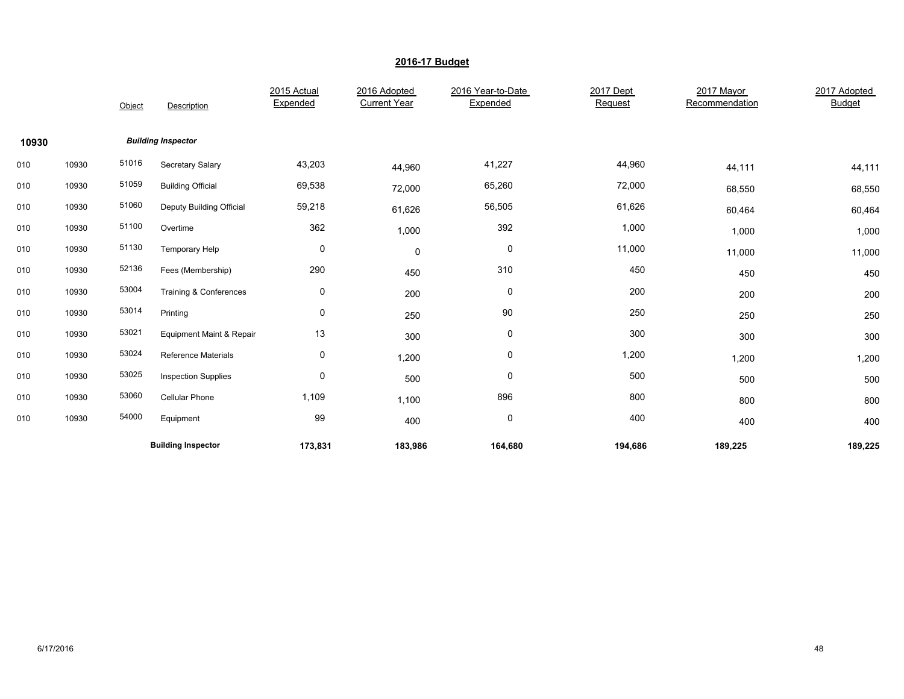## 2016-17 Budget

| | | Object | Description | 2015 Actual Expended | 2016 Adopted Current Year | 2016 Year-to-Date Expended | 2017 Dept Request | 2017 Mayor Recommendation | 2017 Adopted Budget |
|---|---|---|---|---|---|---|---|---|---|
| **10930** | | | ***Building Inspector*** | | | | | | |
| 010 | 10930 | 51016 | Secretary Salary | 43,203 | 44,960 | 41,227 | 44,960 | 44,111 | 44,111 |
| 010 | 10930 | 51059 | Building Official | 69,538 | 72,000 | 65,260 | 72,000 | 68,550 | 68,550 |
| 010 | 10930 | 51060 | Deputy Building Official | 59,218 | 61,626 | 56,505 | 61,626 | 60,464 | 60,464 |
| 010 | 10930 | 51100 | Overtime | 362 | 1,000 | 392 | 1,000 | 1,000 | 1,000 |
| 010 | 10930 | 51130 | Temporary Help | 0 | 0 | 0 | 11,000 | 11,000 | 11,000 |
| 010 | 10930 | 52136 | Fees (Membership) | 290 | 450 | 310 | 450 | 450 | 450 |
| 010 | 10930 | 53004 | Training & Conferences | 0 | 200 | 0 | 200 | 200 | 200 |
| 010 | 10930 | 53014 | Printing | 0 | 250 | 90 | 250 | 250 | 250 |
| 010 | 10930 | 53021 | Equipment Maint & Repair | 13 | 300 | 0 | 300 | 300 | 300 |
| 010 | 10930 | 53024 | Reference Materials | 0 | 1,200 | 0 | 1,200 | 1,200 | 1,200 |
| 010 | 10930 | 53025 | Inspection Supplies | 0 | 500 | 0 | 500 | 500 | 500 |
| 010 | 10930 | 53060 | Cellular Phone | 1,109 | 1,100 | 896 | 800 | 800 | 800 |
| 010 | 10930 | 54000 | Equipment | 99 | 400 | 0 | 400 | 400 | 400 |
| | | | **Building Inspector** | **173,831** | **183,986** | **164,680** | **194,686** | **189,225** | **189,225** |

6/17/2016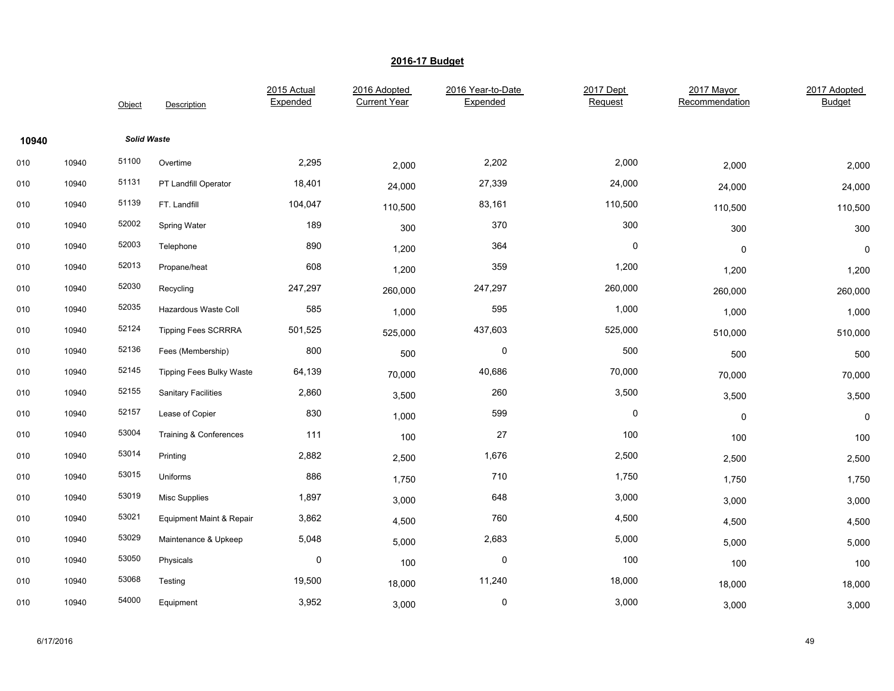## 2016-17 Budget

| | | Object | Description | 2015 Actual Expended | 2016 Adopted Current Year | 2016 Year-to-Date Expended | 2017 Dept Request | 2017 Mayor Recommendation | 2017 Adopted Budget |
|---|---|---|---|---|---|---|---|---|---|
| **10940** | | ***Solid Waste*** | | | | | | | |
| 010 | 10940 | 51100 | Overtime | 2,295 | 2,000 | 2,202 | 2,000 | 2,000 | 2,000 |
| 010 | 10940 | 51131 | PT Landfill Operator | 18,401 | 24,000 | 27,339 | 24,000 | 24,000 | 24,000 |
| 010 | 10940 | 51139 | FT. Landfill | 104,047 | 110,500 | 83,161 | 110,500 | 110,500 | 110,500 |
| 010 | 10940 | 52002 | Spring Water | 189 | 300 | 370 | 300 | 300 | 300 |
| 010 | 10940 | 52003 | Telephone | 890 | 1,200 | 364 | 0 | 0 | 0 |
| 010 | 10940 | 52013 | Propane/heat | 608 | 1,200 | 359 | 1,200 | 1,200 | 1,200 |
| 010 | 10940 | 52030 | Recycling | 247,297 | 260,000 | 247,297 | 260,000 | 260,000 | 260,000 |
| 010 | 10940 | 52035 | Hazardous Waste Coll | 585 | 1,000 | 595 | 1,000 | 1,000 | 1,000 |
| 010 | 10940 | 52124 | Tipping Fees SCRRRA | 501,525 | 525,000 | 437,603 | 525,000 | 510,000 | 510,000 |
| 010 | 10940 | 52136 | Fees (Membership) | 800 | 500 | 0 | 500 | 500 | 500 |
| 010 | 10940 | 52145 | Tipping Fees Bulky Waste | 64,139 | 70,000 | 40,686 | 70,000 | 70,000 | 70,000 |
| 010 | 10940 | 52155 | Sanitary Facilities | 2,860 | 3,500 | 260 | 3,500 | 3,500 | 3,500 |
| 010 | 10940 | 52157 | Lease of Copier | 830 | 1,000 | 599 | 0 | 0 | 0 |
| 010 | 10940 | 53004 | Training & Conferences | 111 | 100 | 27 | 100 | 100 | 100 |
| 010 | 10940 | 53014 | Printing | 2,882 | 2,500 | 1,676 | 2,500 | 2,500 | 2,500 |
| 010 | 10940 | 53015 | Uniforms | 886 | 1,750 | 710 | 1,750 | 1,750 | 1,750 |
| 010 | 10940 | 53019 | Misc Supplies | 1,897 | 3,000 | 648 | 3,000 | 3,000 | 3,000 |
| 010 | 10940 | 53021 | Equipment Maint & Repair | 3,862 | 4,500 | 760 | 4,500 | 4,500 | 4,500 |
| 010 | 10940 | 53029 | Maintenance & Upkeep | 5,048 | 5,000 | 2,683 | 5,000 | 5,000 | 5,000 |
| 010 | 10940 | 53050 | Physicals | 0 | 100 | 0 | 100 | 100 | 100 |
| 010 | 10940 | 53068 | Testing | 19,500 | 18,000 | 11,240 | 18,000 | 18,000 | 18,000 |
| 010 | 10940 | 54000 | Equipment | 3,952 | 3,000 | 0 | 3,000 | 3,000 | 3,000 |

6/17/2016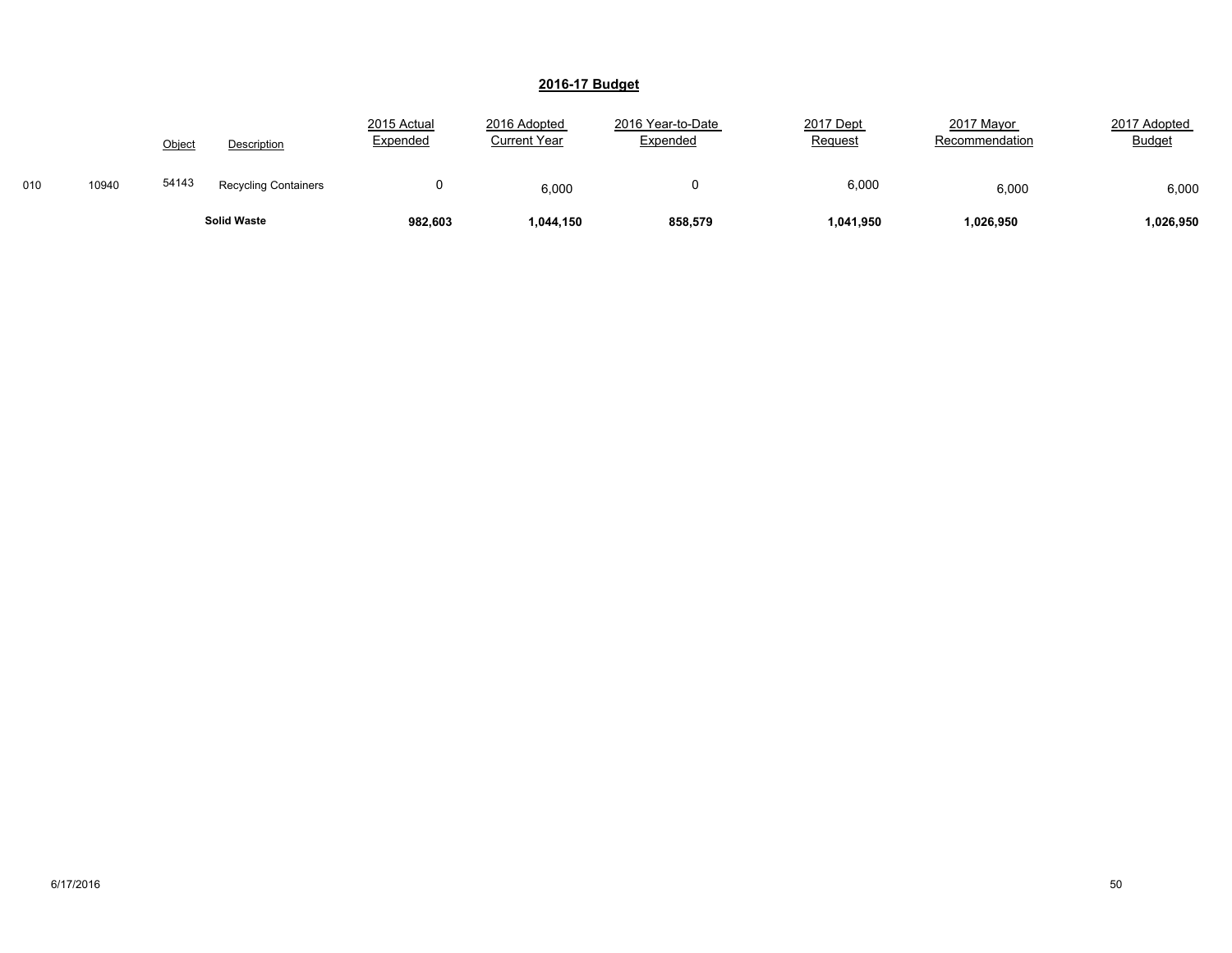## 2016-17 Budget

| | | Object | Description | 2015 Actual Expended | 2016 Adopted Current Year | 2016 Year-to-Date Expended | 2017 Dept Request | 2017 Mayor Recommendation | 2017 Adopted Budget |
|---|---|---|---|---|---|---|---|---|---|
| 010 | 10940 | 54143 | Recycling Containers | 0 | 6,000 | 0 | 6,000 | 6,000 | 6,000 |
| | | | **Solid Waste** | **982,603** | **1,044,150** | **858,579** | **1,041,950** | **1,026,950** | **1,026,950** |

6/17/2016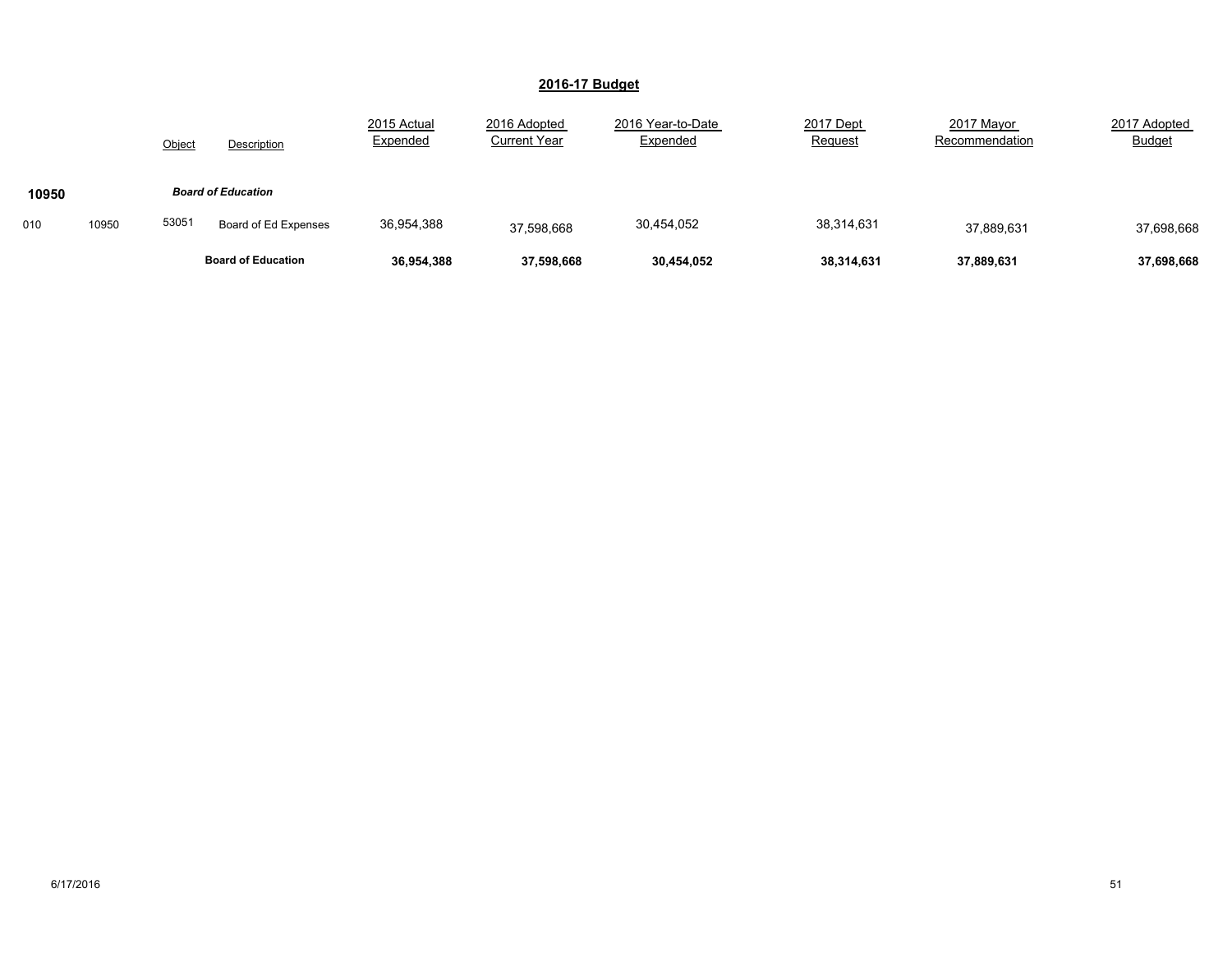## 2016-17 Budget

| | | Object | Description | 2015 Actual Expended | 2016 Adopted Current Year | 2016 Year-to-Date Expended | 2017 Dept Request | 2017 Mayor Recommendation | 2017 Adopted Budget |
|---|---|---|---|---|---|---|---|---|---|
| **10950** | | | ***Board of Education*** | | | | | | |
| 010 | 10950 | 53051 | Board of Ed Expenses | 36,954,388 | 37,598,668 | 30,454,052 | 38,314,631 | 37,889,631 | 37,698,668 |
| | | | **Board of Education** | **36,954,388** | **37,598,668** | **30,454,052** | **38,314,631** | **37,889,631** | **37,698,668** |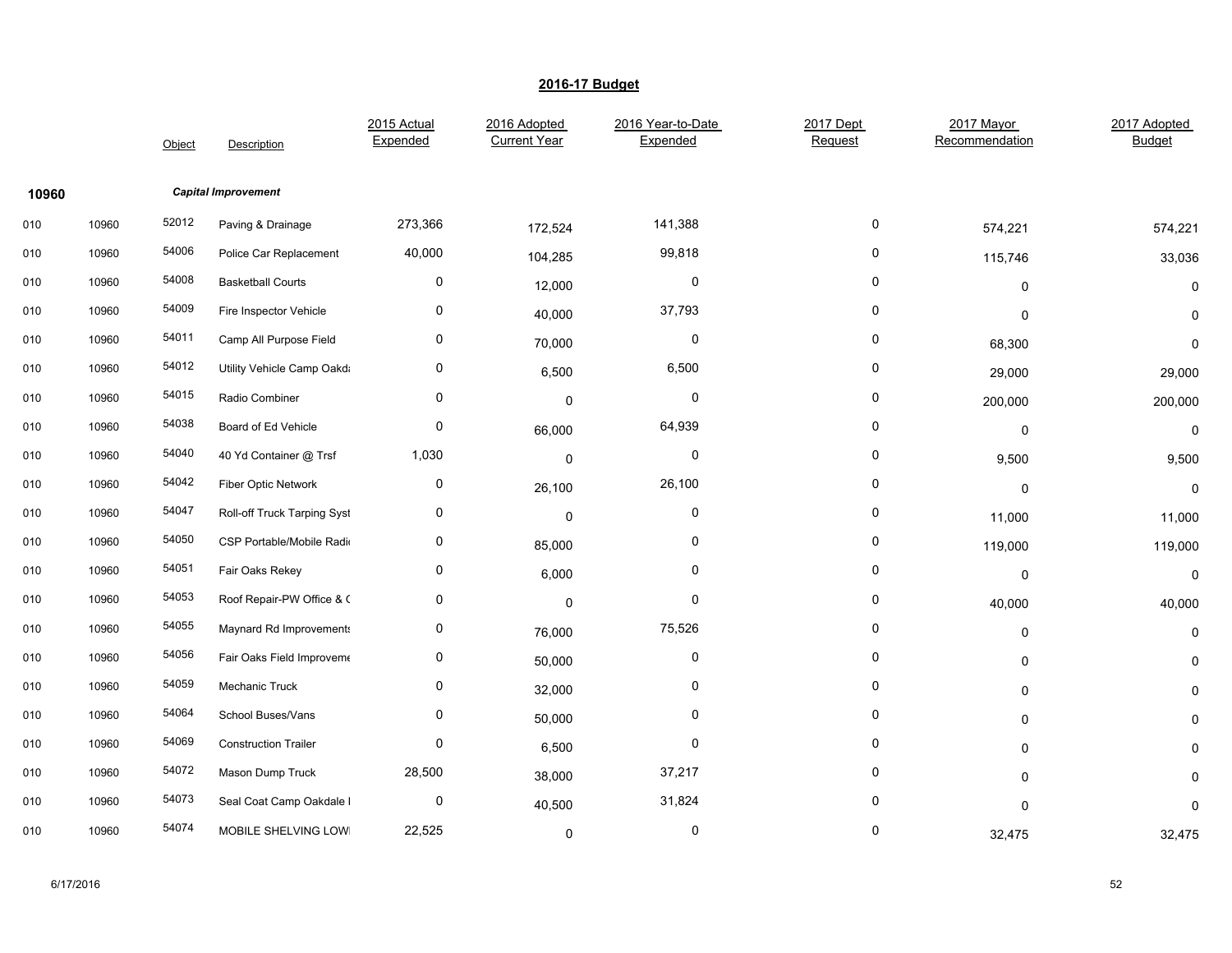## 2016-17 Budget

| | | Object | Description | 2015 Actual Expended | 2016 Adopted Current Year | 2016 Year-to-Date Expended | 2017 Dept Request | 2017 Mayor Recommendation | 2017 Adopted Budget |
|---|---|---|---|---|---|---|---|---|---|
| **10960** | | | ***Capital Improvement*** | | | | | | |
| 010 | 10960 | 52012 | Paving & Drainage | 273,366 | 172,524 | 141,388 | 0 | 574,221 | 574,221 |
| 010 | 10960 | 54006 | Police Car Replacement | 40,000 | 104,285 | 99,818 | 0 | 115,746 | 33,036 |
| 010 | 10960 | 54008 | Basketball Courts | 0 | 12,000 | 0 | 0 | 0 | 0 |
| 010 | 10960 | 54009 | Fire Inspector Vehicle | 0 | 40,000 | 37,793 | 0 | 0 | 0 |
| 010 | 10960 | 54011 | Camp All Purpose Field | 0 | 70,000 | 0 | 0 | 68,300 | 0 |
| 010 | 10960 | 54012 | Utility Vehicle Camp Oakda | 0 | 6,500 | 6,500 | 0 | 29,000 | 29,000 |
| 010 | 10960 | 54015 | Radio Combiner | 0 | 0 | 0 | 0 | 200,000 | 200,000 |
| 010 | 10960 | 54038 | Board of Ed Vehicle | 0 | 66,000 | 64,939 | 0 | 0 | 0 |
| 010 | 10960 | 54040 | 40 Yd Container @ Trsf | 1,030 | 0 | 0 | 0 | 9,500 | 9,500 |
| 010 | 10960 | 54042 | Fiber Optic Network | 0 | 26,100 | 26,100 | 0 | 0 | 0 |
| 010 | 10960 | 54047 | Roll-off Truck Tarping Syst | 0 | 0 | 0 | 0 | 11,000 | 11,000 |
| 010 | 10960 | 54050 | CSP Portable/Mobile Radi | 0 | 85,000 | 0 | 0 | 119,000 | 119,000 |
| 010 | 10960 | 54051 | Fair Oaks Rekey | 0 | 6,000 | 0 | 0 | 0 | 0 |
| 010 | 10960 | 54053 | Roof Repair-PW Office & ( | 0 | 0 | 0 | 0 | 40,000 | 40,000 |
| 010 | 10960 | 54055 | Maynard Rd Improvements | 0 | 76,000 | 75,526 | 0 | 0 | 0 |
| 010 | 10960 | 54056 | Fair Oaks Field Improveme | 0 | 50,000 | 0 | 0 | 0 | 0 |
| 010 | 10960 | 54059 | Mechanic Truck | 0 | 32,000 | 0 | 0 | 0 | 0 |
| 010 | 10960 | 54064 | School Buses/Vans | 0 | 50,000 | 0 | 0 | 0 | 0 |
| 010 | 10960 | 54069 | Construction Trailer | 0 | 6,500 | 0 | 0 | 0 | 0 |
| 010 | 10960 | 54072 | Mason Dump Truck | 28,500 | 38,000 | 37,217 | 0 | 0 | 0 |
| 010 | 10960 | 54073 | Seal Coat Camp Oakdale I | 0 | 40,500 | 31,824 | 0 | 0 | 0 |
| 010 | 10960 | 54074 | MOBILE SHELVING LOWI | 22,525 | 0 | 0 | 0 | 32,475 | 32,475 |

6/17/2016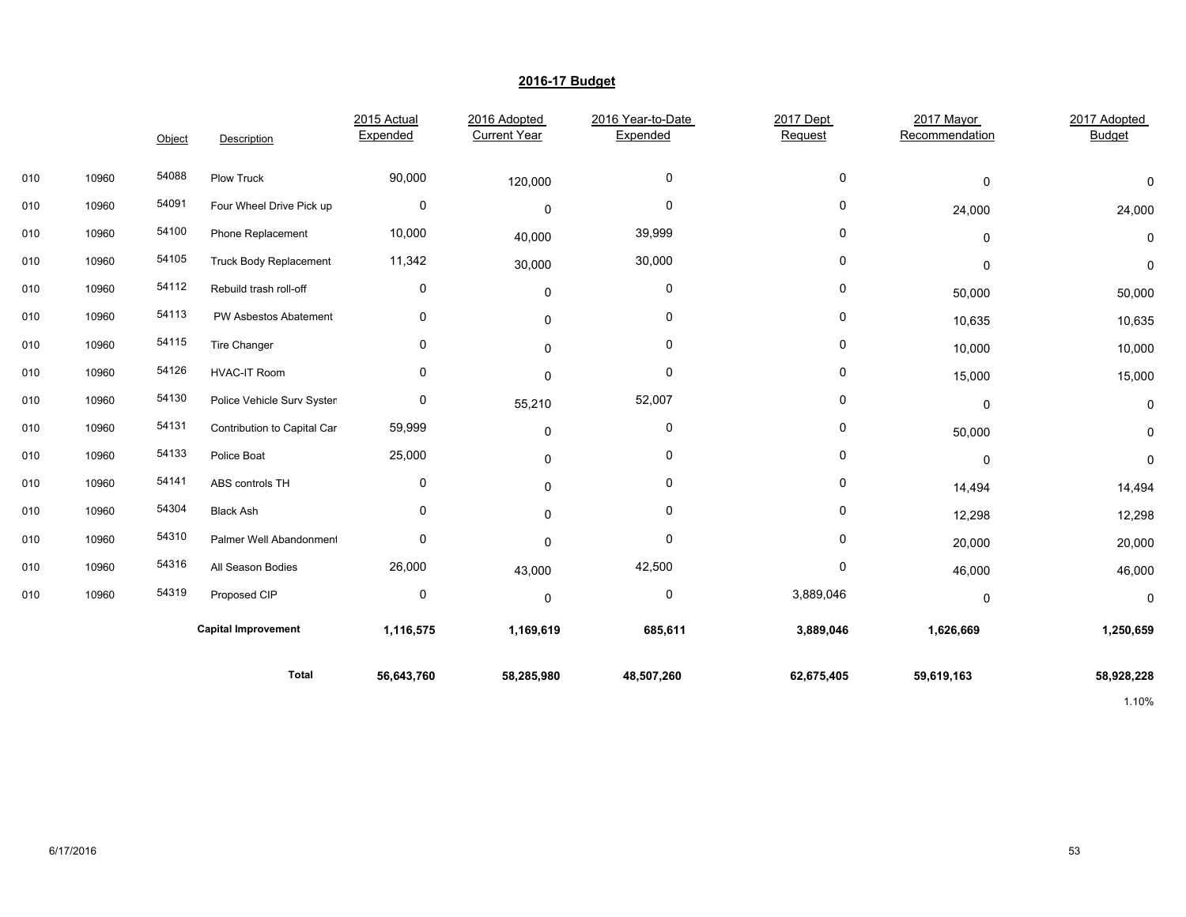## 2016-17 Budget

| | | Object | Description | 2015 Actual Expended | 2016 Adopted Current Year | 2016 Year-to-Date Expended | 2017 Dept Request | 2017 Mayor Recommendation | 2017 Adopted Budget |
|---|---|---|---|---|---|---|---|---|---|
| 010 | 10960 | 54088 | Plow Truck | 90,000 | 120,000 | 0 | 0 | 0 | 0 |
| 010 | 10960 | 54091 | Four Wheel Drive Pick up | 0 | 0 | 0 | 0 | 24,000 | 24,000 |
| 010 | 10960 | 54100 | Phone Replacement | 10,000 | 40,000 | 39,999 | 0 | 0 | 0 |
| 010 | 10960 | 54105 | Truck Body Replacement | 11,342 | 30,000 | 30,000 | 0 | 0 | 0 |
| 010 | 10960 | 54112 | Rebuild trash roll-off | 0 | 0 | 0 | 0 | 50,000 | 50,000 |
| 010 | 10960 | 54113 | PW Asbestos Abatement | 0 | 0 | 0 | 0 | 10,635 | 10,635 |
| 010 | 10960 | 54115 | Tire Changer | 0 | 0 | 0 | 0 | 10,000 | 10,000 |
| 010 | 10960 | 54126 | HVAC-IT Room | 0 | 0 | 0 | 0 | 15,000 | 15,000 |
| 010 | 10960 | 54130 | Police Vehicle Surv Syster | 0 | 55,210 | 52,007 | 0 | 0 | 0 |
| 010 | 10960 | 54131 | Contribution to Capital Car | 59,999 | 0 | 0 | 0 | 50,000 | 0 |
| 010 | 10960 | 54133 | Police Boat | 25,000 | 0 | 0 | 0 | 0 | 0 |
| 010 | 10960 | 54141 | ABS controls TH | 0 | 0 | 0 | 0 | 14,494 | 14,494 |
| 010 | 10960 | 54304 | Black Ash | 0 | 0 | 0 | 0 | 12,298 | 12,298 |
| 010 | 10960 | 54310 | Palmer Well Abandonment | 0 | 0 | 0 | 0 | 20,000 | 20,000 |
| 010 | 10960 | 54316 | All Season Bodies | 26,000 | 43,000 | 42,500 | 0 | 46,000 | 46,000 |
| 010 | 10960 | 54319 | Proposed CIP | 0 | 0 | 0 | 3,889,046 | 0 | 0 |
| | | | **Capital Improvement** | **1,116,575** | **1,169,619** | **685,611** | **3,889,046** | **1,626,669** | **1,250,659** |
| | | | **Total** | **56,643,760** | **58,285,980** | **48,507,260** | **62,675,405** | **59,619,163** | **58,928,228** |
| | | | | | | | | | 1.10% |

6/17/2016